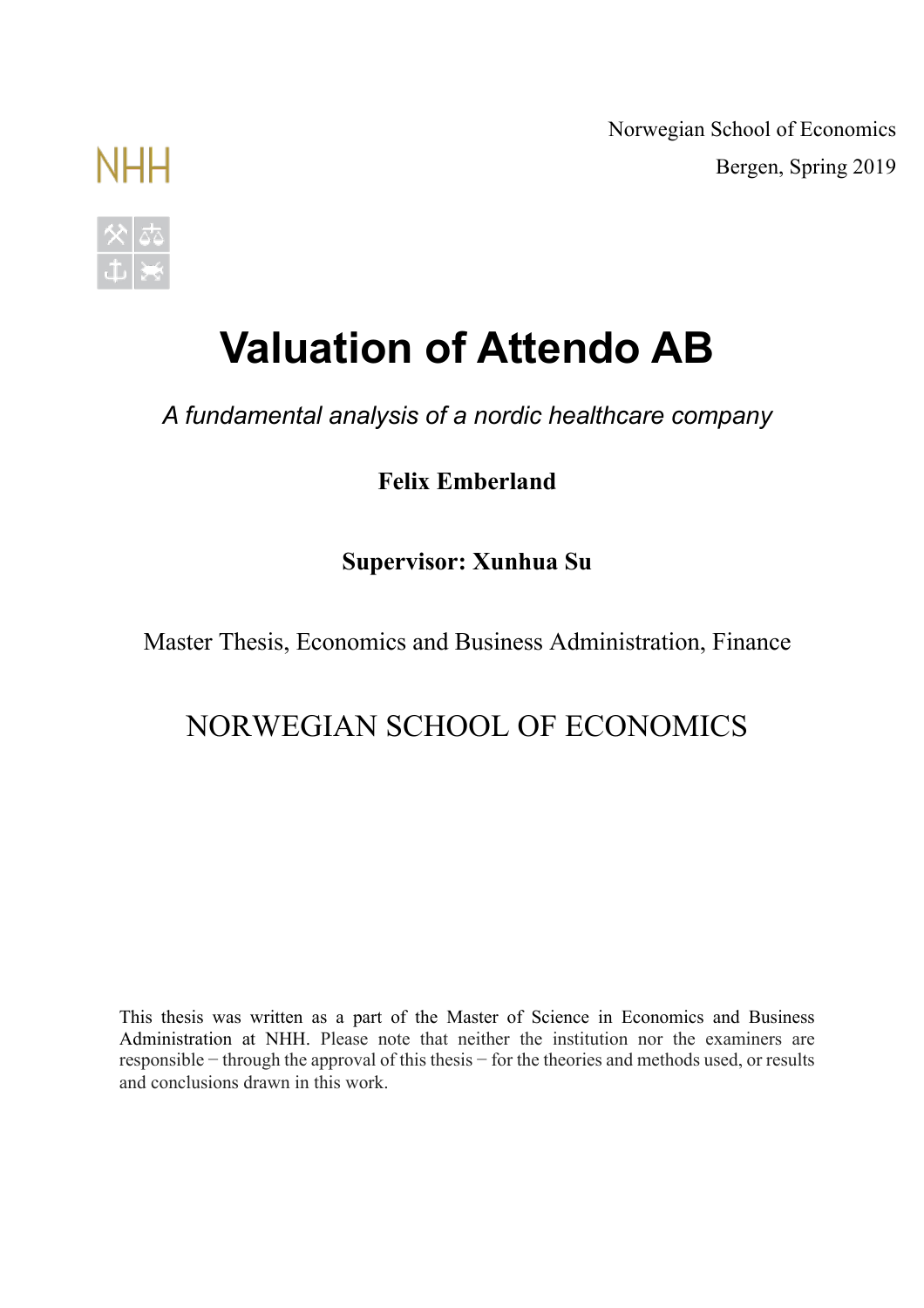Norwegian School of Economics

Bergen, Spring 2019

NHH

# Valuation of Attendo AB

*A fundamental analysis of a nordic healthcare company*

**Felix Emberland**

**Supervisor: Xunhua Su**

Master Thesis, Economics and Business Administration, Finance

NORWEGIAN SCHOOL OF ECONOMICS

This thesis was written as a part of the Master of Science in Economics and Business Administration at NHH. Please note that neither the institution nor the examiners are responsible − through the approval of this thesis − for the theories and methods used, or results and conclusions drawn in this work.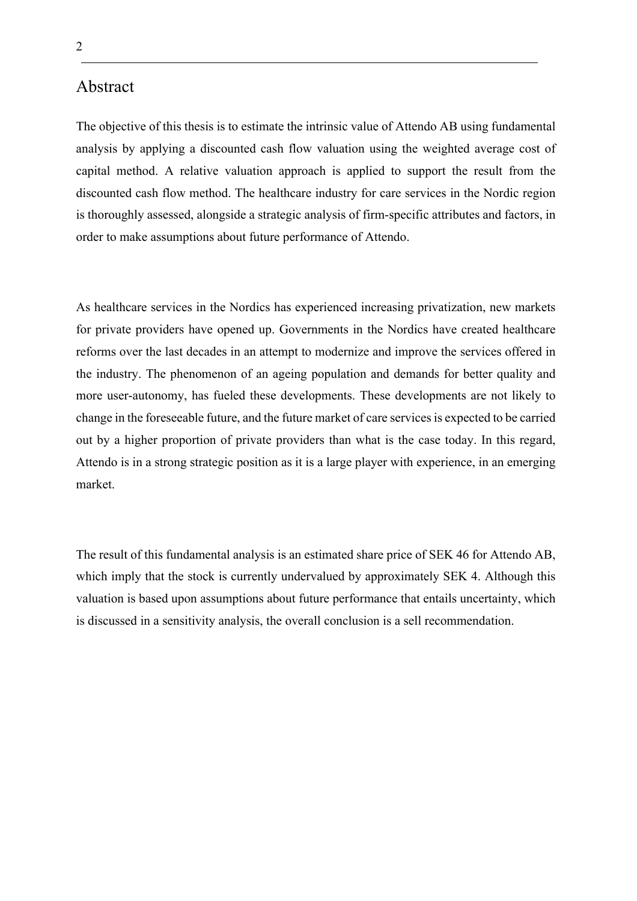# Abstract

The objective of this thesis is to estimate the intrinsic value of Attendo AB using fundamental analysis by applying a discounted cash flow valuation using the weighted average cost of capital method. A relative valuation approach is applied to support the result from the discounted cash flow method. The healthcare industry for care services in the Nordic region is thoroughly assessed, alongside a strategic analysis of firm-specific attributes and factors, in order to make assumptions about future performance of Attendo.

As healthcare services in the Nordics has experienced increasing privatization, new markets for private providers have opened up. Governments in the Nordics have created healthcare reforms over the last decades in an attempt to modernize and improve the services offered in the industry. The phenomenon of an ageing population and demands for better quality and more user-autonomy, has fueled these developments. These developments are not likely to change in the foreseeable future, and the future market of care services is expected to be carried out by a higher proportion of private providers than what is the case today. In this regard, Attendo is in a strong strategic position as it is a large player with experience, in an emerging market.

The result of this fundamental analysis is an estimated share price of SEK 46 for Attendo AB, which imply that the stock is currently undervalued by approximately SEK 4. Although this valuation is based upon assumptions about future performance that entails uncertainty, which is discussed in a sensitivity analysis, the overall conclusion is a sell recommendation.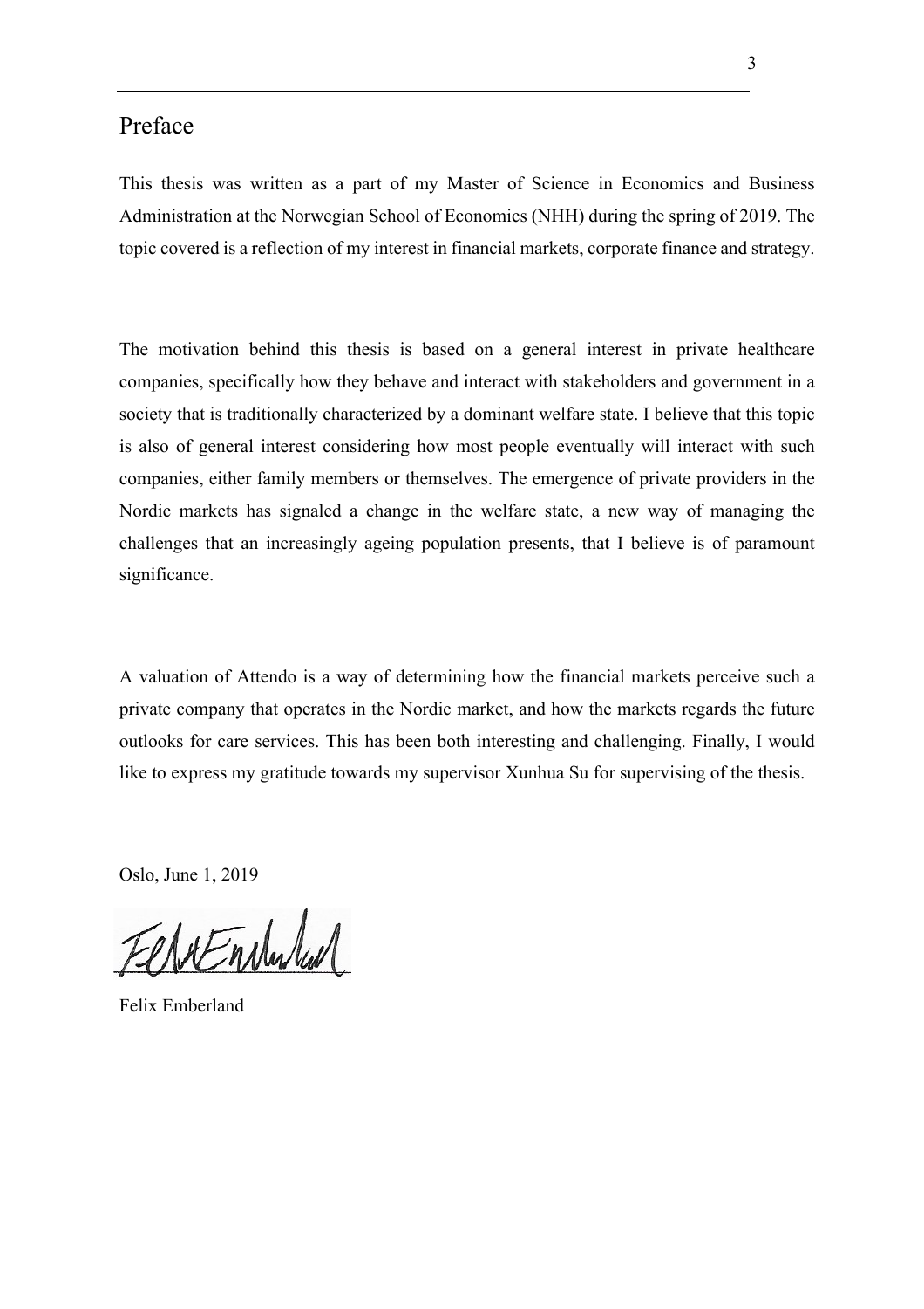# Preface

This thesis was written as a part of my Master of Science in Economics and Business Administration at the Norwegian School of Economics (NHH) during the spring of 2019. The topic covered is a reflection of my interest in financial markets, corporate finance and strategy.

The motivation behind this thesis is based on a general interest in private healthcare companies, specifically how they behave and interact with stakeholders and government in a society that is traditionally characterized by a dominant welfare state. I believe that this topic is also of general interest considering how most people eventually will interact with such companies, either family members or themselves. The emergence of private providers in the Nordic markets has signaled a change in the welfare state, a new way of managing the challenges that an increasingly ageing population presents, that I believe is of paramount significance.

A valuation of Attendo is a way of determining how the financial markets perceive such a private company that operates in the Nordic market, and how the markets regards the future outlooks for care services. This has been both interesting and challenging. Finally, I would like to express my gratitude towards my supervisor Xunhua Su for supervising of the thesis.

Oslo, June 1, 2019

Felix Emberland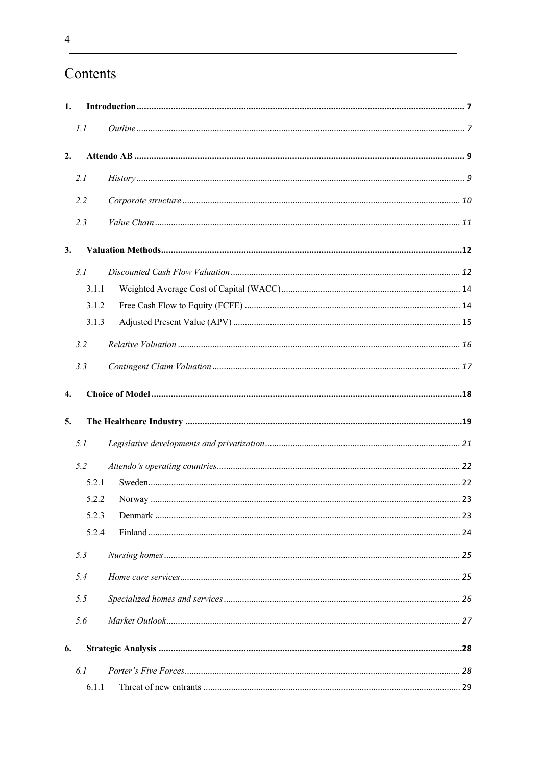# Contents

**1. Introduction** ........ 7

*1.1 Outline* ........ 7

**2. Attendo AB** ........ 9

*2.1 History* ........ 9

*2.2 Corporate structure* ........ 10

*2.3 Value Chain* ........ 11

**3. Valuation Methods** ........ 12

*3.1 Discounted Cash Flow Valuation* ........ 12

3.1.1 Weighted Average Cost of Capital (WACC) ........ 14

3.1.2 Free Cash Flow to Equity (FCFE) ........ 14

3.1.3 Adjusted Present Value (APV) ........ 15

*3.2 Relative Valuation* ........ 16

*3.3 Contingent Claim Valuation* ........ 17

**4. Choice of Model** ........ 18

**5. The Healthcare Industry** ........ 19

*5.1 Legislative developments and privatization* ........ 21

*5.2 Attendo's operating countries* ........ 22

5.2.1 Sweden ........ 22

5.2.2 Norway ........ 23

5.2.3 Denmark ........ 23

5.2.4 Finland ........ 24

*5.3 Nursing homes* ........ 25

*5.4 Home care services* ........ 25

*5.5 Specialized homes and services* ........ 26

*5.6 Market Outlook* ........ 27

**6. Strategic Analysis** ........ 28

*6.1 Porter's Five Forces* ........ 28

6.1.1 Threat of new entrants ........ 29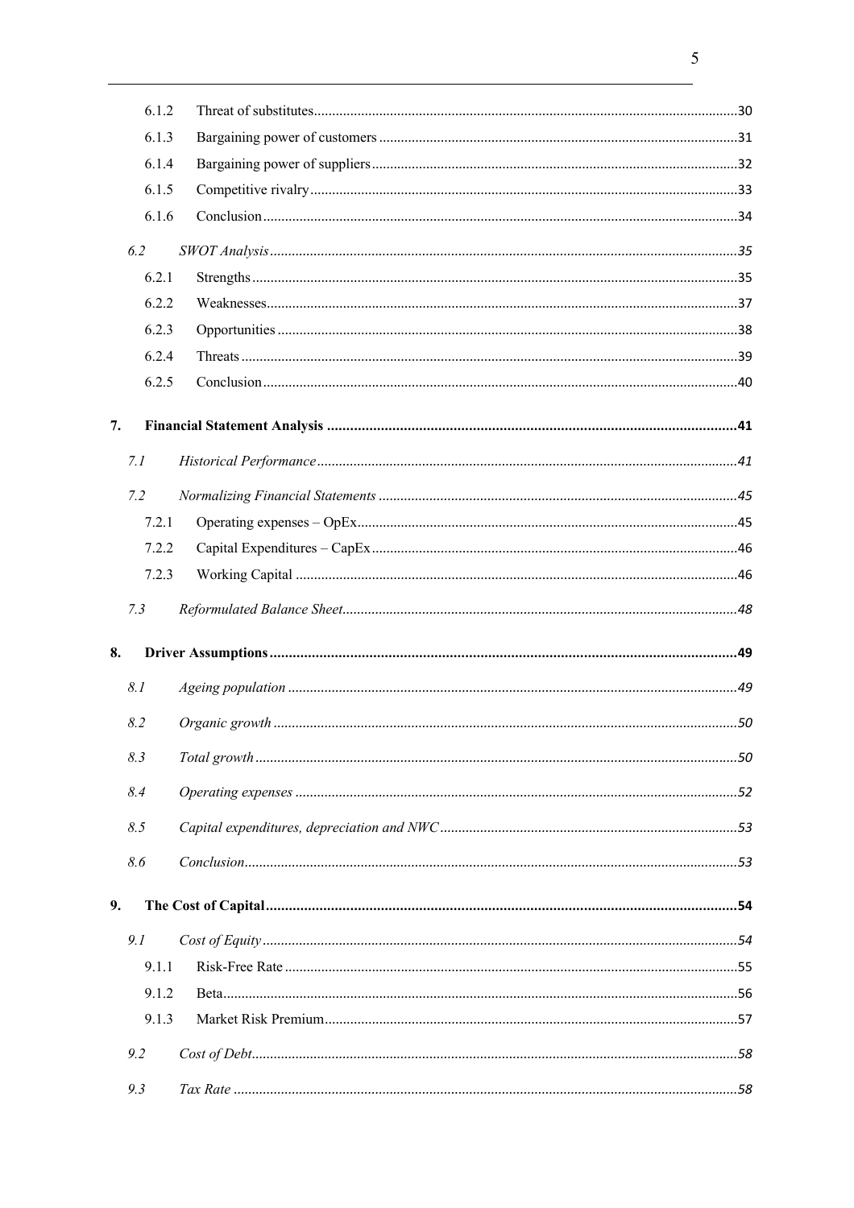6.1.2 Threat of substitutes ... 30
6.1.3 Bargaining power of customers ... 31
6.1.4 Bargaining power of suppliers ... 32
6.1.5 Competitive rivalry ... 33
6.1.6 Conclusion ... 34

*6.2 SWOT Analysis ... 35*

6.2.1 Strengths ... 35
6.2.2 Weaknesses ... 37
6.2.3 Opportunities ... 38
6.2.4 Threats ... 39
6.2.5 Conclusion ... 40

**7. Financial Statement Analysis ... 41**

*7.1 Historical Performance ... 41*

*7.2 Normalizing Financial Statements ... 45*

7.2.1 Operating expenses – OpEx ... 45
7.2.2 Capital Expenditures – CapEx ... 46
7.2.3 Working Capital ... 46

*7.3 Reformulated Balance Sheet ... 48*

**8. Driver Assumptions ... 49**

*8.1 Ageing population ... 49*

*8.2 Organic growth ... 50*

*8.3 Total growth ... 50*

*8.4 Operating expenses ... 52*

*8.5 Capital expenditures, depreciation and NWC ... 53*

*8.6 Conclusion ... 53*

**9. The Cost of Capital ... 54**

*9.1 Cost of Equity ... 54*

9.1.1 Risk-Free Rate ... 55
9.1.2 Beta ... 56
9.1.3 Market Risk Premium ... 57

*9.2 Cost of Debt ... 58*

*9.3 Tax Rate ... 58*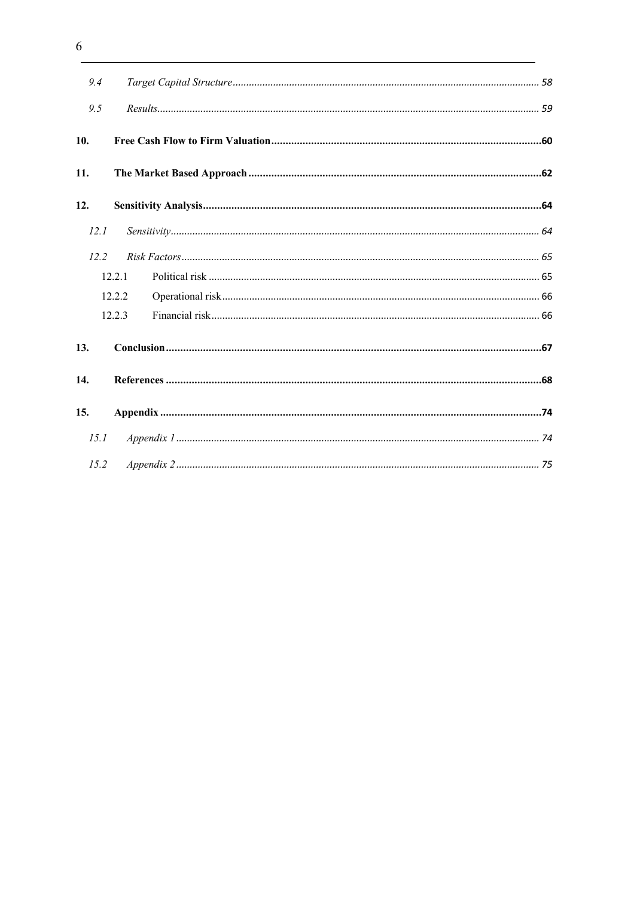9.4 *Target Capital Structure* ........ 58

9.5 *Results* ........ 59

**10. Free Cash Flow to Firm Valuation ........ 60**

**11. The Market Based Approach ........ 62**

**12. Sensitivity Analysis ........ 64**

12.1 *Sensitivity* ........ 64

12.2 *Risk Factors* ........ 65

12.2.1 Political risk ........ 65

12.2.2 Operational risk ........ 66

12.2.3 Financial risk ........ 66

**13. Conclusion ........ 67**

**14. References ........ 68**

**15. Appendix ........ 74**

15.1 *Appendix 1* ........ 74

15.2 *Appendix 2* ........ 75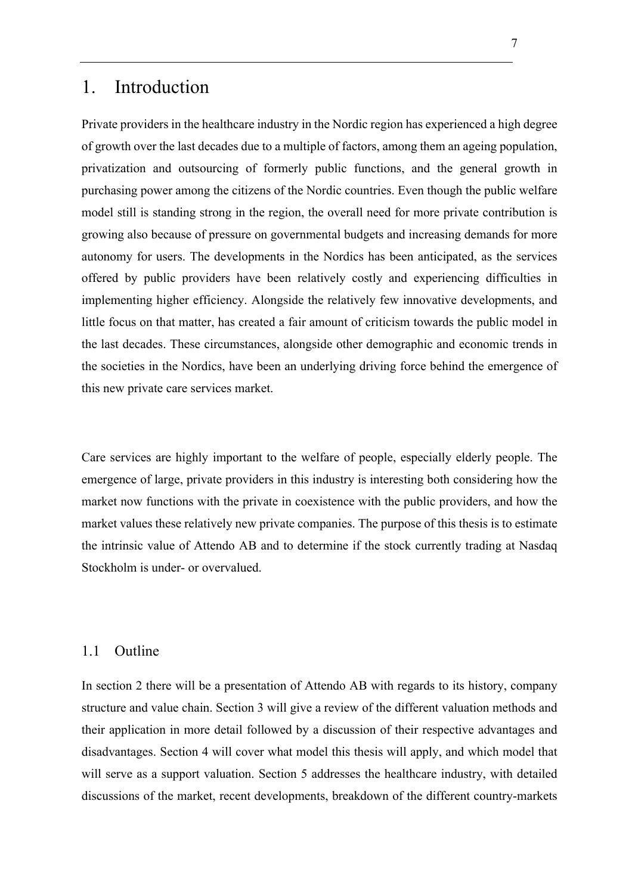# 1. Introduction

Private providers in the healthcare industry in the Nordic region has experienced a high degree of growth over the last decades due to a multiple of factors, among them an ageing population, privatization and outsourcing of formerly public functions, and the general growth in purchasing power among the citizens of the Nordic countries. Even though the public welfare model still is standing strong in the region, the overall need for more private contribution is growing also because of pressure on governmental budgets and increasing demands for more autonomy for users. The developments in the Nordics has been anticipated, as the services offered by public providers have been relatively costly and experiencing difficulties in implementing higher efficiency. Alongside the relatively few innovative developments, and little focus on that matter, has created a fair amount of criticism towards the public model in the last decades. These circumstances, alongside other demographic and economic trends in the societies in the Nordics, have been an underlying driving force behind the emergence of this new private care services market.

Care services are highly important to the welfare of people, especially elderly people. The emergence of large, private providers in this industry is interesting both considering how the market now functions with the private in coexistence with the public providers, and how the market values these relatively new private companies. The purpose of this thesis is to estimate the intrinsic value of Attendo AB and to determine if the stock currently trading at Nasdaq Stockholm is under- or overvalued.

## 1.1 Outline

In section 2 there will be a presentation of Attendo AB with regards to its history, company structure and value chain. Section 3 will give a review of the different valuation methods and their application in more detail followed by a discussion of their respective advantages and disadvantages. Section 4 will cover what model this thesis will apply, and which model that will serve as a support valuation. Section 5 addresses the healthcare industry, with detailed discussions of the market, recent developments, breakdown of the different country-markets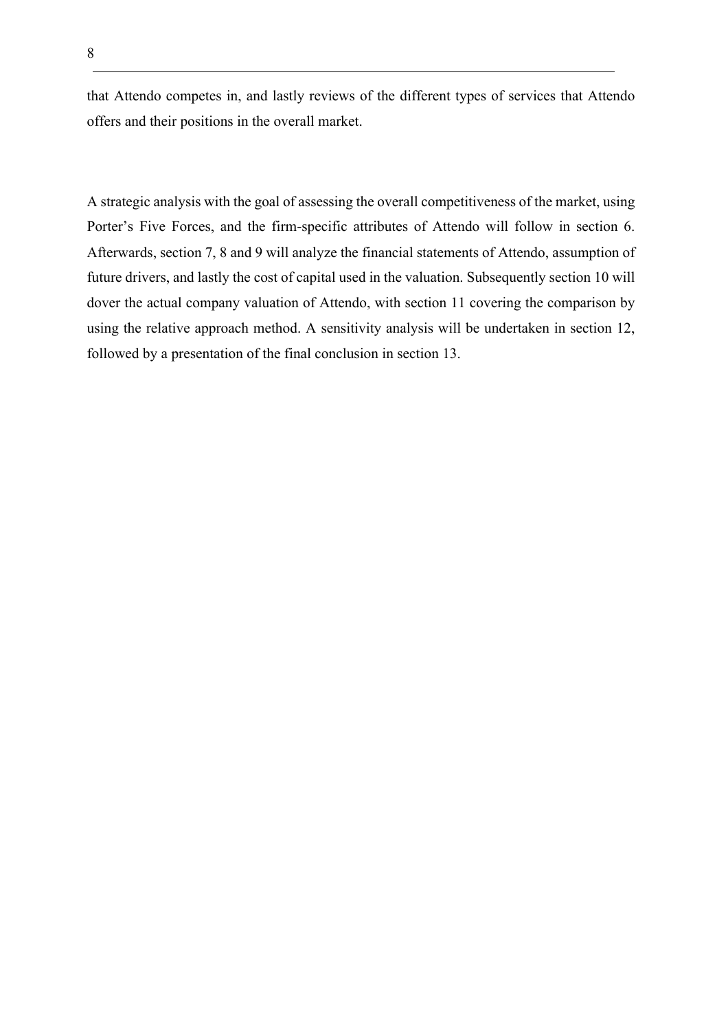that Attendo competes in, and lastly reviews of the different types of services that Attendo offers and their positions in the overall market.

A strategic analysis with the goal of assessing the overall competitiveness of the market, using Porter's Five Forces, and the firm-specific attributes of Attendo will follow in section 6. Afterwards, section 7, 8 and 9 will analyze the financial statements of Attendo, assumption of future drivers, and lastly the cost of capital used in the valuation. Subsequently section 10 will dover the actual company valuation of Attendo, with section 11 covering the comparison by using the relative approach method. A sensitivity analysis will be undertaken in section 12, followed by a presentation of the final conclusion in section 13.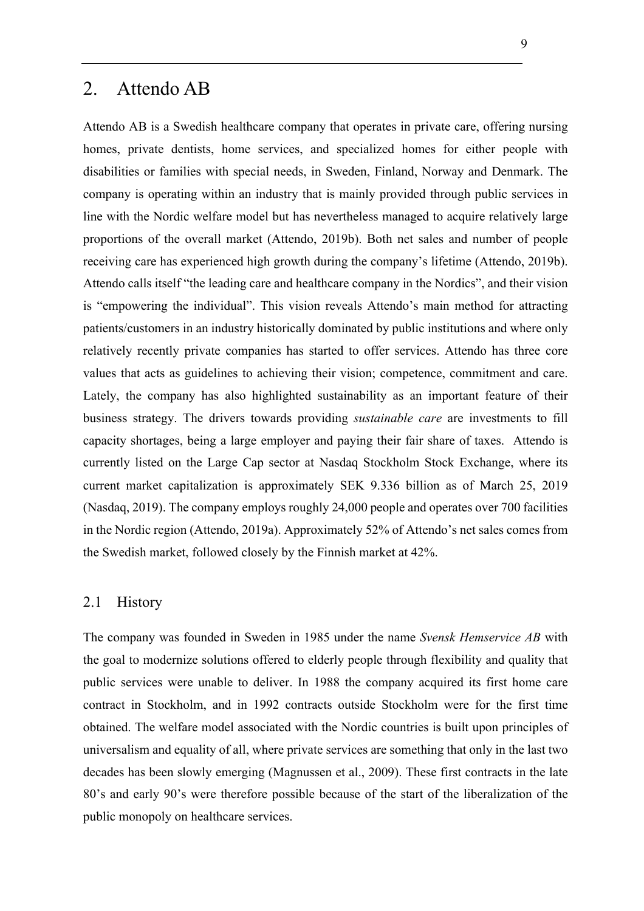# 2. Attendo AB

Attendo AB is a Swedish healthcare company that operates in private care, offering nursing homes, private dentists, home services, and specialized homes for either people with disabilities or families with special needs, in Sweden, Finland, Norway and Denmark. The company is operating within an industry that is mainly provided through public services in line with the Nordic welfare model but has nevertheless managed to acquire relatively large proportions of the overall market (Attendo, 2019b). Both net sales and number of people receiving care has experienced high growth during the company's lifetime (Attendo, 2019b). Attendo calls itself "the leading care and healthcare company in the Nordics", and their vision is "empowering the individual". This vision reveals Attendo's main method for attracting patients/customers in an industry historically dominated by public institutions and where only relatively recently private companies has started to offer services. Attendo has three core values that acts as guidelines to achieving their vision; competence, commitment and care. Lately, the company has also highlighted sustainability as an important feature of their business strategy. The drivers towards providing *sustainable care* are investments to fill capacity shortages, being a large employer and paying their fair share of taxes. Attendo is currently listed on the Large Cap sector at Nasdaq Stockholm Stock Exchange, where its current market capitalization is approximately SEK 9.336 billion as of March 25, 2019 (Nasdaq, 2019). The company employs roughly 24,000 people and operates over 700 facilities in the Nordic region (Attendo, 2019a). Approximately 52% of Attendo's net sales comes from the Swedish market, followed closely by the Finnish market at 42%.

## 2.1 History

The company was founded in Sweden in 1985 under the name *Svensk Hemservice AB* with the goal to modernize solutions offered to elderly people through flexibility and quality that public services were unable to deliver. In 1988 the company acquired its first home care contract in Stockholm, and in 1992 contracts outside Stockholm were for the first time obtained. The welfare model associated with the Nordic countries is built upon principles of universalism and equality of all, where private services are something that only in the last two decades has been slowly emerging (Magnussen et al., 2009). These first contracts in the late 80's and early 90's were therefore possible because of the start of the liberalization of the public monopoly on healthcare services.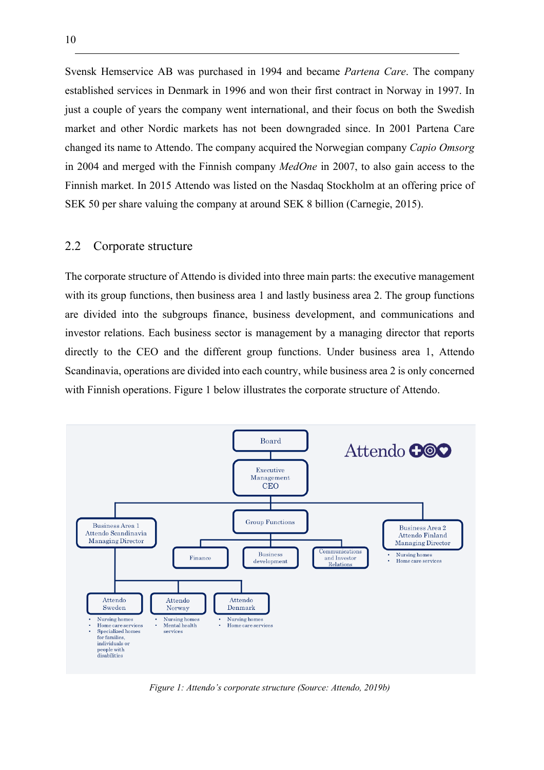Svensk Hemservice AB was purchased in 1994 and became *Partena Care*. The company established services in Denmark in 1996 and won their first contract in Norway in 1997. In just a couple of years the company went international, and their focus on both the Swedish market and other Nordic markets has not been downgraded since. In 2001 Partena Care changed its name to Attendo. The company acquired the Norwegian company *Capio Omsorg* in 2004 and merged with the Finnish company *MedOne* in 2007, to also gain access to the Finnish market. In 2015 Attendo was listed on the Nasdaq Stockholm at an offering price of SEK 50 per share valuing the company at around SEK 8 billion (Carnegie, 2015).

## 2.2 Corporate structure

The corporate structure of Attendo is divided into three main parts: the executive management with its group functions, then business area 1 and lastly business area 2. The group functions are divided into the subgroups finance, business development, and communications and investor relations. Each business sector is management by a managing director that reports directly to the CEO and the different group functions. Under business area 1, Attendo Scandinavia, operations are divided into each country, while business area 2 is only concerned with Finnish operations. Figure 1 below illustrates the corporate structure of Attendo.

*Figure 1: Attendo's corporate structure (Source: Attendo, 2019b)*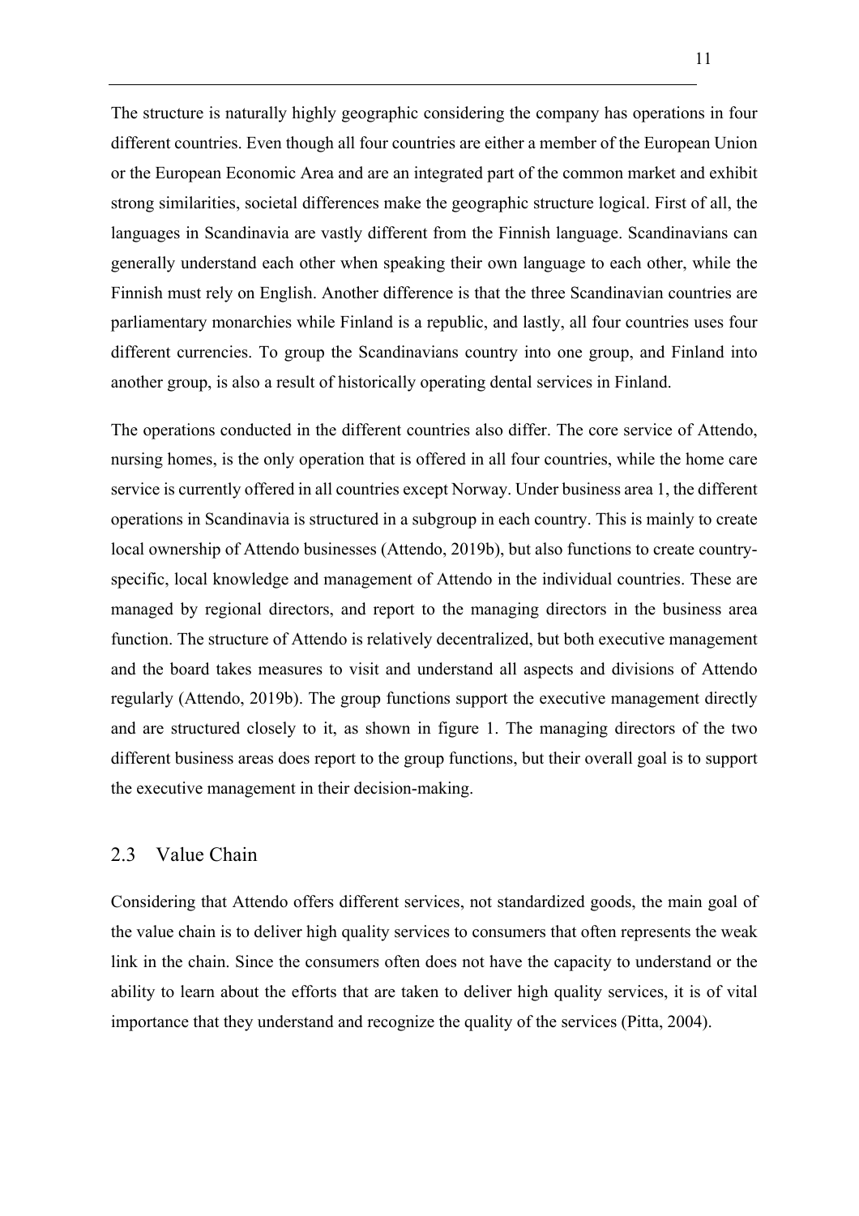The structure is naturally highly geographic considering the company has operations in four different countries. Even though all four countries are either a member of the European Union or the European Economic Area and are an integrated part of the common market and exhibit strong similarities, societal differences make the geographic structure logical. First of all, the languages in Scandinavia are vastly different from the Finnish language. Scandinavians can generally understand each other when speaking their own language to each other, while the Finnish must rely on English. Another difference is that the three Scandinavian countries are parliamentary monarchies while Finland is a republic, and lastly, all four countries uses four different currencies. To group the Scandinavians country into one group, and Finland into another group, is also a result of historically operating dental services in Finland.

The operations conducted in the different countries also differ. The core service of Attendo, nursing homes, is the only operation that is offered in all four countries, while the home care service is currently offered in all countries except Norway. Under business area 1, the different operations in Scandinavia is structured in a subgroup in each country. This is mainly to create local ownership of Attendo businesses (Attendo, 2019b), but also functions to create country-specific, local knowledge and management of Attendo in the individual countries. These are managed by regional directors, and report to the managing directors in the business area function. The structure of Attendo is relatively decentralized, but both executive management and the board takes measures to visit and understand all aspects and divisions of Attendo regularly (Attendo, 2019b). The group functions support the executive management directly and are structured closely to it, as shown in figure 1. The managing directors of the two different business areas does report to the group functions, but their overall goal is to support the executive management in their decision-making.

## 2.3 Value Chain

Considering that Attendo offers different services, not standardized goods, the main goal of the value chain is to deliver high quality services to consumers that often represents the weak link in the chain. Since the consumers often does not have the capacity to understand or the ability to learn about the efforts that are taken to deliver high quality services, it is of vital importance that they understand and recognize the quality of the services (Pitta, 2004).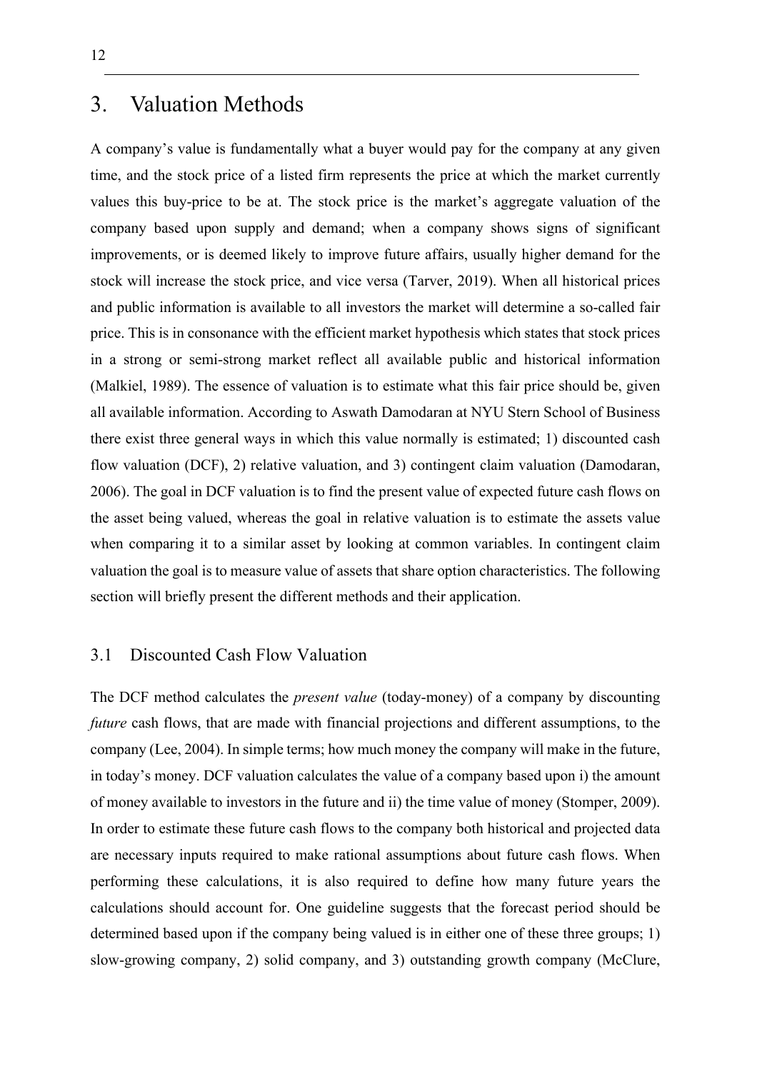# 3. Valuation Methods

A company's value is fundamentally what a buyer would pay for the company at any given time, and the stock price of a listed firm represents the price at which the market currently values this buy-price to be at. The stock price is the market's aggregate valuation of the company based upon supply and demand; when a company shows signs of significant improvements, or is deemed likely to improve future affairs, usually higher demand for the stock will increase the stock price, and vice versa (Tarver, 2019). When all historical prices and public information is available to all investors the market will determine a so-called fair price. This is in consonance with the efficient market hypothesis which states that stock prices in a strong or semi-strong market reflect all available public and historical information (Malkiel, 1989). The essence of valuation is to estimate what this fair price should be, given all available information. According to Aswath Damodaran at NYU Stern School of Business there exist three general ways in which this value normally is estimated; 1) discounted cash flow valuation (DCF), 2) relative valuation, and 3) contingent claim valuation (Damodaran, 2006). The goal in DCF valuation is to find the present value of expected future cash flows on the asset being valued, whereas the goal in relative valuation is to estimate the assets value when comparing it to a similar asset by looking at common variables. In contingent claim valuation the goal is to measure value of assets that share option characteristics. The following section will briefly present the different methods and their application.

## 3.1 Discounted Cash Flow Valuation

The DCF method calculates the *present value* (today-money) of a company by discounting *future* cash flows, that are made with financial projections and different assumptions, to the company (Lee, 2004). In simple terms; how much money the company will make in the future, in today's money. DCF valuation calculates the value of a company based upon i) the amount of money available to investors in the future and ii) the time value of money (Stomper, 2009). In order to estimate these future cash flows to the company both historical and projected data are necessary inputs required to make rational assumptions about future cash flows. When performing these calculations, it is also required to define how many future years the calculations should account for. One guideline suggests that the forecast period should be determined based upon if the company being valued is in either one of these three groups; 1) slow-growing company, 2) solid company, and 3) outstanding growth company (McClure,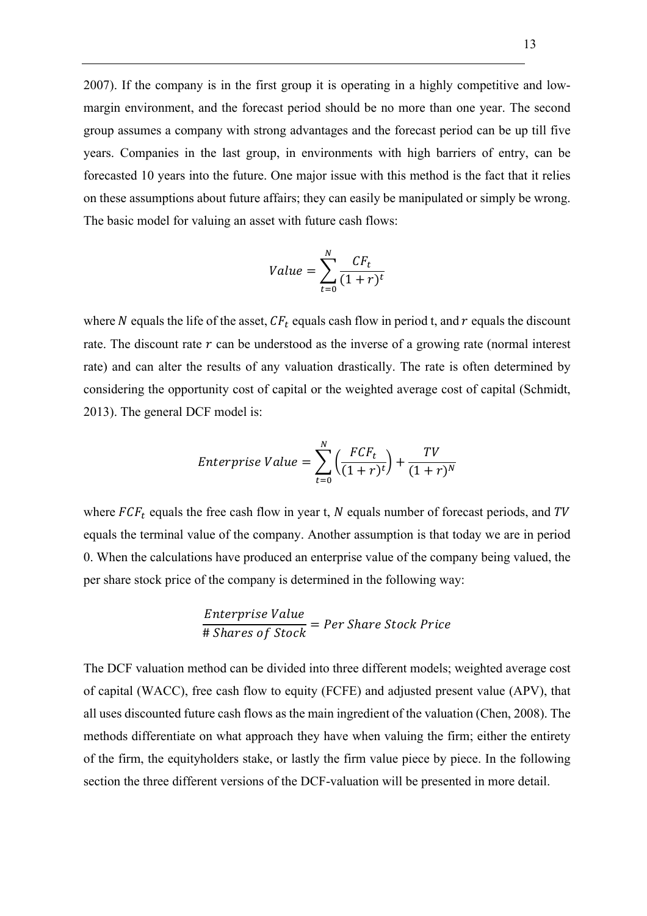2007). If the company is in the first group it is operating in a highly competitive and low-margin environment, and the forecast period should be no more than one year. The second group assumes a company with strong advantages and the forecast period can be up till five years. Companies in the last group, in environments with high barriers of entry, can be forecasted 10 years into the future. One major issue with this method is the fact that it relies on these assumptions about future affairs; they can easily be manipulated or simply be wrong. The basic model for valuing an asset with future cash flows:

$$Value = \sum_{t=0}^{N} \frac{CF_t}{(1+r)^t}$$

where $N$ equals the life of the asset, $CF_t$ equals cash flow in period t, and $r$ equals the discount rate. The discount rate $r$ can be understood as the inverse of a growing rate (normal interest rate) and can alter the results of any valuation drastically. The rate is often determined by considering the opportunity cost of capital or the weighted average cost of capital (Schmidt, 2013). The general DCF model is:

$$Enterprise\ Value = \sum_{t=0}^{N} \left( \frac{FCF_t}{(1+r)^t} \right) + \frac{TV}{(1+r)^N}$$

where $FCF_t$ equals the free cash flow in year t, $N$ equals number of forecast periods, and $TV$ equals the terminal value of the company. Another assumption is that today we are in period 0. When the calculations have produced an enterprise value of the company being valued, the per share stock price of the company is determined in the following way:

$$\frac{Enterprise\ Value}{\#\ Shares\ of\ Stock} = Per\ Share\ Stock\ Price$$

The DCF valuation method can be divided into three different models; weighted average cost of capital (WACC), free cash flow to equity (FCFE) and adjusted present value (APV), that all uses discounted future cash flows as the main ingredient of the valuation (Chen, 2008). The methods differentiate on what approach they have when valuing the firm; either the entirety of the firm, the equityholders stake, or lastly the firm value piece by piece. In the following section the three different versions of the DCF-valuation will be presented in more detail.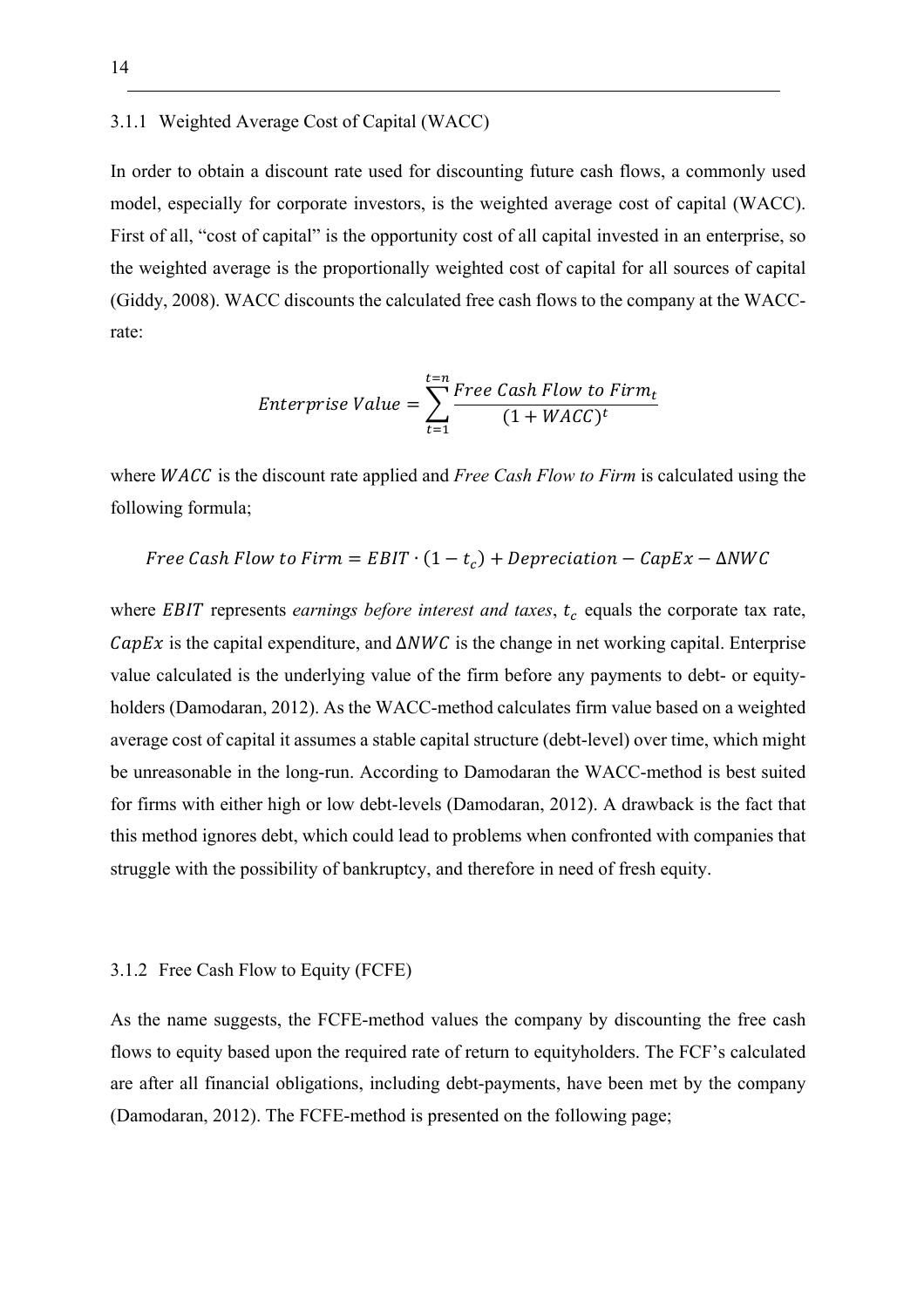### 3.1.1 Weighted Average Cost of Capital (WACC)

In order to obtain a discount rate used for discounting future cash flows, a commonly used model, especially for corporate investors, is the weighted average cost of capital (WACC). First of all, "cost of capital" is the opportunity cost of all capital invested in an enterprise, so the weighted average is the proportionally weighted cost of capital for all sources of capital (Giddy, 2008). WACC discounts the calculated free cash flows to the company at the WACC-rate:

$$Enterprise\ Value = \sum_{t=1}^{t=n} \frac{Free\ Cash\ Flow\ to\ Firm_t}{(1 + WACC)^t}$$

where $WACC$ is the discount rate applied and *Free Cash Flow to Firm* is calculated using the following formula;

$$Free\ Cash\ Flow\ to\ Firm = EBIT \cdot (1 - t_c) + Depreciation - CapEx - \Delta NWC$$

where $EBIT$ represents *earnings before interest and taxes*, $t_c$ equals the corporate tax rate, $CapEx$ is the capital expenditure, and $\Delta NWC$ is the change in net working capital. Enterprise value calculated is the underlying value of the firm before any payments to debt- or equity-holders (Damodaran, 2012). As the WACC-method calculates firm value based on a weighted average cost of capital it assumes a stable capital structure (debt-level) over time, which might be unreasonable in the long-run. According to Damodaran the WACC-method is best suited for firms with either high or low debt-levels (Damodaran, 2012). A drawback is the fact that this method ignores debt, which could lead to problems when confronted with companies that struggle with the possibility of bankruptcy, and therefore in need of fresh equity.

### 3.1.2 Free Cash Flow to Equity (FCFE)

As the name suggests, the FCFE-method values the company by discounting the free cash flows to equity based upon the required rate of return to equityholders. The FCF's calculated are after all financial obligations, including debt-payments, have been met by the company (Damodaran, 2012). The FCFE-method is presented on the following page;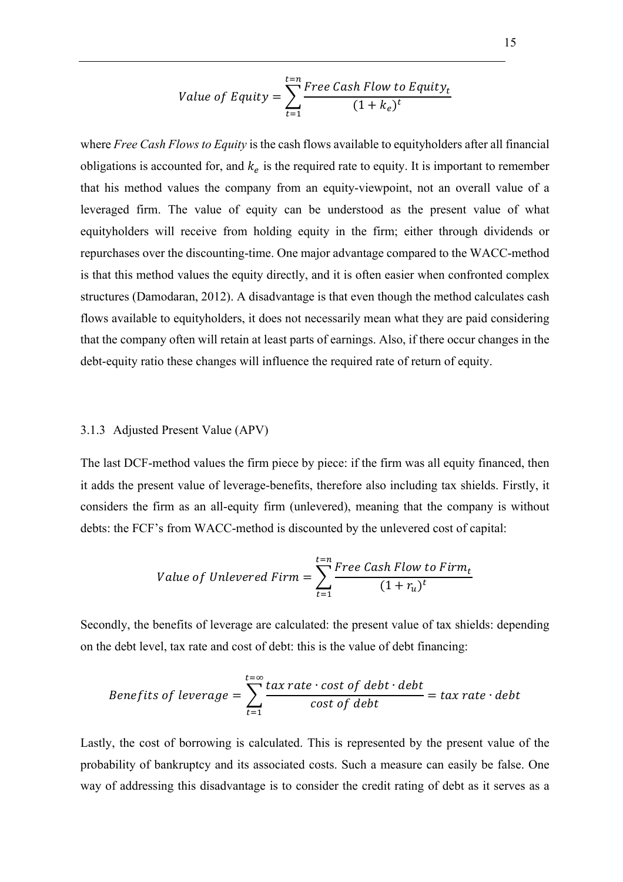$$Value\ of\ Equity = \sum_{t=1}^{t=n} \frac{Free\ Cash\ Flow\ to\ Equity_t}{(1 + k_e)^t}$$

where *Free Cash Flows to Equity* is the cash flows available to equityholders after all financial obligations is accounted for, and $k_e$ is the required rate to equity. It is important to remember that his method values the company from an equity-viewpoint, not an overall value of a leveraged firm. The value of equity can be understood as the present value of what equityholders will receive from holding equity in the firm; either through dividends or repurchases over the discounting-time. One major advantage compared to the WACC-method is that this method values the equity directly, and it is often easier when confronted complex structures (Damodaran, 2012). A disadvantage is that even though the method calculates cash flows available to equityholders, it does not necessarily mean what they are paid considering that the company often will retain at least parts of earnings. Also, if there occur changes in the debt-equity ratio these changes will influence the required rate of return of equity.

### 3.1.3 Adjusted Present Value (APV)

The last DCF-method values the firm piece by piece: if the firm was all equity financed, then it adds the present value of leverage-benefits, therefore also including tax shields. Firstly, it considers the firm as an all-equity firm (unlevered), meaning that the company is without debts: the FCF's from WACC-method is discounted by the unlevered cost of capital:

$$Value\ of\ Unlevered\ Firm = \sum_{t=1}^{t=n} \frac{Free\ Cash\ Flow\ to\ Firm_t}{(1 + r_u)^t}$$

Secondly, the benefits of leverage are calculated: the present value of tax shields: depending on the debt level, tax rate and cost of debt: this is the value of debt financing:

$$Benefits\ of\ leverage = \sum_{t=1}^{t=\infty} \frac{tax\ rate \cdot cost\ of\ debt \cdot debt}{cost\ of\ debt} = tax\ rate \cdot debt$$

Lastly, the cost of borrowing is calculated. This is represented by the present value of the probability of bankruptcy and its associated costs. Such a measure can easily be false. One way of addressing this disadvantage is to consider the credit rating of debt as it serves as a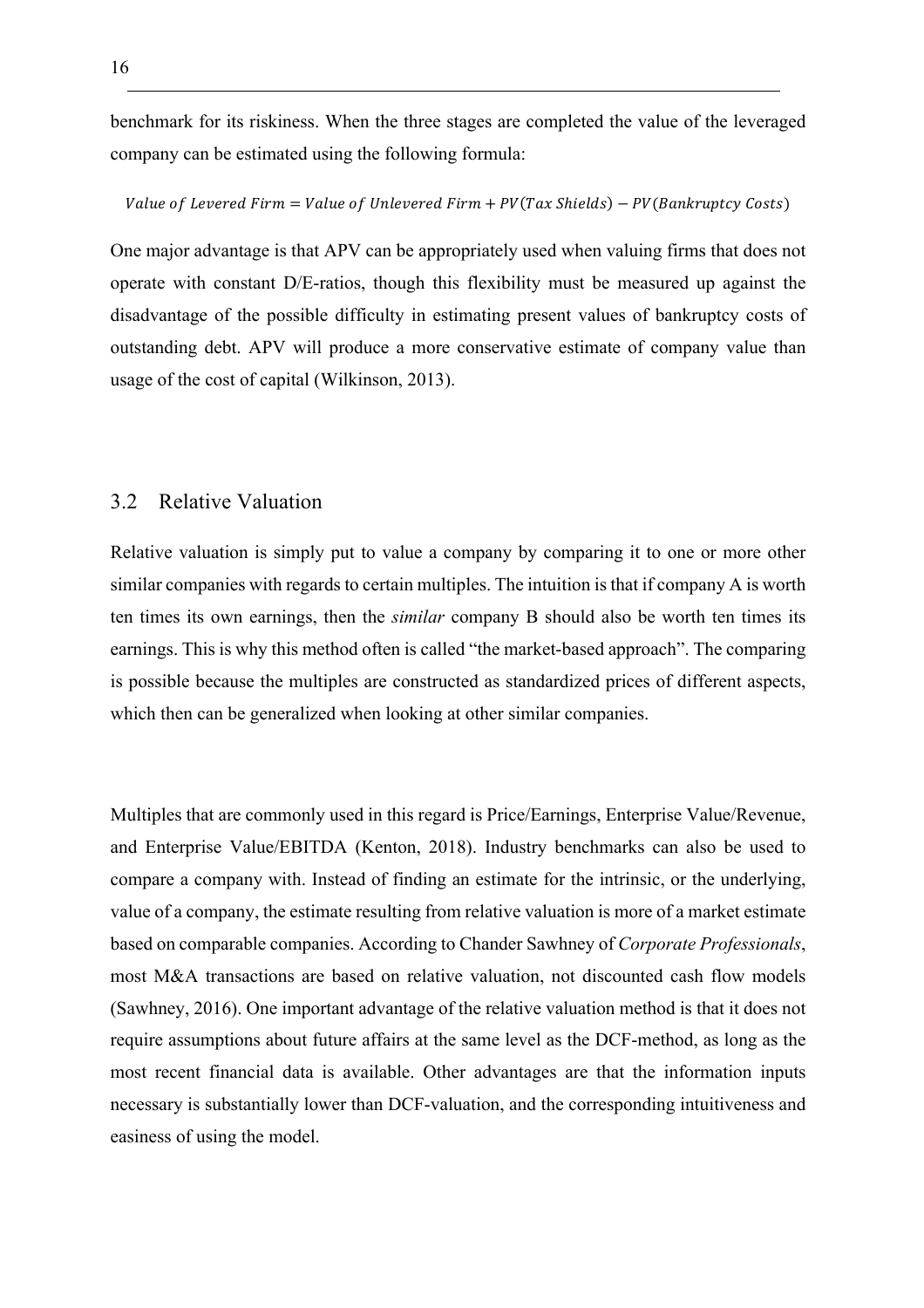benchmark for its riskiness. When the three stages are completed the value of the leveraged company can be estimated using the following formula:

$$Value\ of\ Levered\ Firm = Value\ of\ Unlevered\ Firm + PV(Tax\ Shields) - PV(Bankruptcy\ Costs)$$

One major advantage is that APV can be appropriately used when valuing firms that does not operate with constant D/E-ratios, though this flexibility must be measured up against the disadvantage of the possible difficulty in estimating present values of bankruptcy costs of outstanding debt. APV will produce a more conservative estimate of company value than usage of the cost of capital (Wilkinson, 2013).

## 3.2 Relative Valuation

Relative valuation is simply put to value a company by comparing it to one or more other similar companies with regards to certain multiples. The intuition is that if company A is worth ten times its own earnings, then the *similar* company B should also be worth ten times its earnings. This is why this method often is called "the market-based approach". The comparing is possible because the multiples are constructed as standardized prices of different aspects, which then can be generalized when looking at other similar companies.

Multiples that are commonly used in this regard is Price/Earnings, Enterprise Value/Revenue, and Enterprise Value/EBITDA (Kenton, 2018). Industry benchmarks can also be used to compare a company with. Instead of finding an estimate for the intrinsic, or the underlying, value of a company, the estimate resulting from relative valuation is more of a market estimate based on comparable companies. According to Chander Sawhney of *Corporate Professionals*, most M&A transactions are based on relative valuation, not discounted cash flow models (Sawhney, 2016). One important advantage of the relative valuation method is that it does not require assumptions about future affairs at the same level as the DCF-method, as long as the most recent financial data is available. Other advantages are that the information inputs necessary is substantially lower than DCF-valuation, and the corresponding intuitiveness and easiness of using the model.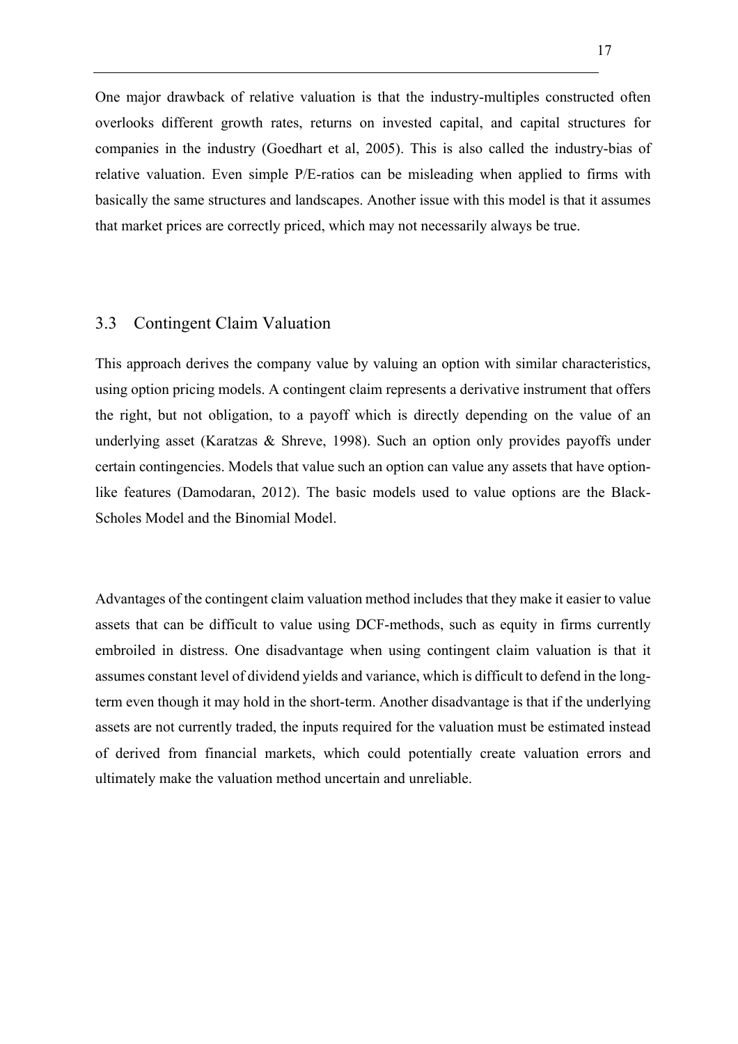One major drawback of relative valuation is that the industry-multiples constructed often overlooks different growth rates, returns on invested capital, and capital structures for companies in the industry (Goedhart et al, 2005). This is also called the industry-bias of relative valuation. Even simple P/E-ratios can be misleading when applied to firms with basically the same structures and landscapes. Another issue with this model is that it assumes that market prices are correctly priced, which may not necessarily always be true.

## 3.3 Contingent Claim Valuation

This approach derives the company value by valuing an option with similar characteristics, using option pricing models. A contingent claim represents a derivative instrument that offers the right, but not obligation, to a payoff which is directly depending on the value of an underlying asset (Karatzas & Shreve, 1998). Such an option only provides payoffs under certain contingencies. Models that value such an option can value any assets that have option-like features (Damodaran, 2012). The basic models used to value options are the Black-Scholes Model and the Binomial Model.

Advantages of the contingent claim valuation method includes that they make it easier to value assets that can be difficult to value using DCF-methods, such as equity in firms currently embroiled in distress. One disadvantage when using contingent claim valuation is that it assumes constant level of dividend yields and variance, which is difficult to defend in the long-term even though it may hold in the short-term. Another disadvantage is that if the underlying assets are not currently traded, the inputs required for the valuation must be estimated instead of derived from financial markets, which could potentially create valuation errors and ultimately make the valuation method uncertain and unreliable.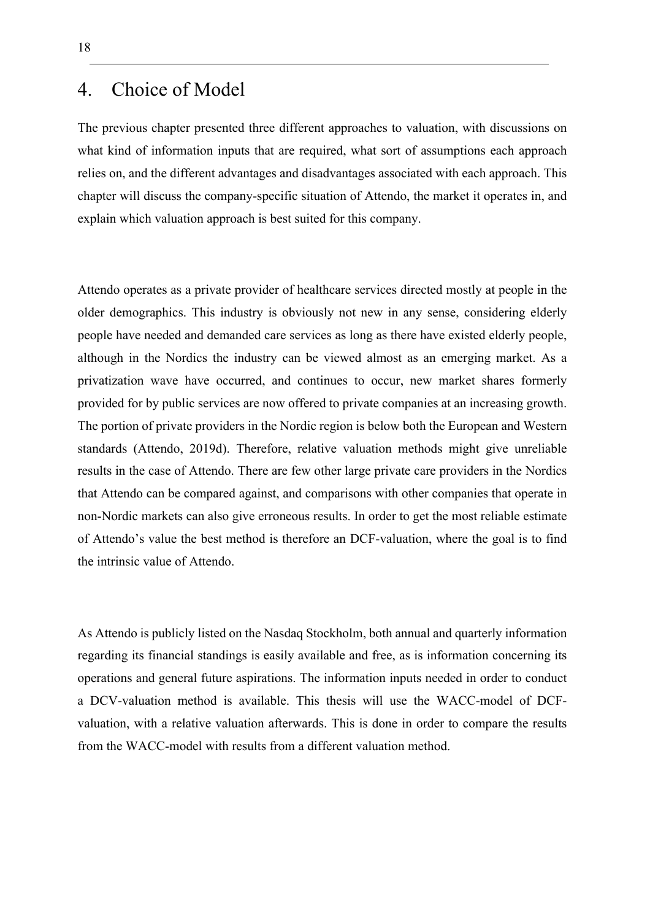# 4. Choice of Model

The previous chapter presented three different approaches to valuation, with discussions on what kind of information inputs that are required, what sort of assumptions each approach relies on, and the different advantages and disadvantages associated with each approach. This chapter will discuss the company-specific situation of Attendo, the market it operates in, and explain which valuation approach is best suited for this company.

Attendo operates as a private provider of healthcare services directed mostly at people in the older demographics. This industry is obviously not new in any sense, considering elderly people have needed and demanded care services as long as there have existed elderly people, although in the Nordics the industry can be viewed almost as an emerging market. As a privatization wave have occurred, and continues to occur, new market shares formerly provided for by public services are now offered to private companies at an increasing growth. The portion of private providers in the Nordic region is below both the European and Western standards (Attendo, 2019d). Therefore, relative valuation methods might give unreliable results in the case of Attendo. There are few other large private care providers in the Nordics that Attendo can be compared against, and comparisons with other companies that operate in non-Nordic markets can also give erroneous results. In order to get the most reliable estimate of Attendo's value the best method is therefore an DCF-valuation, where the goal is to find the intrinsic value of Attendo.

As Attendo is publicly listed on the Nasdaq Stockholm, both annual and quarterly information regarding its financial standings is easily available and free, as is information concerning its operations and general future aspirations. The information inputs needed in order to conduct a DCV-valuation method is available. This thesis will use the WACC-model of DCF-valuation, with a relative valuation afterwards. This is done in order to compare the results from the WACC-model with results from a different valuation method.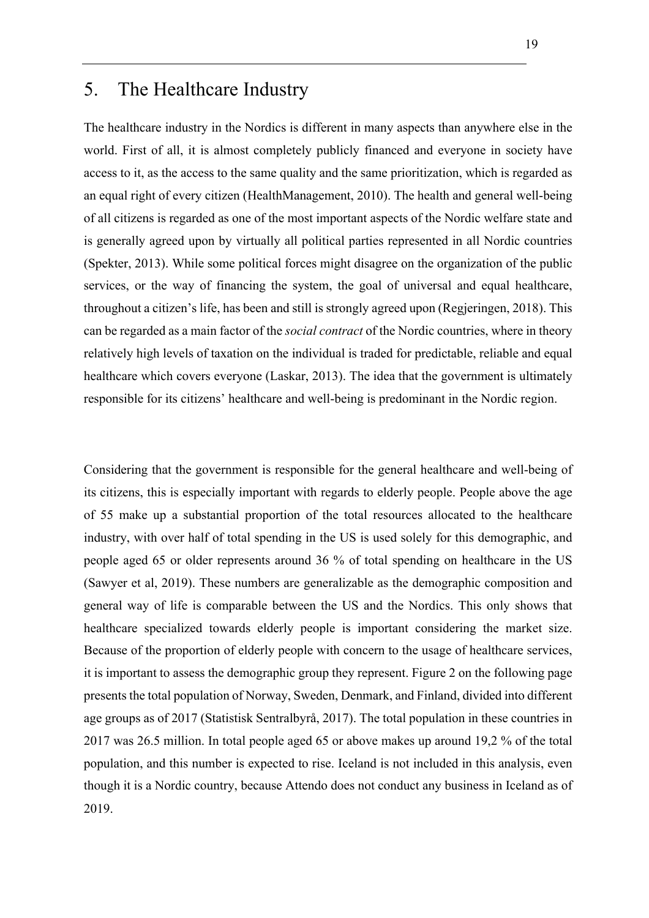# 5. The Healthcare Industry

The healthcare industry in the Nordics is different in many aspects than anywhere else in the world. First of all, it is almost completely publicly financed and everyone in society have access to it, as the access to the same quality and the same prioritization, which is regarded as an equal right of every citizen (HealthManagement, 2010). The health and general well-being of all citizens is regarded as one of the most important aspects of the Nordic welfare state and is generally agreed upon by virtually all political parties represented in all Nordic countries (Spekter, 2013). While some political forces might disagree on the organization of the public services, or the way of financing the system, the goal of universal and equal healthcare, throughout a citizen's life, has been and still is strongly agreed upon (Regjeringen, 2018). This can be regarded as a main factor of the *social contract* of the Nordic countries, where in theory relatively high levels of taxation on the individual is traded for predictable, reliable and equal healthcare which covers everyone (Laskar, 2013). The idea that the government is ultimately responsible for its citizens' healthcare and well-being is predominant in the Nordic region.

Considering that the government is responsible for the general healthcare and well-being of its citizens, this is especially important with regards to elderly people. People above the age of 55 make up a substantial proportion of the total resources allocated to the healthcare industry, with over half of total spending in the US is used solely for this demographic, and people aged 65 or older represents around 36 % of total spending on healthcare in the US (Sawyer et al, 2019). These numbers are generalizable as the demographic composition and general way of life is comparable between the US and the Nordics. This only shows that healthcare specialized towards elderly people is important considering the market size. Because of the proportion of elderly people with concern to the usage of healthcare services, it is important to assess the demographic group they represent. Figure 2 on the following page presents the total population of Norway, Sweden, Denmark, and Finland, divided into different age groups as of 2017 (Statistisk Sentralbyrå, 2017). The total population in these countries in 2017 was 26.5 million. In total people aged 65 or above makes up around 19,2 % of the total population, and this number is expected to rise. Iceland is not included in this analysis, even though it is a Nordic country, because Attendo does not conduct any business in Iceland as of 2019.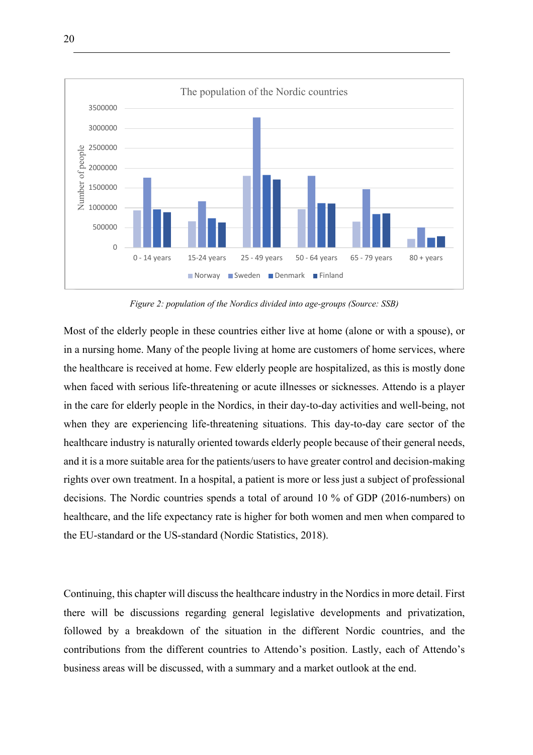*Figure 2: population of the Nordics divided into age-groups (Source: SSB)*

Most of the elderly people in these countries either live at home (alone or with a spouse), or in a nursing home. Many of the people living at home are customers of home services, where the healthcare is received at home. Few elderly people are hospitalized, as this is mostly done when faced with serious life-threatening or acute illnesses or sicknesses. Attendo is a player in the care for elderly people in the Nordics, in their day-to-day activities and well-being, not when they are experiencing life-threatening situations. This day-to-day care sector of the healthcare industry is naturally oriented towards elderly people because of their general needs, and it is a more suitable area for the patients/users to have greater control and decision-making rights over own treatment. In a hospital, a patient is more or less just a subject of professional decisions. The Nordic countries spends a total of around 10 % of GDP (2016-numbers) on healthcare, and the life expectancy rate is higher for both women and men when compared to the EU-standard or the US-standard (Nordic Statistics, 2018).

Continuing, this chapter will discuss the healthcare industry in the Nordics in more detail. First there will be discussions regarding general legislative developments and privatization, followed by a breakdown of the situation in the different Nordic countries, and the contributions from the different countries to Attendo's position. Lastly, each of Attendo's business areas will be discussed, with a summary and a market outlook at the end.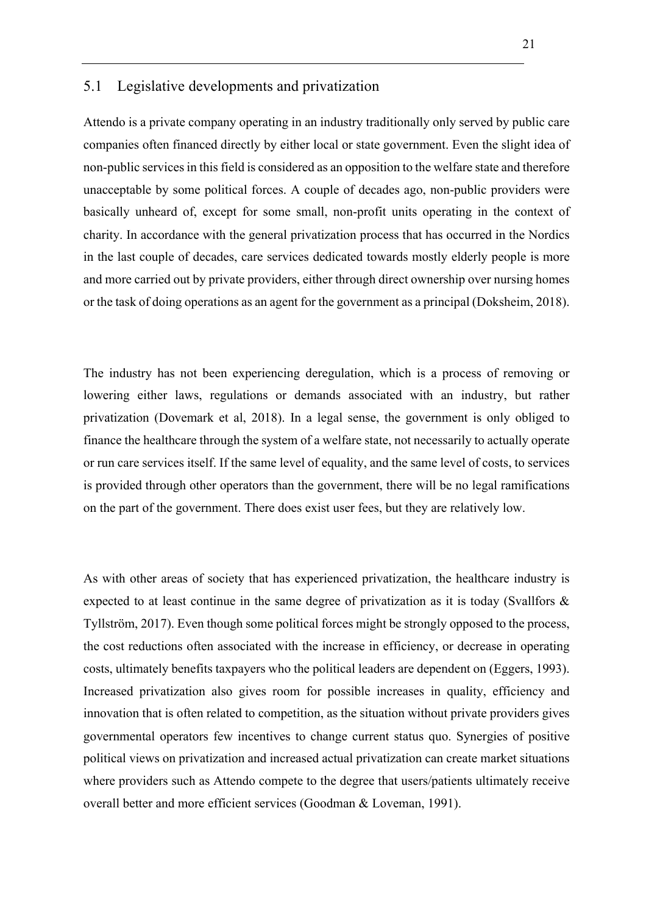## 5.1 Legislative developments and privatization

Attendo is a private company operating in an industry traditionally only served by public care companies often financed directly by either local or state government. Even the slight idea of non-public services in this field is considered as an opposition to the welfare state and therefore unacceptable by some political forces. A couple of decades ago, non-public providers were basically unheard of, except for some small, non-profit units operating in the context of charity. In accordance with the general privatization process that has occurred in the Nordics in the last couple of decades, care services dedicated towards mostly elderly people is more and more carried out by private providers, either through direct ownership over nursing homes or the task of doing operations as an agent for the government as a principal (Doksheim, 2018).

The industry has not been experiencing deregulation, which is a process of removing or lowering either laws, regulations or demands associated with an industry, but rather privatization (Dovemark et al, 2018). In a legal sense, the government is only obliged to finance the healthcare through the system of a welfare state, not necessarily to actually operate or run care services itself. If the same level of equality, and the same level of costs, to services is provided through other operators than the government, there will be no legal ramifications on the part of the government. There does exist user fees, but they are relatively low.

As with other areas of society that has experienced privatization, the healthcare industry is expected to at least continue in the same degree of privatization as it is today (Svallfors & Tyllström, 2017). Even though some political forces might be strongly opposed to the process, the cost reductions often associated with the increase in efficiency, or decrease in operating costs, ultimately benefits taxpayers who the political leaders are dependent on (Eggers, 1993). Increased privatization also gives room for possible increases in quality, efficiency and innovation that is often related to competition, as the situation without private providers gives governmental operators few incentives to change current status quo. Synergies of positive political views on privatization and increased actual privatization can create market situations where providers such as Attendo compete to the degree that users/patients ultimately receive overall better and more efficient services (Goodman & Loveman, 1991).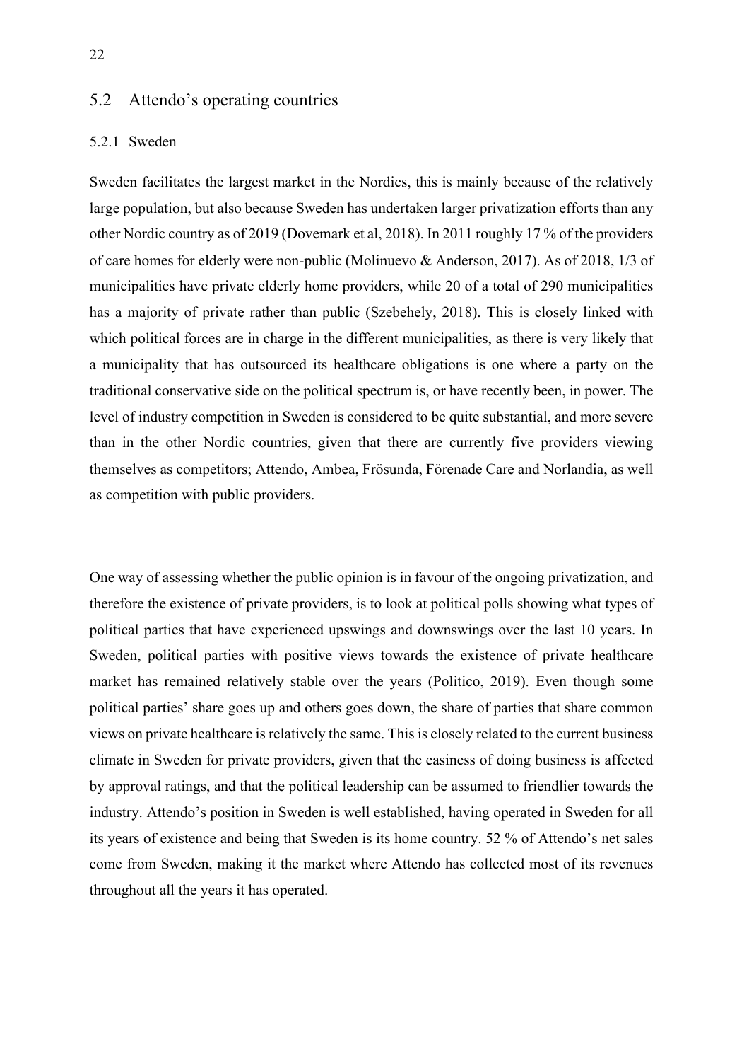## 5.2 Attendo's operating countries

### 5.2.1 Sweden

Sweden facilitates the largest market in the Nordics, this is mainly because of the relatively large population, but also because Sweden has undertaken larger privatization efforts than any other Nordic country as of 2019 (Dovemark et al, 2018). In 2011 roughly 17 % of the providers of care homes for elderly were non-public (Molinuevo & Anderson, 2017). As of 2018, 1/3 of municipalities have private elderly home providers, while 20 of a total of 290 municipalities has a majority of private rather than public (Szebehely, 2018). This is closely linked with which political forces are in charge in the different municipalities, as there is very likely that a municipality that has outsourced its healthcare obligations is one where a party on the traditional conservative side on the political spectrum is, or have recently been, in power. The level of industry competition in Sweden is considered to be quite substantial, and more severe than in the other Nordic countries, given that there are currently five providers viewing themselves as competitors; Attendo, Ambea, Frösunda, Förenade Care and Norlandia, as well as competition with public providers.

One way of assessing whether the public opinion is in favour of the ongoing privatization, and therefore the existence of private providers, is to look at political polls showing what types of political parties that have experienced upswings and downswings over the last 10 years. In Sweden, political parties with positive views towards the existence of private healthcare market has remained relatively stable over the years (Politico, 2019). Even though some political parties' share goes up and others goes down, the share of parties that share common views on private healthcare is relatively the same. This is closely related to the current business climate in Sweden for private providers, given that the easiness of doing business is affected by approval ratings, and that the political leadership can be assumed to friendlier towards the industry. Attendo's position in Sweden is well established, having operated in Sweden for all its years of existence and being that Sweden is its home country. 52 % of Attendo's net sales come from Sweden, making it the market where Attendo has collected most of its revenues throughout all the years it has operated.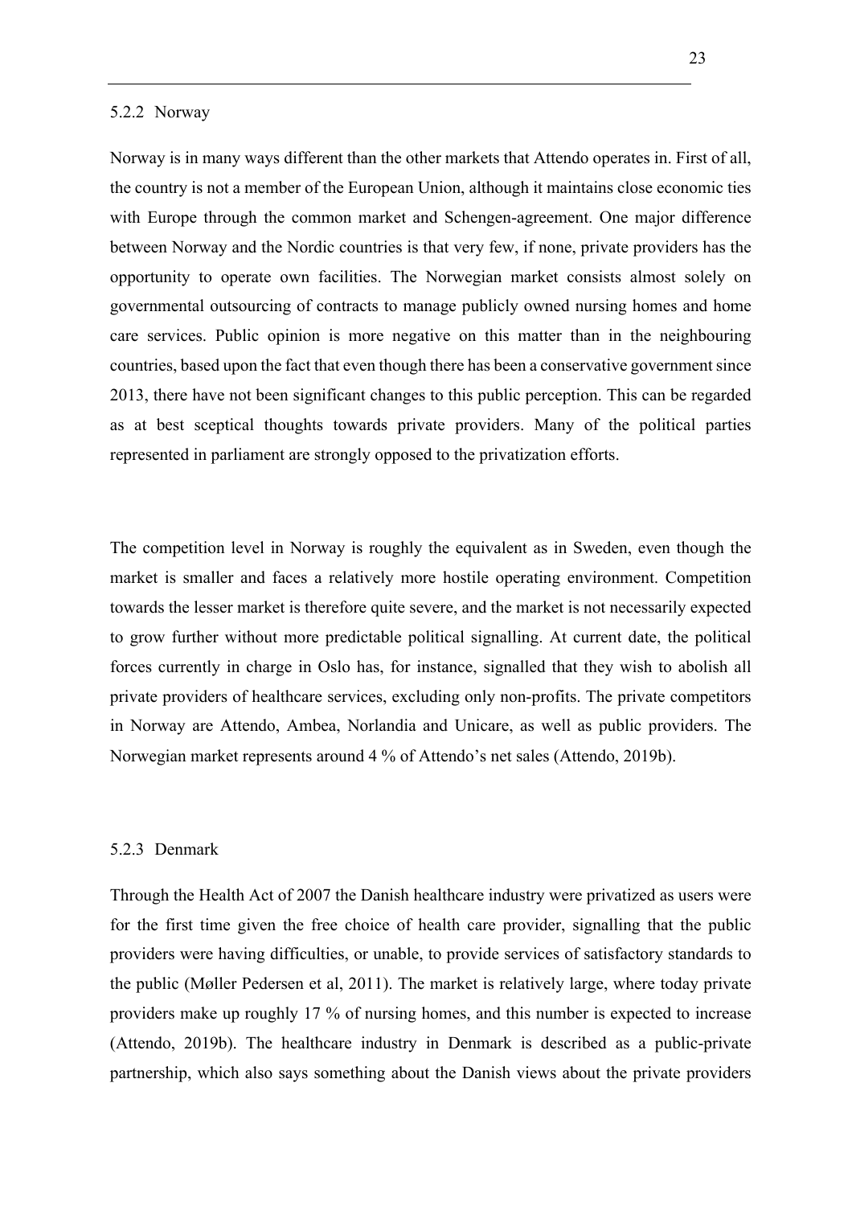### 5.2.2 Norway

Norway is in many ways different than the other markets that Attendo operates in. First of all, the country is not a member of the European Union, although it maintains close economic ties with Europe through the common market and Schengen-agreement. One major difference between Norway and the Nordic countries is that very few, if none, private providers has the opportunity to operate own facilities. The Norwegian market consists almost solely on governmental outsourcing of contracts to manage publicly owned nursing homes and home care services. Public opinion is more negative on this matter than in the neighbouring countries, based upon the fact that even though there has been a conservative government since 2013, there have not been significant changes to this public perception. This can be regarded as at best sceptical thoughts towards private providers. Many of the political parties represented in parliament are strongly opposed to the privatization efforts.

The competition level in Norway is roughly the equivalent as in Sweden, even though the market is smaller and faces a relatively more hostile operating environment. Competition towards the lesser market is therefore quite severe, and the market is not necessarily expected to grow further without more predictable political signalling. At current date, the political forces currently in charge in Oslo has, for instance, signalled that they wish to abolish all private providers of healthcare services, excluding only non-profits. The private competitors in Norway are Attendo, Ambea, Norlandia and Unicare, as well as public providers. The Norwegian market represents around 4 % of Attendo's net sales (Attendo, 2019b).

### 5.2.3 Denmark

Through the Health Act of 2007 the Danish healthcare industry were privatized as users were for the first time given the free choice of health care provider, signalling that the public providers were having difficulties, or unable, to provide services of satisfactory standards to the public (Møller Pedersen et al, 2011). The market is relatively large, where today private providers make up roughly 17 % of nursing homes, and this number is expected to increase (Attendo, 2019b). The healthcare industry in Denmark is described as a public-private partnership, which also says something about the Danish views about the private providers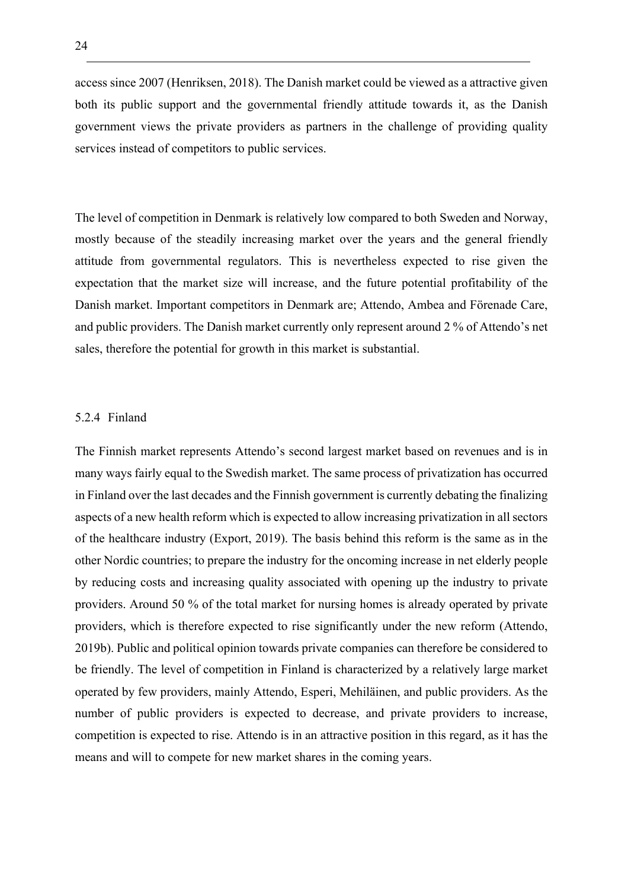access since 2007 (Henriksen, 2018). The Danish market could be viewed as a attractive given both its public support and the governmental friendly attitude towards it, as the Danish government views the private providers as partners in the challenge of providing quality services instead of competitors to public services.

The level of competition in Denmark is relatively low compared to both Sweden and Norway, mostly because of the steadily increasing market over the years and the general friendly attitude from governmental regulators. This is nevertheless expected to rise given the expectation that the market size will increase, and the future potential profitability of the Danish market. Important competitors in Denmark are; Attendo, Ambea and Förenade Care, and public providers. The Danish market currently only represent around 2 % of Attendo's net sales, therefore the potential for growth in this market is substantial.

### 5.2.4 Finland

The Finnish market represents Attendo's second largest market based on revenues and is in many ways fairly equal to the Swedish market. The same process of privatization has occurred in Finland over the last decades and the Finnish government is currently debating the finalizing aspects of a new health reform which is expected to allow increasing privatization in all sectors of the healthcare industry (Export, 2019). The basis behind this reform is the same as in the other Nordic countries; to prepare the industry for the oncoming increase in net elderly people by reducing costs and increasing quality associated with opening up the industry to private providers. Around 50 % of the total market for nursing homes is already operated by private providers, which is therefore expected to rise significantly under the new reform (Attendo, 2019b). Public and political opinion towards private companies can therefore be considered to be friendly. The level of competition in Finland is characterized by a relatively large market operated by few providers, mainly Attendo, Esperi, Mehiläinen, and public providers. As the number of public providers is expected to decrease, and private providers to increase, competition is expected to rise. Attendo is in an attractive position in this regard, as it has the means and will to compete for new market shares in the coming years.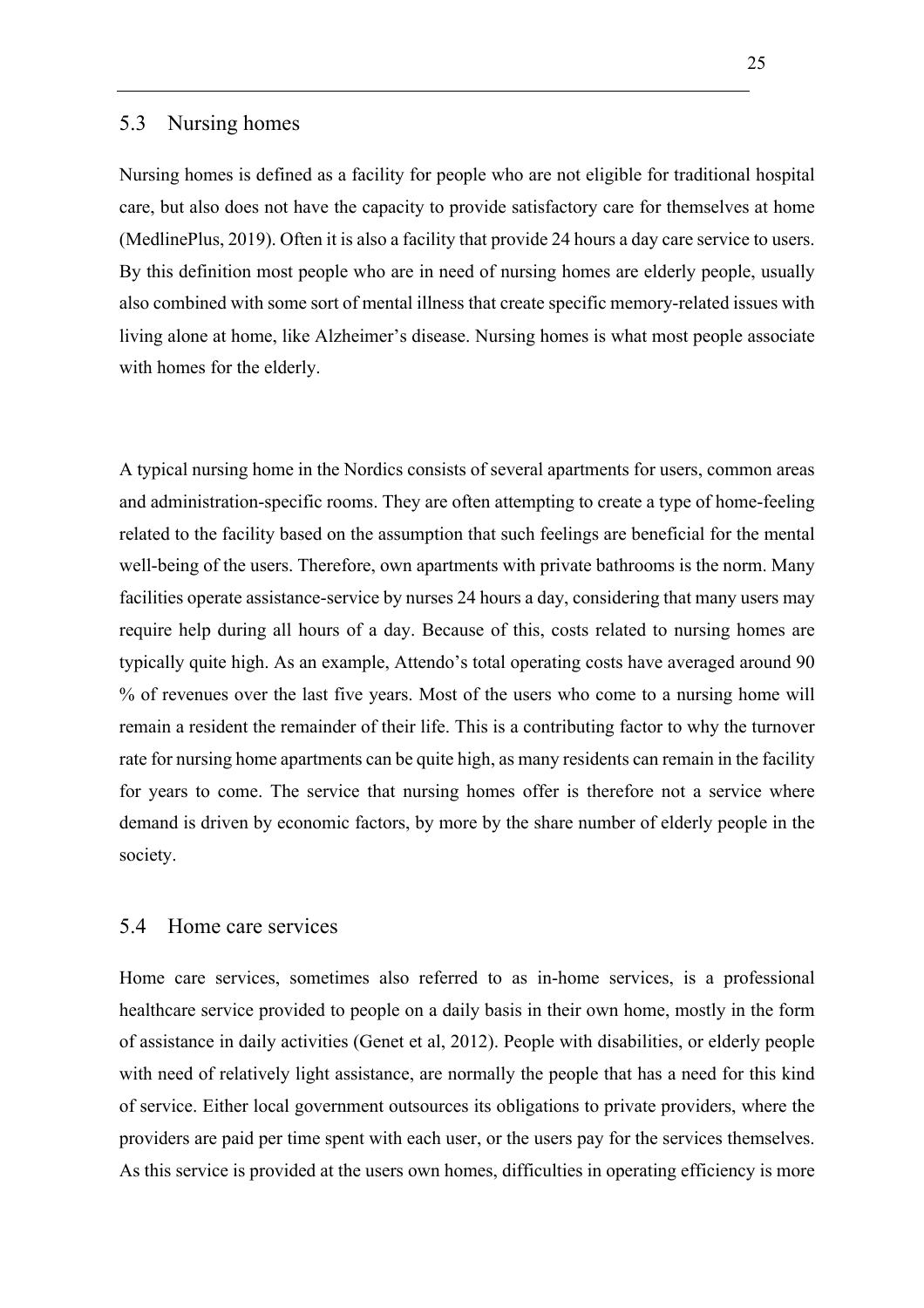## 5.3 Nursing homes

Nursing homes is defined as a facility for people who are not eligible for traditional hospital care, but also does not have the capacity to provide satisfactory care for themselves at home (MedlinePlus, 2019). Often it is also a facility that provide 24 hours a day care service to users. By this definition most people who are in need of nursing homes are elderly people, usually also combined with some sort of mental illness that create specific memory-related issues with living alone at home, like Alzheimer's disease. Nursing homes is what most people associate with homes for the elderly.

A typical nursing home in the Nordics consists of several apartments for users, common areas and administration-specific rooms. They are often attempting to create a type of home-feeling related to the facility based on the assumption that such feelings are beneficial for the mental well-being of the users. Therefore, own apartments with private bathrooms is the norm. Many facilities operate assistance-service by nurses 24 hours a day, considering that many users may require help during all hours of a day. Because of this, costs related to nursing homes are typically quite high. As an example, Attendo's total operating costs have averaged around 90 % of revenues over the last five years. Most of the users who come to a nursing home will remain a resident the remainder of their life. This is a contributing factor to why the turnover rate for nursing home apartments can be quite high, as many residents can remain in the facility for years to come. The service that nursing homes offer is therefore not a service where demand is driven by economic factors, by more by the share number of elderly people in the society.

## 5.4 Home care services

Home care services, sometimes also referred to as in-home services, is a professional healthcare service provided to people on a daily basis in their own home, mostly in the form of assistance in daily activities (Genet et al, 2012). People with disabilities, or elderly people with need of relatively light assistance, are normally the people that has a need for this kind of service. Either local government outsources its obligations to private providers, where the providers are paid per time spent with each user, or the users pay for the services themselves. As this service is provided at the users own homes, difficulties in operating efficiency is more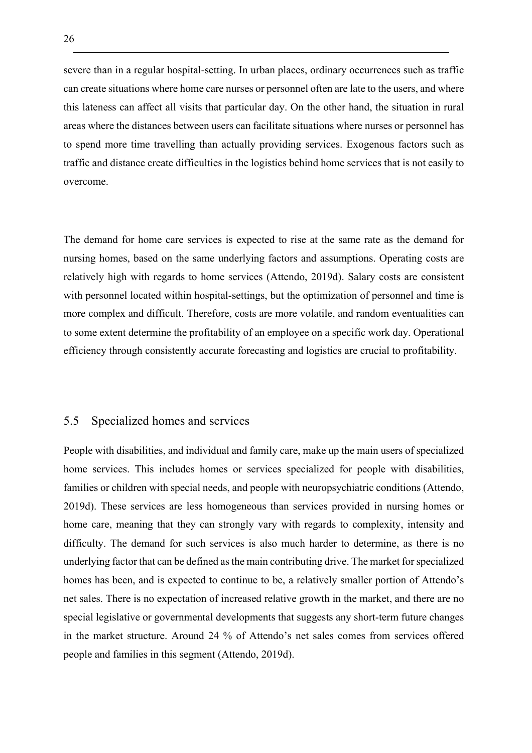severe than in a regular hospital-setting. In urban places, ordinary occurrences such as traffic can create situations where home care nurses or personnel often are late to the users, and where this lateness can affect all visits that particular day. On the other hand, the situation in rural areas where the distances between users can facilitate situations where nurses or personnel has to spend more time travelling than actually providing services. Exogenous factors such as traffic and distance create difficulties in the logistics behind home services that is not easily to overcome.

The demand for home care services is expected to rise at the same rate as the demand for nursing homes, based on the same underlying factors and assumptions. Operating costs are relatively high with regards to home services (Attendo, 2019d). Salary costs are consistent with personnel located within hospital-settings, but the optimization of personnel and time is more complex and difficult. Therefore, costs are more volatile, and random eventualities can to some extent determine the profitability of an employee on a specific work day. Operational efficiency through consistently accurate forecasting and logistics are crucial to profitability.

## 5.5 Specialized homes and services

People with disabilities, and individual and family care, make up the main users of specialized home services. This includes homes or services specialized for people with disabilities, families or children with special needs, and people with neuropsychiatric conditions (Attendo, 2019d). These services are less homogeneous than services provided in nursing homes or home care, meaning that they can strongly vary with regards to complexity, intensity and difficulty. The demand for such services is also much harder to determine, as there is no underlying factor that can be defined as the main contributing drive. The market for specialized homes has been, and is expected to continue to be, a relatively smaller portion of Attendo's net sales. There is no expectation of increased relative growth in the market, and there are no special legislative or governmental developments that suggests any short-term future changes in the market structure. Around 24 % of Attendo's net sales comes from services offered people and families in this segment (Attendo, 2019d).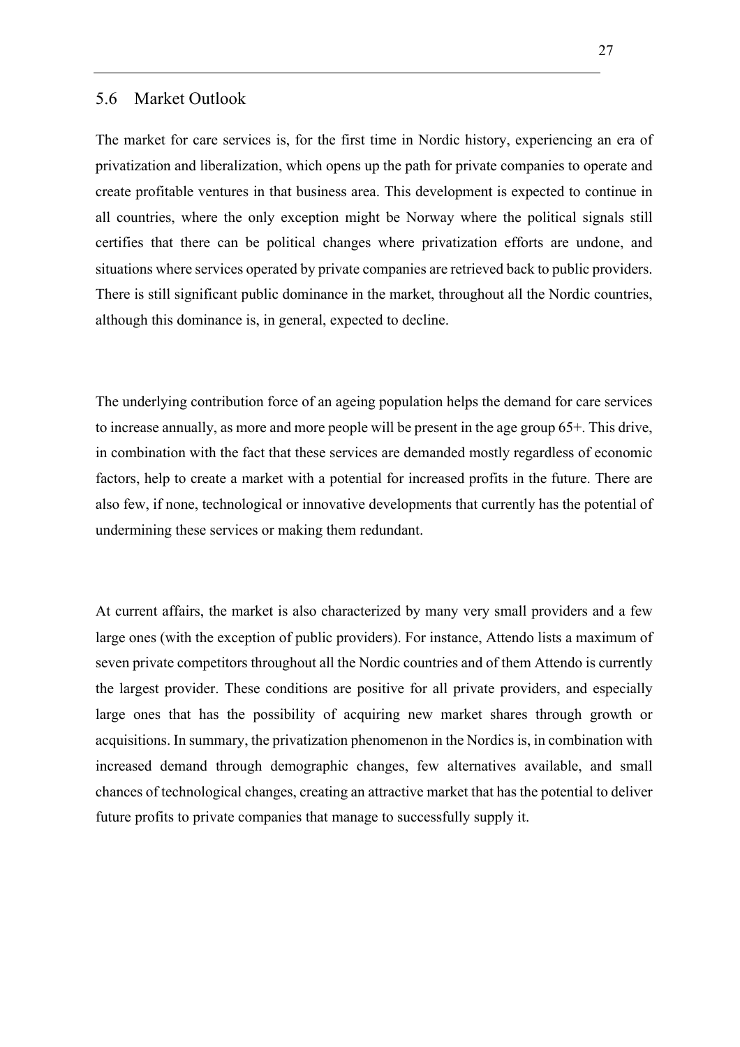## 5.6 Market Outlook

The market for care services is, for the first time in Nordic history, experiencing an era of privatization and liberalization, which opens up the path for private companies to operate and create profitable ventures in that business area. This development is expected to continue in all countries, where the only exception might be Norway where the political signals still certifies that there can be political changes where privatization efforts are undone, and situations where services operated by private companies are retrieved back to public providers. There is still significant public dominance in the market, throughout all the Nordic countries, although this dominance is, in general, expected to decline.

The underlying contribution force of an ageing population helps the demand for care services to increase annually, as more and more people will be present in the age group 65+. This drive, in combination with the fact that these services are demanded mostly regardless of economic factors, help to create a market with a potential for increased profits in the future. There are also few, if none, technological or innovative developments that currently has the potential of undermining these services or making them redundant.

At current affairs, the market is also characterized by many very small providers and a few large ones (with the exception of public providers). For instance, Attendo lists a maximum of seven private competitors throughout all the Nordic countries and of them Attendo is currently the largest provider. These conditions are positive for all private providers, and especially large ones that has the possibility of acquiring new market shares through growth or acquisitions. In summary, the privatization phenomenon in the Nordics is, in combination with increased demand through demographic changes, few alternatives available, and small chances of technological changes, creating an attractive market that has the potential to deliver future profits to private companies that manage to successfully supply it.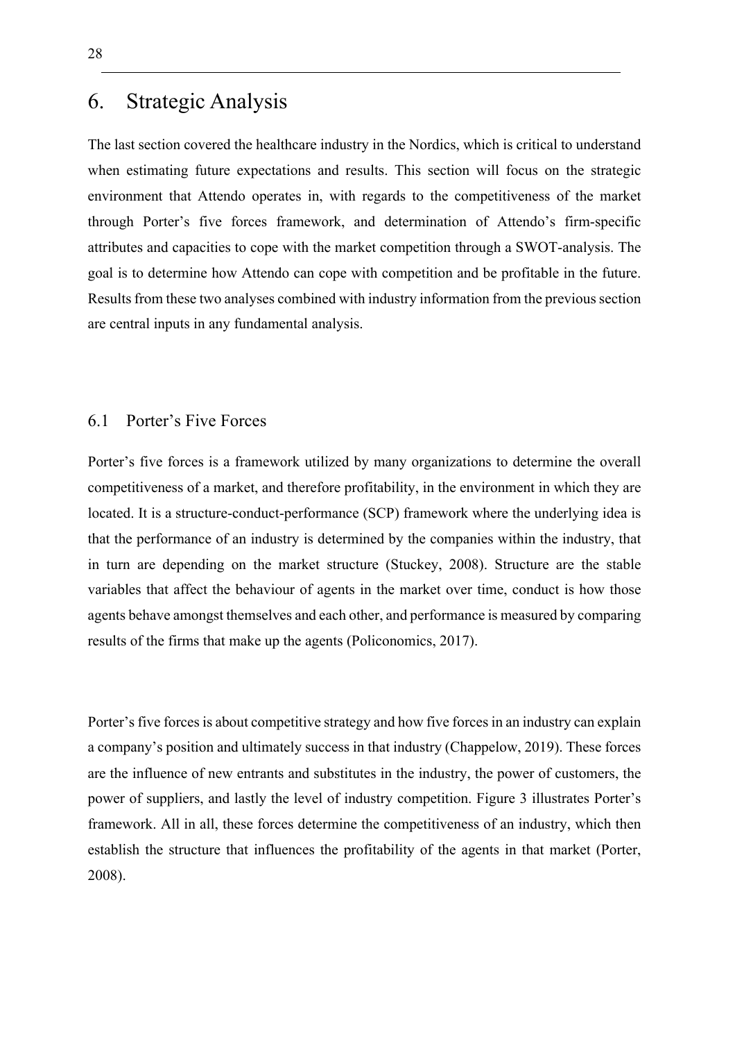# 6. Strategic Analysis

The last section covered the healthcare industry in the Nordics, which is critical to understand when estimating future expectations and results. This section will focus on the strategic environment that Attendo operates in, with regards to the competitiveness of the market through Porter's five forces framework, and determination of Attendo's firm-specific attributes and capacities to cope with the market competition through a SWOT-analysis. The goal is to determine how Attendo can cope with competition and be profitable in the future. Results from these two analyses combined with industry information from the previous section are central inputs in any fundamental analysis.

## 6.1 Porter's Five Forces

Porter's five forces is a framework utilized by many organizations to determine the overall competitiveness of a market, and therefore profitability, in the environment in which they are located. It is a structure-conduct-performance (SCP) framework where the underlying idea is that the performance of an industry is determined by the companies within the industry, that in turn are depending on the market structure (Stuckey, 2008). Structure are the stable variables that affect the behaviour of agents in the market over time, conduct is how those agents behave amongst themselves and each other, and performance is measured by comparing results of the firms that make up the agents (Policonomics, 2017).

Porter's five forces is about competitive strategy and how five forces in an industry can explain a company's position and ultimately success in that industry (Chappelow, 2019). These forces are the influence of new entrants and substitutes in the industry, the power of customers, the power of suppliers, and lastly the level of industry competition. Figure 3 illustrates Porter's framework. All in all, these forces determine the competitiveness of an industry, which then establish the structure that influences the profitability of the agents in that market (Porter, 2008).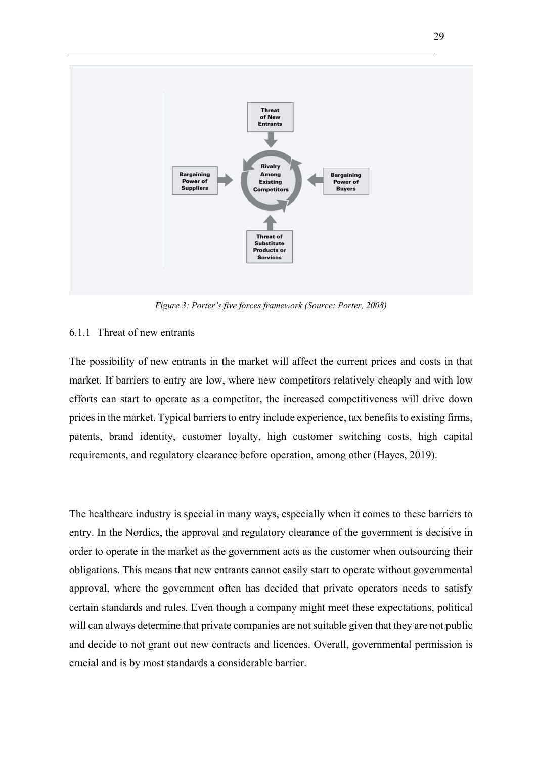*Figure 3: Porter's five forces framework (Source: Porter, 2008)*

### 6.1.1 Threat of new entrants

The possibility of new entrants in the market will affect the current prices and costs in that market. If barriers to entry are low, where new competitors relatively cheaply and with low efforts can start to operate as a competitor, the increased competitiveness will drive down prices in the market. Typical barriers to entry include experience, tax benefits to existing firms, patents, brand identity, customer loyalty, high customer switching costs, high capital requirements, and regulatory clearance before operation, among other (Hayes, 2019).

The healthcare industry is special in many ways, especially when it comes to these barriers to entry. In the Nordics, the approval and regulatory clearance of the government is decisive in order to operate in the market as the government acts as the customer when outsourcing their obligations. This means that new entrants cannot easily start to operate without governmental approval, where the government often has decided that private operators needs to satisfy certain standards and rules. Even though a company might meet these expectations, political will can always determine that private companies are not suitable given that they are not public and decide to not grant out new contracts and licences. Overall, governmental permission is crucial and is by most standards a considerable barrier.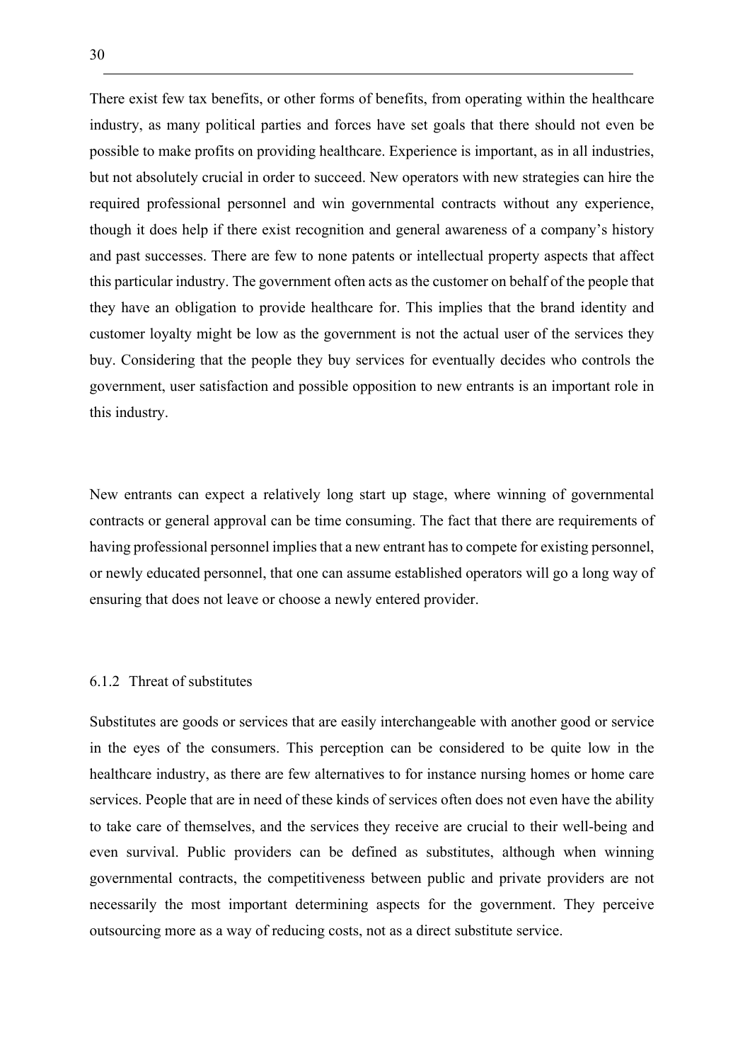There exist few tax benefits, or other forms of benefits, from operating within the healthcare industry, as many political parties and forces have set goals that there should not even be possible to make profits on providing healthcare. Experience is important, as in all industries, but not absolutely crucial in order to succeed. New operators with new strategies can hire the required professional personnel and win governmental contracts without any experience, though it does help if there exist recognition and general awareness of a company's history and past successes. There are few to none patents or intellectual property aspects that affect this particular industry. The government often acts as the customer on behalf of the people that they have an obligation to provide healthcare for. This implies that the brand identity and customer loyalty might be low as the government is not the actual user of the services they buy. Considering that the people they buy services for eventually decides who controls the government, user satisfaction and possible opposition to new entrants is an important role in this industry.

New entrants can expect a relatively long start up stage, where winning of governmental contracts or general approval can be time consuming. The fact that there are requirements of having professional personnel implies that a new entrant has to compete for existing personnel, or newly educated personnel, that one can assume established operators will go a long way of ensuring that does not leave or choose a newly entered provider.

### 6.1.2 Threat of substitutes

Substitutes are goods or services that are easily interchangeable with another good or service in the eyes of the consumers. This perception can be considered to be quite low in the healthcare industry, as there are few alternatives to for instance nursing homes or home care services. People that are in need of these kinds of services often does not even have the ability to take care of themselves, and the services they receive are crucial to their well-being and even survival. Public providers can be defined as substitutes, although when winning governmental contracts, the competitiveness between public and private providers are not necessarily the most important determining aspects for the government. They perceive outsourcing more as a way of reducing costs, not as a direct substitute service.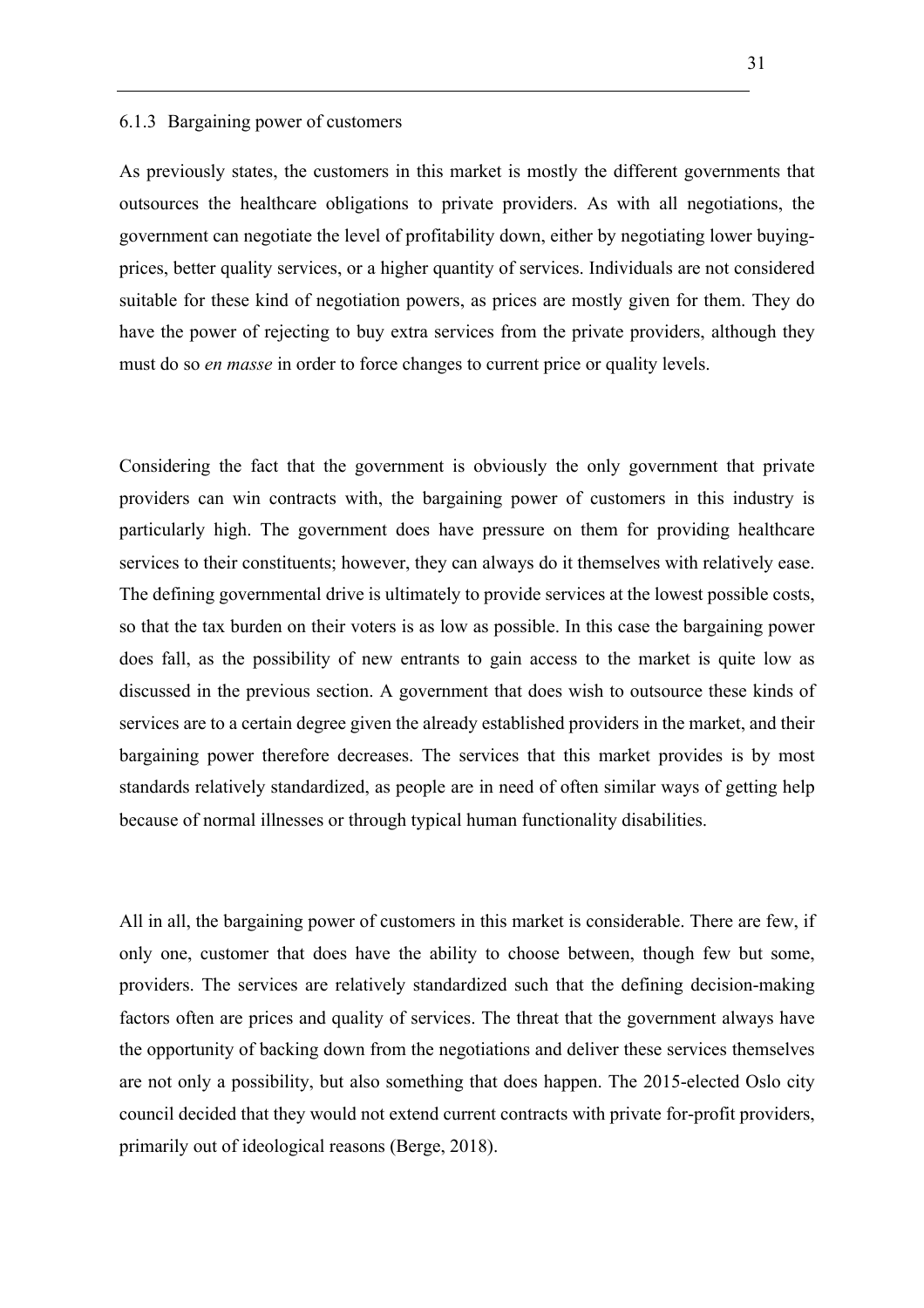### 6.1.3 Bargaining power of customers

As previously states, the customers in this market is mostly the different governments that outsources the healthcare obligations to private providers. As with all negotiations, the government can negotiate the level of profitability down, either by negotiating lower buying-prices, better quality services, or a higher quantity of services. Individuals are not considered suitable for these kind of negotiation powers, as prices are mostly given for them. They do have the power of rejecting to buy extra services from the private providers, although they must do so *en masse* in order to force changes to current price or quality levels.

Considering the fact that the government is obviously the only government that private providers can win contracts with, the bargaining power of customers in this industry is particularly high. The government does have pressure on them for providing healthcare services to their constituents; however, they can always do it themselves with relatively ease. The defining governmental drive is ultimately to provide services at the lowest possible costs, so that the tax burden on their voters is as low as possible. In this case the bargaining power does fall, as the possibility of new entrants to gain access to the market is quite low as discussed in the previous section. A government that does wish to outsource these kinds of services are to a certain degree given the already established providers in the market, and their bargaining power therefore decreases. The services that this market provides is by most standards relatively standardized, as people are in need of often similar ways of getting help because of normal illnesses or through typical human functionality disabilities.

All in all, the bargaining power of customers in this market is considerable. There are few, if only one, customer that does have the ability to choose between, though few but some, providers. The services are relatively standardized such that the defining decision-making factors often are prices and quality of services. The threat that the government always have the opportunity of backing down from the negotiations and deliver these services themselves are not only a possibility, but also something that does happen. The 2015-elected Oslo city council decided that they would not extend current contracts with private for-profit providers, primarily out of ideological reasons (Berge, 2018).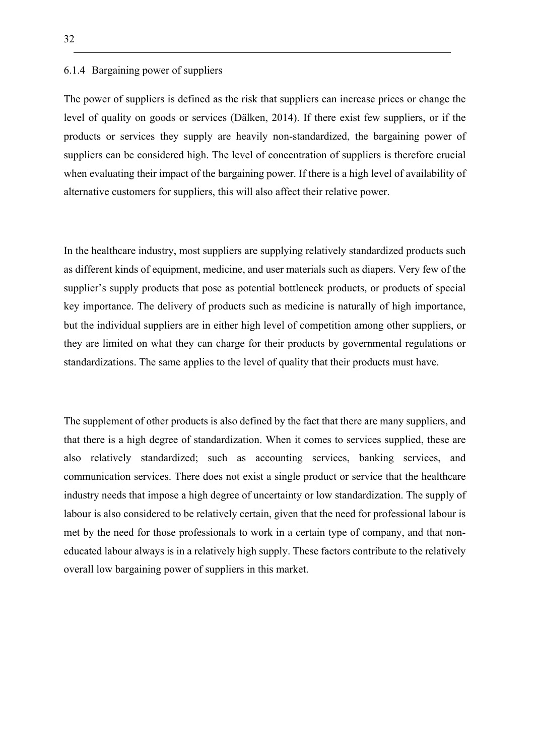### 6.1.4 Bargaining power of suppliers

The power of suppliers is defined as the risk that suppliers can increase prices or change the level of quality on goods or services (Dälken, 2014). If there exist few suppliers, or if the products or services they supply are heavily non-standardized, the bargaining power of suppliers can be considered high. The level of concentration of suppliers is therefore crucial when evaluating their impact of the bargaining power. If there is a high level of availability of alternative customers for suppliers, this will also affect their relative power.

In the healthcare industry, most suppliers are supplying relatively standardized products such as different kinds of equipment, medicine, and user materials such as diapers. Very few of the supplier's supply products that pose as potential bottleneck products, or products of special key importance. The delivery of products such as medicine is naturally of high importance, but the individual suppliers are in either high level of competition among other suppliers, or they are limited on what they can charge for their products by governmental regulations or standardizations. The same applies to the level of quality that their products must have.

The supplement of other products is also defined by the fact that there are many suppliers, and that there is a high degree of standardization. When it comes to services supplied, these are also relatively standardized; such as accounting services, banking services, and communication services. There does not exist a single product or service that the healthcare industry needs that impose a high degree of uncertainty or low standardization. The supply of labour is also considered to be relatively certain, given that the need for professional labour is met by the need for those professionals to work in a certain type of company, and that non-educated labour always is in a relatively high supply. These factors contribute to the relatively overall low bargaining power of suppliers in this market.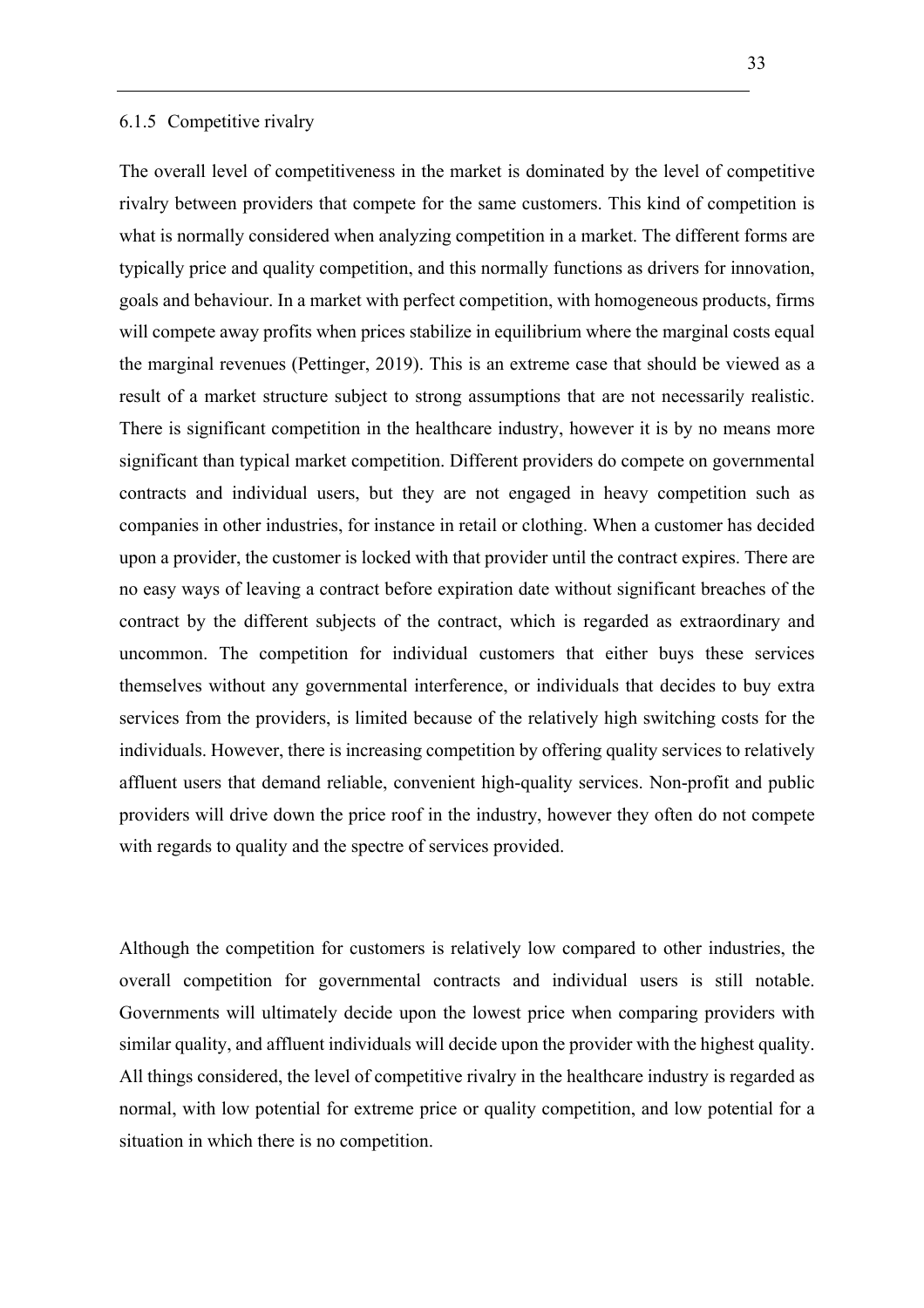### 6.1.5 Competitive rivalry

The overall level of competitiveness in the market is dominated by the level of competitive rivalry between providers that compete for the same customers. This kind of competition is what is normally considered when analyzing competition in a market. The different forms are typically price and quality competition, and this normally functions as drivers for innovation, goals and behaviour. In a market with perfect competition, with homogeneous products, firms will compete away profits when prices stabilize in equilibrium where the marginal costs equal the marginal revenues (Pettinger, 2019). This is an extreme case that should be viewed as a result of a market structure subject to strong assumptions that are not necessarily realistic. There is significant competition in the healthcare industry, however it is by no means more significant than typical market competition. Different providers do compete on governmental contracts and individual users, but they are not engaged in heavy competition such as companies in other industries, for instance in retail or clothing. When a customer has decided upon a provider, the customer is locked with that provider until the contract expires. There are no easy ways of leaving a contract before expiration date without significant breaches of the contract by the different subjects of the contract, which is regarded as extraordinary and uncommon. The competition for individual customers that either buys these services themselves without any governmental interference, or individuals that decides to buy extra services from the providers, is limited because of the relatively high switching costs for the individuals. However, there is increasing competition by offering quality services to relatively affluent users that demand reliable, convenient high-quality services. Non-profit and public providers will drive down the price roof in the industry, however they often do not compete with regards to quality and the spectre of services provided.

Although the competition for customers is relatively low compared to other industries, the overall competition for governmental contracts and individual users is still notable. Governments will ultimately decide upon the lowest price when comparing providers with similar quality, and affluent individuals will decide upon the provider with the highest quality. All things considered, the level of competitive rivalry in the healthcare industry is regarded as normal, with low potential for extreme price or quality competition, and low potential for a situation in which there is no competition.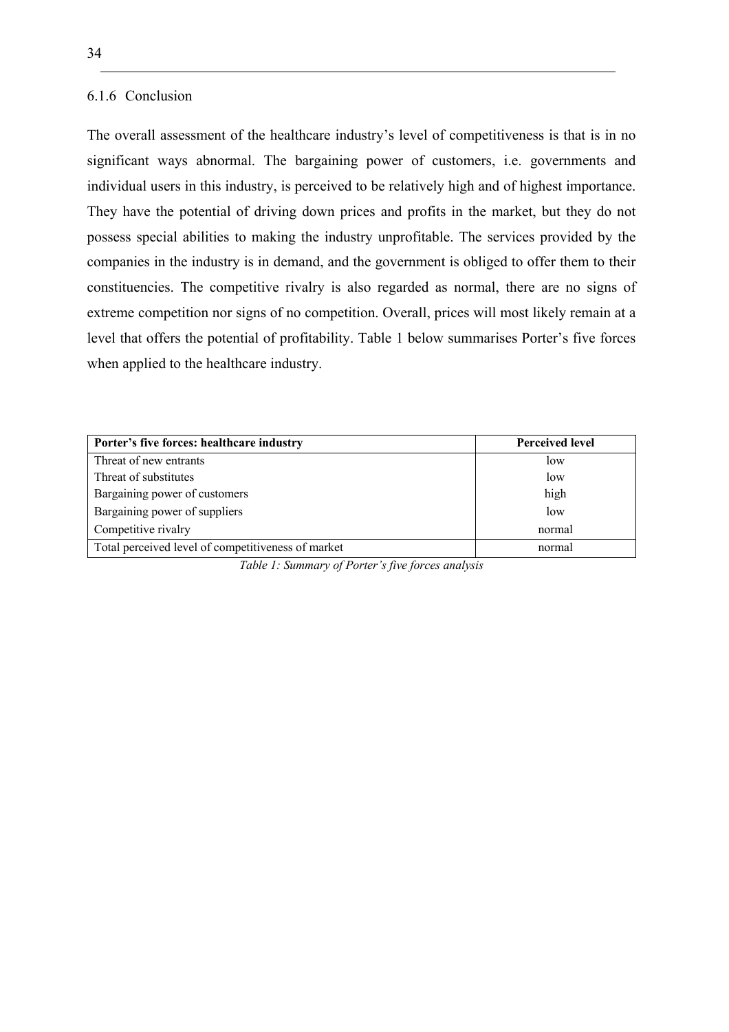### 6.1.6 Conclusion

The overall assessment of the healthcare industry's level of competitiveness is that is in no significant ways abnormal. The bargaining power of customers, i.e. governments and individual users in this industry, is perceived to be relatively high and of highest importance. They have the potential of driving down prices and profits in the market, but they do not possess special abilities to making the industry unprofitable. The services provided by the companies in the industry is in demand, and the government is obliged to offer them to their constituencies. The competitive rivalry is also regarded as normal, there are no signs of extreme competition nor signs of no competition. Overall, prices will most likely remain at a level that offers the potential of profitability. Table 1 below summarises Porter's five forces when applied to the healthcare industry.

| **Porter's five forces: healthcare industry** | **Perceived level** |
| --- | --- |
| Threat of new entrants | low |
| Threat of substitutes | low |
| Bargaining power of customers | high |
| Bargaining power of suppliers | low |
| Competitive rivalry | normal |
| Total perceived level of competitiveness of market | normal |

*Table 1: Summary of Porter's five forces analysis*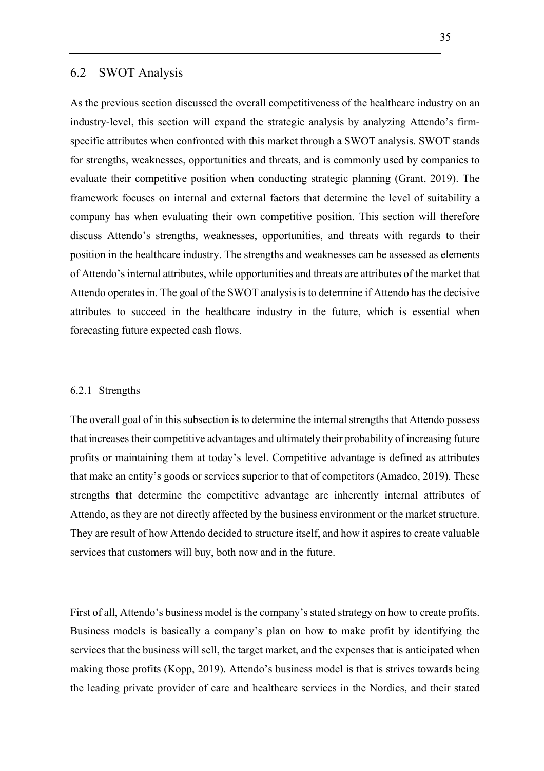## 6.2 SWOT Analysis

As the previous section discussed the overall competitiveness of the healthcare industry on an industry-level, this section will expand the strategic analysis by analyzing Attendo's firm-specific attributes when confronted with this market through a SWOT analysis. SWOT stands for strengths, weaknesses, opportunities and threats, and is commonly used by companies to evaluate their competitive position when conducting strategic planning (Grant, 2019). The framework focuses on internal and external factors that determine the level of suitability a company has when evaluating their own competitive position. This section will therefore discuss Attendo's strengths, weaknesses, opportunities, and threats with regards to their position in the healthcare industry. The strengths and weaknesses can be assessed as elements of Attendo's internal attributes, while opportunities and threats are attributes of the market that Attendo operates in. The goal of the SWOT analysis is to determine if Attendo has the decisive attributes to succeed in the healthcare industry in the future, which is essential when forecasting future expected cash flows.

### 6.2.1 Strengths

The overall goal of in this subsection is to determine the internal strengths that Attendo possess that increases their competitive advantages and ultimately their probability of increasing future profits or maintaining them at today's level. Competitive advantage is defined as attributes that make an entity's goods or services superior to that of competitors (Amadeo, 2019). These strengths that determine the competitive advantage are inherently internal attributes of Attendo, as they are not directly affected by the business environment or the market structure. They are result of how Attendo decided to structure itself, and how it aspires to create valuable services that customers will buy, both now and in the future.

First of all, Attendo's business model is the company's stated strategy on how to create profits. Business models is basically a company's plan on how to make profit by identifying the services that the business will sell, the target market, and the expenses that is anticipated when making those profits (Kopp, 2019). Attendo's business model is that is strives towards being the leading private provider of care and healthcare services in the Nordics, and their stated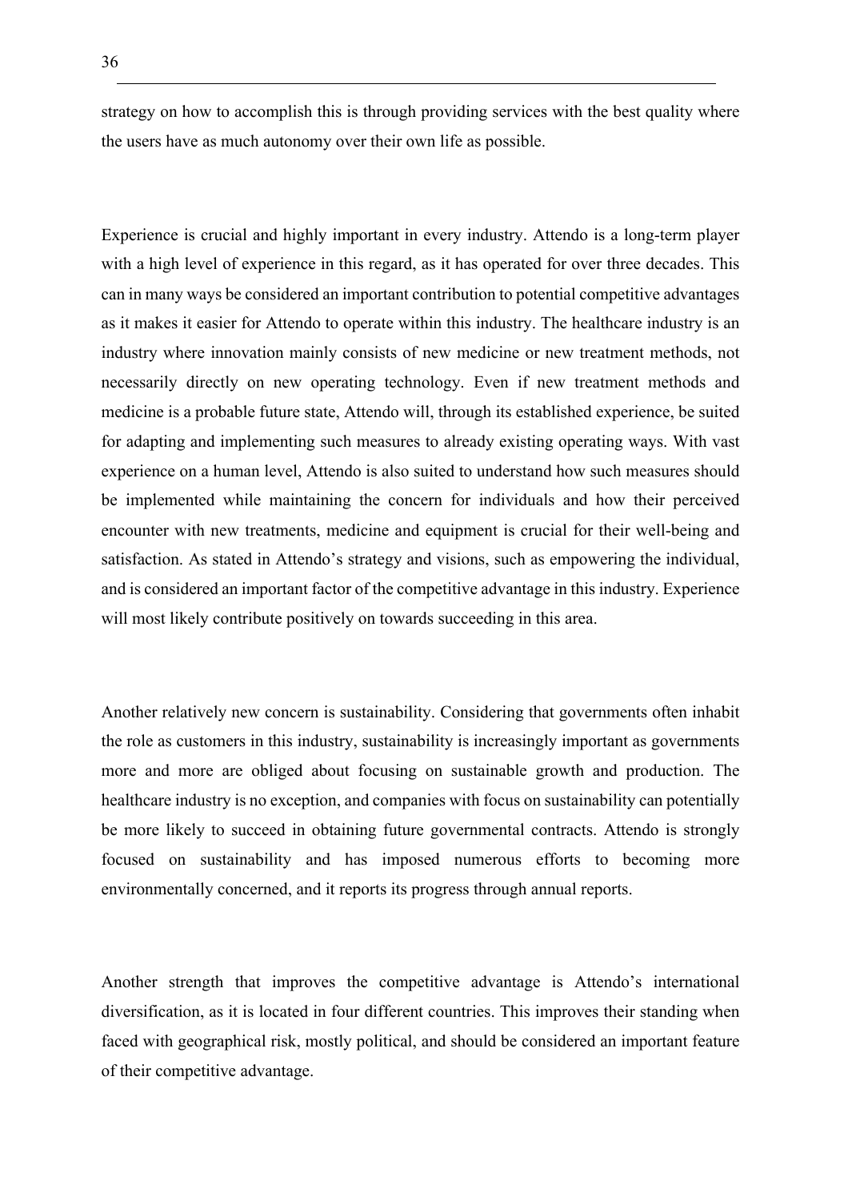strategy on how to accomplish this is through providing services with the best quality where the users have as much autonomy over their own life as possible.

Experience is crucial and highly important in every industry. Attendo is a long-term player with a high level of experience in this regard, as it has operated for over three decades. This can in many ways be considered an important contribution to potential competitive advantages as it makes it easier for Attendo to operate within this industry. The healthcare industry is an industry where innovation mainly consists of new medicine or new treatment methods, not necessarily directly on new operating technology. Even if new treatment methods and medicine is a probable future state, Attendo will, through its established experience, be suited for adapting and implementing such measures to already existing operating ways. With vast experience on a human level, Attendo is also suited to understand how such measures should be implemented while maintaining the concern for individuals and how their perceived encounter with new treatments, medicine and equipment is crucial for their well-being and satisfaction. As stated in Attendo's strategy and visions, such as empowering the individual, and is considered an important factor of the competitive advantage in this industry. Experience will most likely contribute positively on towards succeeding in this area.

Another relatively new concern is sustainability. Considering that governments often inhabit the role as customers in this industry, sustainability is increasingly important as governments more and more are obliged about focusing on sustainable growth and production. The healthcare industry is no exception, and companies with focus on sustainability can potentially be more likely to succeed in obtaining future governmental contracts. Attendo is strongly focused on sustainability and has imposed numerous efforts to becoming more environmentally concerned, and it reports its progress through annual reports.

Another strength that improves the competitive advantage is Attendo's international diversification, as it is located in four different countries. This improves their standing when faced with geographical risk, mostly political, and should be considered an important feature of their competitive advantage.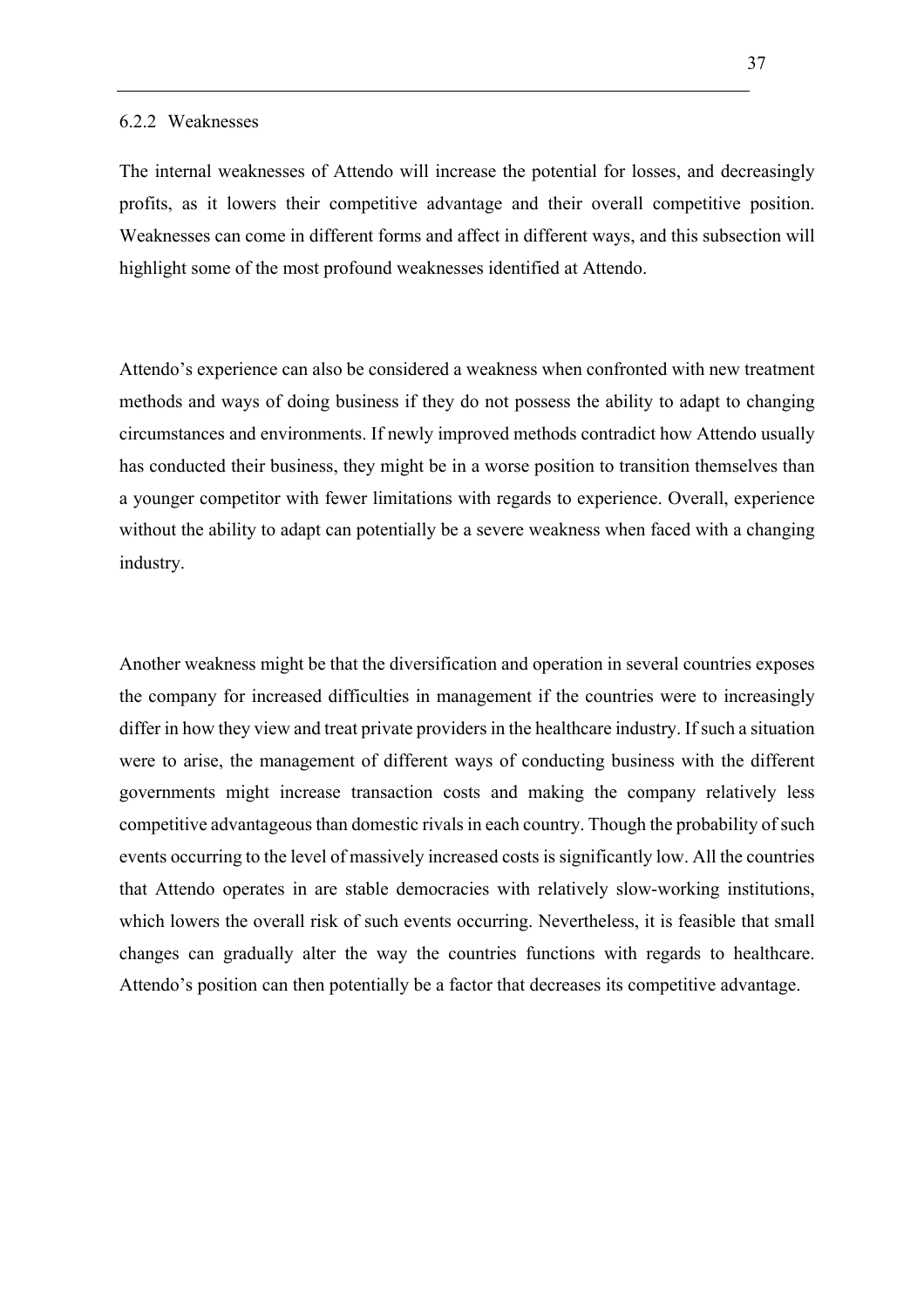### 6.2.2 Weaknesses

The internal weaknesses of Attendo will increase the potential for losses, and decreasingly profits, as it lowers their competitive advantage and their overall competitive position. Weaknesses can come in different forms and affect in different ways, and this subsection will highlight some of the most profound weaknesses identified at Attendo.

Attendo's experience can also be considered a weakness when confronted with new treatment methods and ways of doing business if they do not possess the ability to adapt to changing circumstances and environments. If newly improved methods contradict how Attendo usually has conducted their business, they might be in a worse position to transition themselves than a younger competitor with fewer limitations with regards to experience. Overall, experience without the ability to adapt can potentially be a severe weakness when faced with a changing industry.

Another weakness might be that the diversification and operation in several countries exposes the company for increased difficulties in management if the countries were to increasingly differ in how they view and treat private providers in the healthcare industry. If such a situation were to arise, the management of different ways of conducting business with the different governments might increase transaction costs and making the company relatively less competitive advantageous than domestic rivals in each country. Though the probability of such events occurring to the level of massively increased costs is significantly low. All the countries that Attendo operates in are stable democracies with relatively slow-working institutions, which lowers the overall risk of such events occurring. Nevertheless, it is feasible that small changes can gradually alter the way the countries functions with regards to healthcare. Attendo's position can then potentially be a factor that decreases its competitive advantage.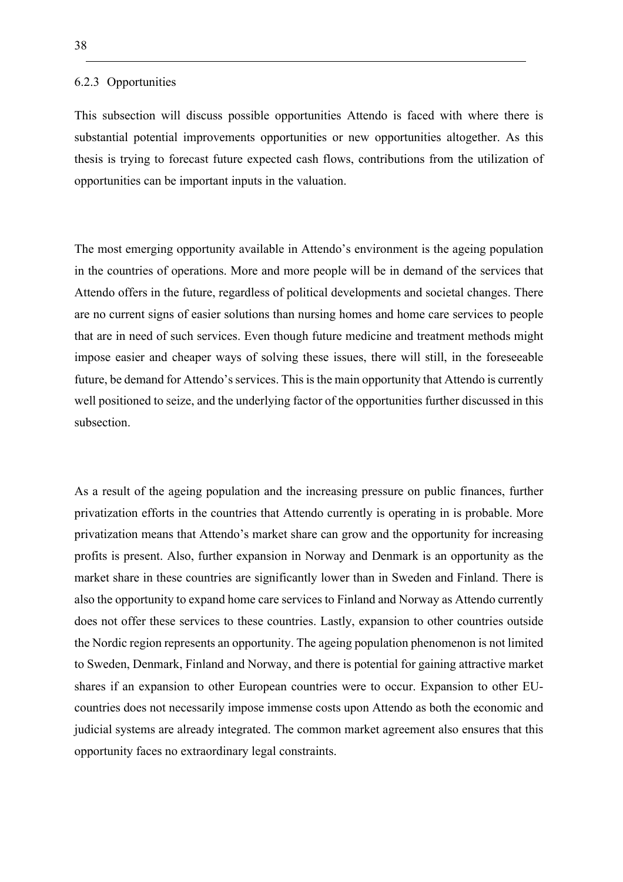### 6.2.3 Opportunities

This subsection will discuss possible opportunities Attendo is faced with where there is substantial potential improvements opportunities or new opportunities altogether. As this thesis is trying to forecast future expected cash flows, contributions from the utilization of opportunities can be important inputs in the valuation.

The most emerging opportunity available in Attendo's environment is the ageing population in the countries of operations. More and more people will be in demand of the services that Attendo offers in the future, regardless of political developments and societal changes. There are no current signs of easier solutions than nursing homes and home care services to people that are in need of such services. Even though future medicine and treatment methods might impose easier and cheaper ways of solving these issues, there will still, in the foreseeable future, be demand for Attendo's services. This is the main opportunity that Attendo is currently well positioned to seize, and the underlying factor of the opportunities further discussed in this subsection.

As a result of the ageing population and the increasing pressure on public finances, further privatization efforts in the countries that Attendo currently is operating in is probable. More privatization means that Attendo's market share can grow and the opportunity for increasing profits is present. Also, further expansion in Norway and Denmark is an opportunity as the market share in these countries are significantly lower than in Sweden and Finland. There is also the opportunity to expand home care services to Finland and Norway as Attendo currently does not offer these services to these countries. Lastly, expansion to other countries outside the Nordic region represents an opportunity. The ageing population phenomenon is not limited to Sweden, Denmark, Finland and Norway, and there is potential for gaining attractive market shares if an expansion to other European countries were to occur. Expansion to other EU-countries does not necessarily impose immense costs upon Attendo as both the economic and judicial systems are already integrated. The common market agreement also ensures that this opportunity faces no extraordinary legal constraints.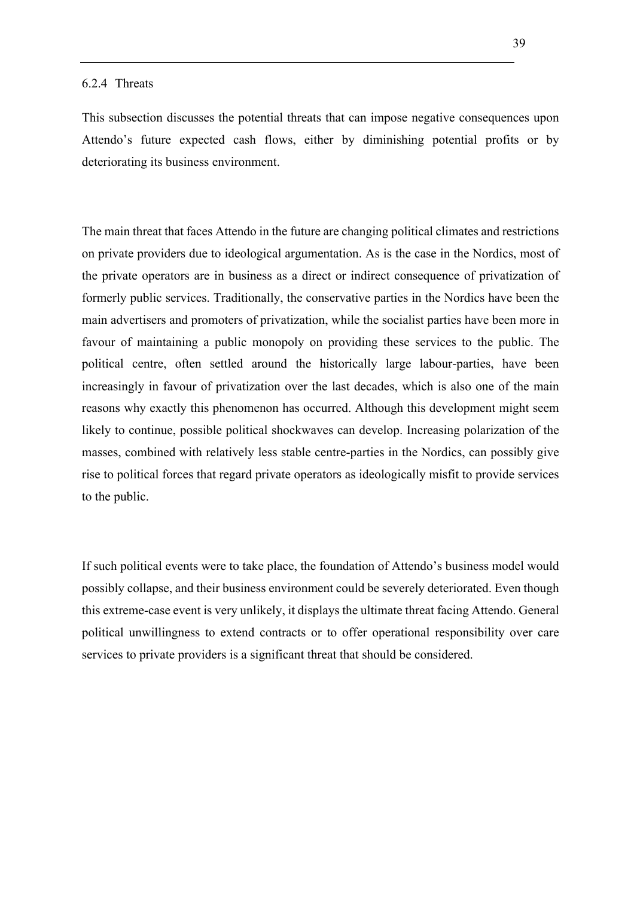#### 6.2.4 Threats

This subsection discusses the potential threats that can impose negative consequences upon Attendo's future expected cash flows, either by diminishing potential profits or by deteriorating its business environment.

The main threat that faces Attendo in the future are changing political climates and restrictions on private providers due to ideological argumentation. As is the case in the Nordics, most of the private operators are in business as a direct or indirect consequence of privatization of formerly public services. Traditionally, the conservative parties in the Nordics have been the main advertisers and promoters of privatization, while the socialist parties have been more in favour of maintaining a public monopoly on providing these services to the public. The political centre, often settled around the historically large labour-parties, have been increasingly in favour of privatization over the last decades, which is also one of the main reasons why exactly this phenomenon has occurred. Although this development might seem likely to continue, possible political shockwaves can develop. Increasing polarization of the masses, combined with relatively less stable centre-parties in the Nordics, can possibly give rise to political forces that regard private operators as ideologically misfit to provide services to the public.

If such political events were to take place, the foundation of Attendo's business model would possibly collapse, and their business environment could be severely deteriorated. Even though this extreme-case event is very unlikely, it displays the ultimate threat facing Attendo. General political unwillingness to extend contracts or to offer operational responsibility over care services to private providers is a significant threat that should be considered.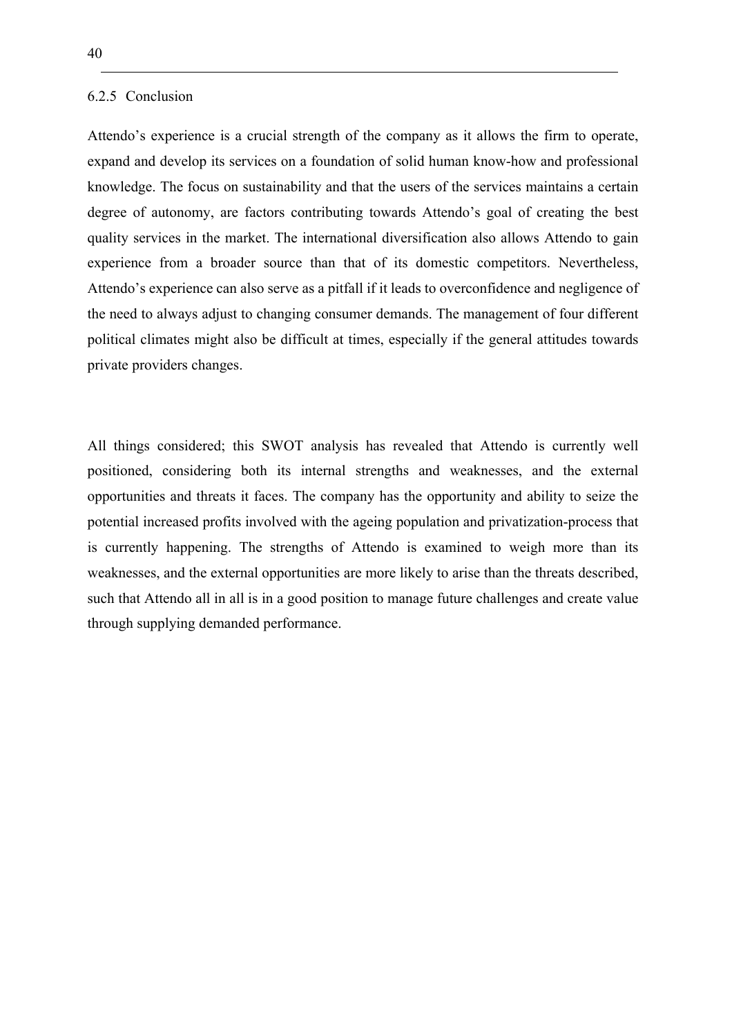### 6.2.5 Conclusion

Attendo's experience is a crucial strength of the company as it allows the firm to operate, expand and develop its services on a foundation of solid human know-how and professional knowledge. The focus on sustainability and that the users of the services maintains a certain degree of autonomy, are factors contributing towards Attendo's goal of creating the best quality services in the market. The international diversification also allows Attendo to gain experience from a broader source than that of its domestic competitors. Nevertheless, Attendo's experience can also serve as a pitfall if it leads to overconfidence and negligence of the need to always adjust to changing consumer demands. The management of four different political climates might also be difficult at times, especially if the general attitudes towards private providers changes.

All things considered; this SWOT analysis has revealed that Attendo is currently well positioned, considering both its internal strengths and weaknesses, and the external opportunities and threats it faces. The company has the opportunity and ability to seize the potential increased profits involved with the ageing population and privatization-process that is currently happening. The strengths of Attendo is examined to weigh more than its weaknesses, and the external opportunities are more likely to arise than the threats described, such that Attendo all in all is in a good position to manage future challenges and create value through supplying demanded performance.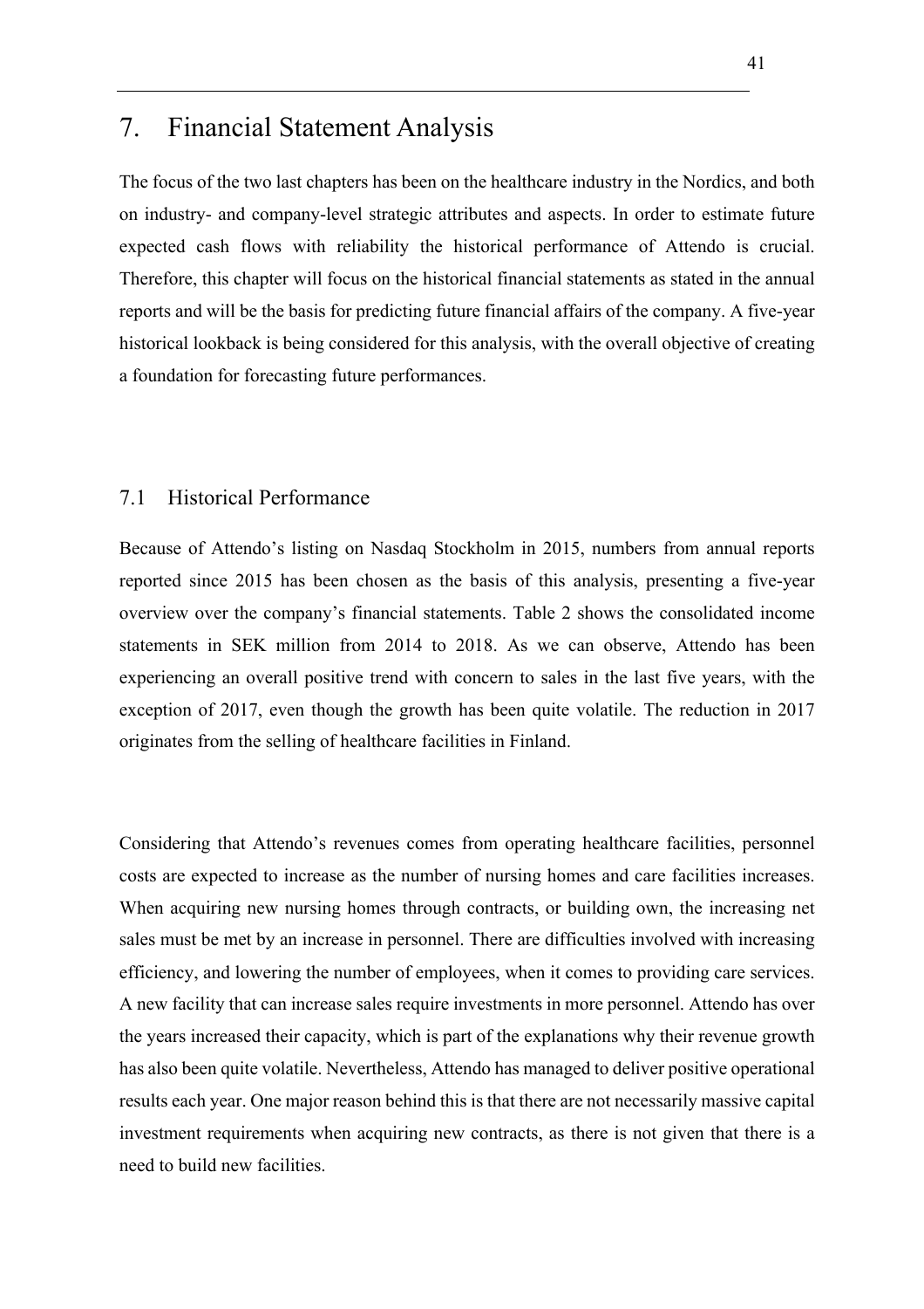# 7. Financial Statement Analysis

The focus of the two last chapters has been on the healthcare industry in the Nordics, and both on industry- and company-level strategic attributes and aspects. In order to estimate future expected cash flows with reliability the historical performance of Attendo is crucial. Therefore, this chapter will focus on the historical financial statements as stated in the annual reports and will be the basis for predicting future financial affairs of the company. A five-year historical lookback is being considered for this analysis, with the overall objective of creating a foundation for forecasting future performances.

## 7.1 Historical Performance

Because of Attendo's listing on Nasdaq Stockholm in 2015, numbers from annual reports reported since 2015 has been chosen as the basis of this analysis, presenting a five-year overview over the company's financial statements. Table 2 shows the consolidated income statements in SEK million from 2014 to 2018. As we can observe, Attendo has been experiencing an overall positive trend with concern to sales in the last five years, with the exception of 2017, even though the growth has been quite volatile. The reduction in 2017 originates from the selling of healthcare facilities in Finland.

Considering that Attendo's revenues comes from operating healthcare facilities, personnel costs are expected to increase as the number of nursing homes and care facilities increases. When acquiring new nursing homes through contracts, or building own, the increasing net sales must be met by an increase in personnel. There are difficulties involved with increasing efficiency, and lowering the number of employees, when it comes to providing care services. A new facility that can increase sales require investments in more personnel. Attendo has over the years increased their capacity, which is part of the explanations why their revenue growth has also been quite volatile. Nevertheless, Attendo has managed to deliver positive operational results each year. One major reason behind this is that there are not necessarily massive capital investment requirements when acquiring new contracts, as there is not given that there is a need to build new facilities.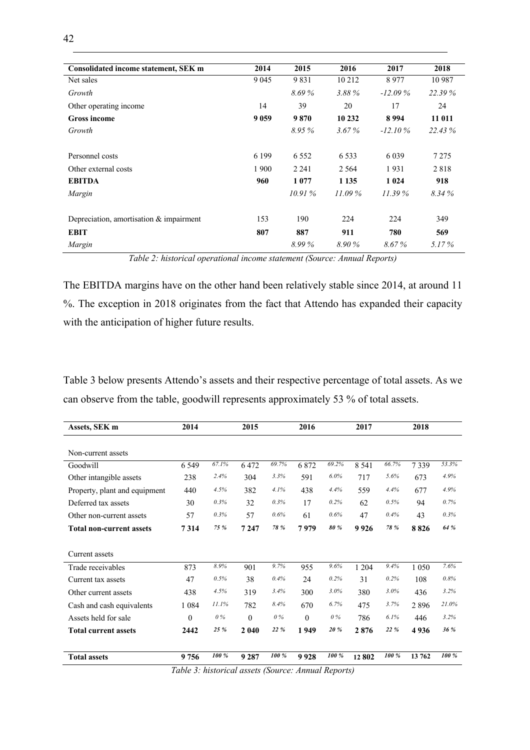| Consolidated income statement, SEK m | 2014 | 2015 | 2016 | 2017 | 2018 |
|---|---|---|---|---|---|
| Net sales | 9 045 | 9 831 | 10 212 | 8 977 | 10 987 |
| *Growth* | | *8.69 %* | *3.88 %* | *-12.09 %* | *22.39 %* |
| Other operating income | 14 | 39 | 20 | 17 | 24 |
| **Gross income** | **9 059** | **9 870** | **10 232** | **8 994** | **11 011** |
| *Growth* | | *8.95 %* | *3.67 %* | *-12.10 %* | *22.43 %* |
| | | | | | |
| Personnel costs | 6 199 | 6 552 | 6 533 | 6 039 | 7 275 |
| Other external costs | 1 900 | 2 241 | 2 564 | 1 931 | 2 818 |
| **EBITDA** | **960** | **1 077** | **1 135** | **1 024** | **918** |
| *Margin* | | *10.91 %* | *11.09 %* | *11.39 %* | *8.34 %* |
| | | | | | |
| Depreciation, amortisation & impairment | 153 | 190 | 224 | 224 | 349 |
| **EBIT** | **807** | **887** | **911** | **780** | **569** |
| *Margin* | | *8.99 %* | *8.90 %* | *8.67 %* | *5.17 %* |

*Table 2: historical operational income statement (Source: Annual Reports)*

The EBITDA margins have on the other hand been relatively stable since 2014, at around 11 %. The exception in 2018 originates from the fact that Attendo has expanded their capacity with the anticipation of higher future results.

Table 3 below presents Attendo's assets and their respective percentage of total assets. As we can observe from the table, goodwill represents approximately 53 % of total assets.

| Assets, SEK m | 2014 | | 2015 | | 2016 | | 2017 | | 2018 | |
|---|---|---|---|---|---|---|---|---|---|---|
| | | | | | | | | | | |
| Non-current assets | | | | | | | | | | |
| Goodwill | 6 549 | *67.1%* | 6 472 | *69.7%* | 6 872 | *69.2%* | 8 541 | *66.7%* | 7 339 | *53.3%* |
| Other intangible assets | 238 | *2.4%* | 304 | *3.3%* | 591 | *6.0%* | 717 | *5.6%* | 673 | *4.9%* |
| Property, plant and equipment | 440 | *4.5%* | 382 | *4.1%* | 438 | *4.4%* | 559 | *4.4%* | 677 | *4.9%* |
| Deferred tax assets | 30 | *0.3%* | 32 | *0.3%* | 17 | *0.2%* | 62 | *0.5%* | 94 | *0.7%* |
| Other non-current assets | 57 | *0.3%* | 57 | *0.6%* | 61 | *0.6%* | 47 | *0.4%* | 43 | *0.3%* |
| **Total non-current assets** | **7 314** | *75 %* | **7 247** | *78 %* | **7 979** | *80 %* | **9 926** | *78 %* | **8 826** | *64 %* |
| | | | | | | | | | | |
| Current assets | | | | | | | | | | |
| Trade receivables | 873 | *8.9%* | 901 | *9.7%* | 955 | *9.6%* | 1 204 | *9.4%* | 1 050 | *7.6%* |
| Current tax assets | 47 | *0.5%* | 38 | *0.4%* | 24 | *0.2%* | 31 | *0.2%* | 108 | *0.8%* |
| Other current assets | 438 | *4.5%* | 319 | *3.4%* | 300 | *3.0%* | 380 | *3.0%* | 436 | *3.2%* |
| Cash and cash equivalents | 1 084 | *11.1%* | 782 | *8.4%* | 670 | *6.7%* | 475 | *3.7%* | 2 896 | *21.0%* |
| Assets held for sale | 0 | *0 %* | 0 | *0 %* | 0 | *0 %* | 786 | *6.1%* | 446 | *3.2%* |
| **Total current assets** | **2442** | *25 %* | **2 040** | *22 %* | **1 949** | *20 %* | **2 876** | *22 %* | **4 936** | *36 %* |
| | | | | | | | | | | |
| **Total assets** | **9 756** | *100 %* | **9 287** | *100 %* | **9 928** | *100 %* | **12 802** | *100 %* | **13 762** | *100 %* |

*Table 3: historical assets (Source: Annual Reports)*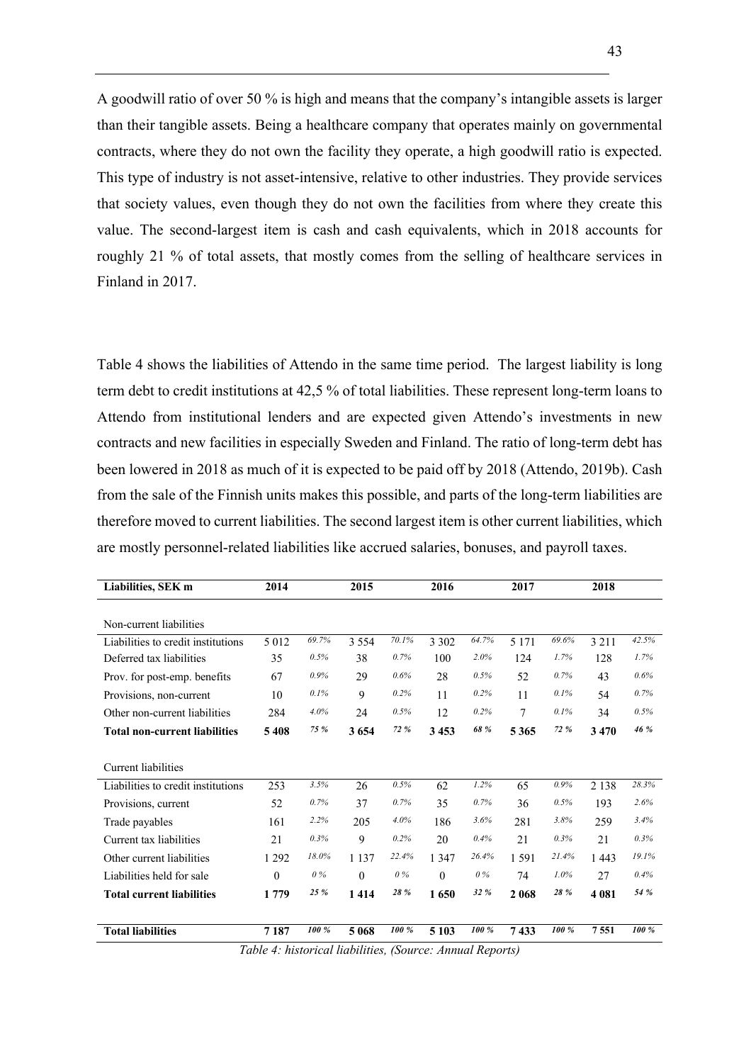A goodwill ratio of over 50 % is high and means that the company's intangible assets is larger than their tangible assets. Being a healthcare company that operates mainly on governmental contracts, where they do not own the facility they operate, a high goodwill ratio is expected. This type of industry is not asset-intensive, relative to other industries. They provide services that society values, even though they do not own the facilities from where they create this value. The second-largest item is cash and cash equivalents, which in 2018 accounts for roughly 21 % of total assets, that mostly comes from the selling of healthcare services in Finland in 2017.

Table 4 shows the liabilities of Attendo in the same time period. The largest liability is long term debt to credit institutions at 42,5 % of total liabilities. These represent long-term loans to Attendo from institutional lenders and are expected given Attendo's investments in new contracts and new facilities in especially Sweden and Finland. The ratio of long-term debt has been lowered in 2018 as much of it is expected to be paid off by 2018 (Attendo, 2019b). Cash from the sale of the Finnish units makes this possible, and parts of the long-term liabilities are therefore moved to current liabilities. The second largest item is other current liabilities, which are mostly personnel-related liabilities like accrued salaries, bonuses, and payroll taxes.

| Liabilities, SEK m | 2014 | | 2015 | | 2016 | | 2017 | | 2018 | |
|---|---|---|---|---|---|---|---|---|---|---|
| Non-current liabilities | | | | | | | | | | |
| Liabilities to credit institutions | 5 012 | *69.7%* | 3 554 | *70.1%* | 3 302 | *64.7%* | 5 171 | *69.6%* | 3 211 | *42.5%* |
| Deferred tax liabilities | 35 | *0.5%* | 38 | *0.7%* | 100 | *2.0%* | 124 | *1.7%* | 128 | *1.7%* |
| Prov. for post-emp. benefits | 67 | *0.9%* | 29 | *0.6%* | 28 | *0.5%* | 52 | *0.7%* | 43 | *0.6%* |
| Provisions, non-current | 10 | *0.1%* | 9 | *0.2%* | 11 | *0.2%* | 11 | *0.1%* | 54 | *0.7%* |
| Other non-current liabilities | 284 | *4.0%* | 24 | *0.5%* | 12 | *0.2%* | 7 | *0.1%* | 34 | *0.5%* |
| **Total non-current liabilities** | **5 408** | ***75 %*** | **3 654** | ***72 %*** | **3 453** | ***68 %*** | **5 365** | ***72 %*** | **3 470** | ***46 %*** |
| Current liabilities | | | | | | | | | | |
| Liabilities to credit institutions | 253 | *3.5%* | 26 | *0.5%* | 62 | *1.2%* | 65 | *0.9%* | 2 138 | *28.3%* |
| Provisions, current | 52 | *0.7%* | 37 | *0.7%* | 35 | *0.7%* | 36 | *0.5%* | 193 | *2.6%* |
| Trade payables | 161 | *2.2%* | 205 | *4.0%* | 186 | *3.6%* | 281 | *3.8%* | 259 | *3.4%* |
| Current tax liabilities | 21 | *0.3%* | 9 | *0.2%* | 20 | *0.4%* | 21 | *0.3%* | 21 | *0.3%* |
| Other current liabilities | 1 292 | *18.0%* | 1 137 | *22.4%* | 1 347 | *26.4%* | 1 591 | *21.4%* | 1 443 | *19.1%* |
| Liabilities held for sale | 0 | *0 %* | 0 | *0 %* | 0 | *0 %* | 74 | *1.0%* | 27 | *0.4%* |
| **Total current liabilities** | **1 779** | ***25 %*** | **1 414** | ***28 %*** | **1 650** | ***32 %*** | **2 068** | ***28 %*** | **4 081** | ***54 %*** |
| **Total liabilities** | **7 187** | ***100 %*** | **5 068** | ***100 %*** | **5 103** | ***100 %*** | **7 433** | ***100 %*** | **7 551** | ***100 %*** |

*Table 4: historical liabilities, (Source: Annual Reports)*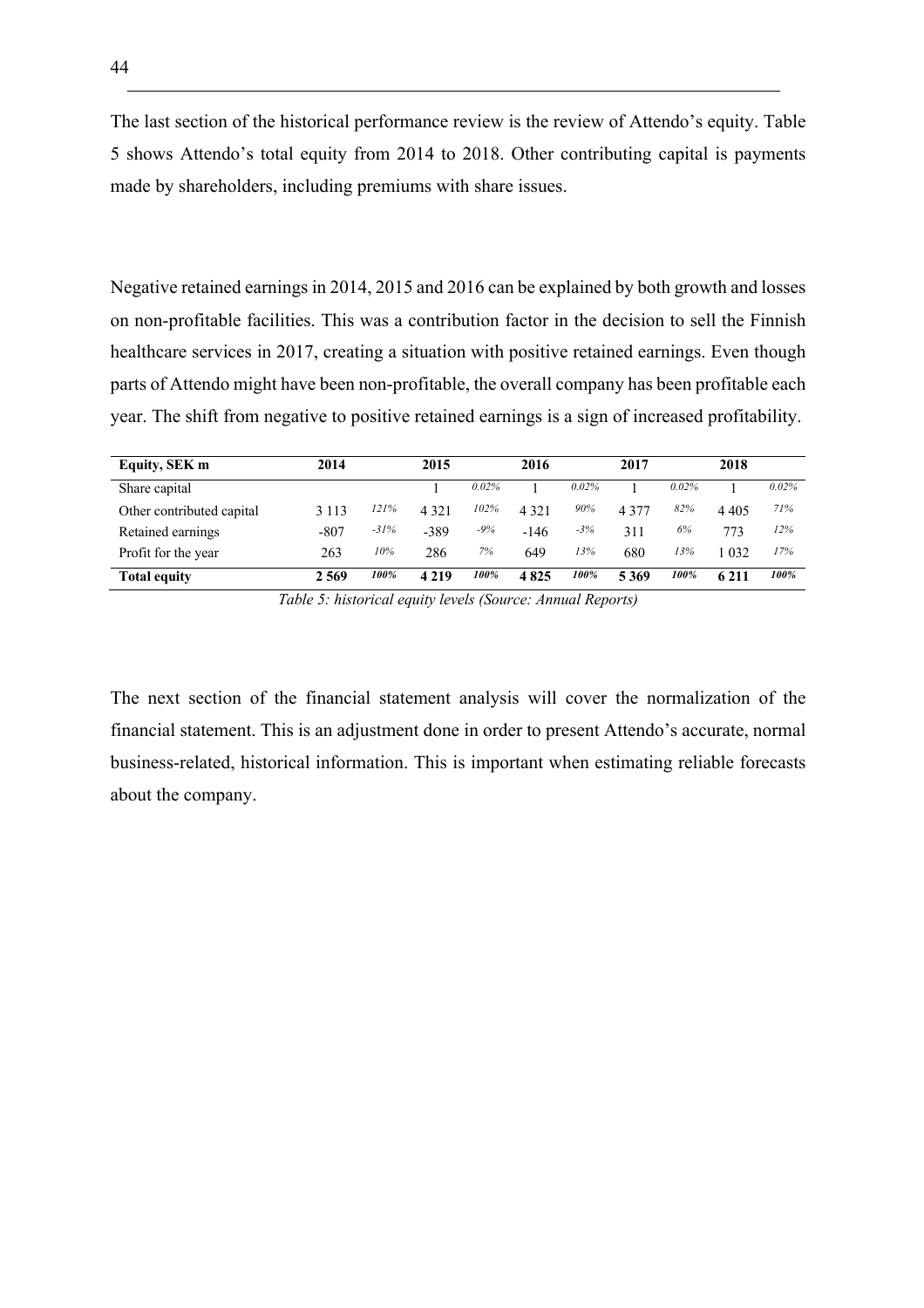The last section of the historical performance review is the review of Attendo's equity. Table 5 shows Attendo's total equity from 2014 to 2018. Other contributing capital is payments made by shareholders, including premiums with share issues.

Negative retained earnings in 2014, 2015 and 2016 can be explained by both growth and losses on non-profitable facilities. This was a contribution factor in the decision to sell the Finnish healthcare services in 2017, creating a situation with positive retained earnings. Even though parts of Attendo might have been non-profitable, the overall company has been profitable each year. The shift from negative to positive retained earnings is a sign of increased profitability.

| **Equity, SEK m** | **2014** | | **2015** | | **2016** | | **2017** | | **2018** | |
|---|---|---|---|---|---|---|---|---|---|---|
| Share capital | | | 1 | *0.02%* | 1 | *0.02%* | 1 | *0.02%* | 1 | *0.02%* |
| Other contributed capital | 3 113 | *121%* | 4 321 | *102%* | 4 321 | *90%* | 4 377 | *82%* | 4 405 | *71%* |
| Retained earnings | -807 | *-31%* | -389 | *-9%* | -146 | *-3%* | 311 | *6%* | 773 | *12%* |
| Profit for the year | 263 | *10%* | 286 | *7%* | 649 | *13%* | 680 | *13%* | 1 032 | *17%* |
| **Total equity** | **2 569** | ***100%*** | **4 219** | ***100%*** | **4 825** | ***100%*** | **5 369** | ***100%*** | **6 211** | ***100%*** |

*Table 5: historical equity levels (Source: Annual Reports)*

The next section of the financial statement analysis will cover the normalization of the financial statement. This is an adjustment done in order to present Attendo's accurate, normal business-related, historical information. This is important when estimating reliable forecasts about the company.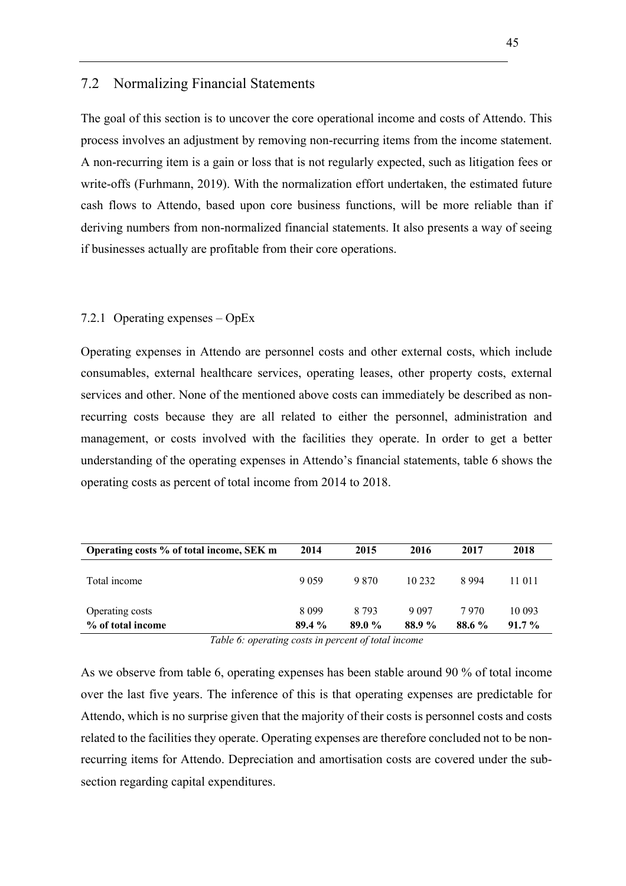## 7.2 Normalizing Financial Statements

The goal of this section is to uncover the core operational income and costs of Attendo. This process involves an adjustment by removing non-recurring items from the income statement. A non-recurring item is a gain or loss that is not regularly expected, such as litigation fees or write-offs (Furhmann, 2019). With the normalization effort undertaken, the estimated future cash flows to Attendo, based upon core business functions, will be more reliable than if deriving numbers from non-normalized financial statements. It also presents a way of seeing if businesses actually are profitable from their core operations.

### 7.2.1 Operating expenses – OpEx

Operating expenses in Attendo are personnel costs and other external costs, which include consumables, external healthcare services, operating leases, other property costs, external services and other. None of the mentioned above costs can immediately be described as non-recurring costs because they are all related to either the personnel, administration and management, or costs involved with the facilities they operate. In order to get a better understanding of the operating expenses in Attendo's financial statements, table 6 shows the operating costs as percent of total income from 2014 to 2018.

| **Operating costs % of total income, SEK m** | **2014** | **2015** | **2016** | **2017** | **2018** |
|---|---|---|---|---|---|
| Total income | 9 059 | 9 870 | 10 232 | 8 994 | 11 011 |
| Operating costs | 8 099 | 8 793 | 9 097 | 7 970 | 10 093 |
| **% of total income** | **89.4 %** | **89.0 %** | **88.9 %** | **88.6 %** | **91.7 %** |

*Table 6: operating costs in percent of total income*

As we observe from table 6, operating expenses has been stable around 90 % of total income over the last five years. The inference of this is that operating expenses are predictable for Attendo, which is no surprise given that the majority of their costs is personnel costs and costs related to the facilities they operate. Operating expenses are therefore concluded not to be non-recurring items for Attendo. Depreciation and amortisation costs are covered under the sub-section regarding capital expenditures.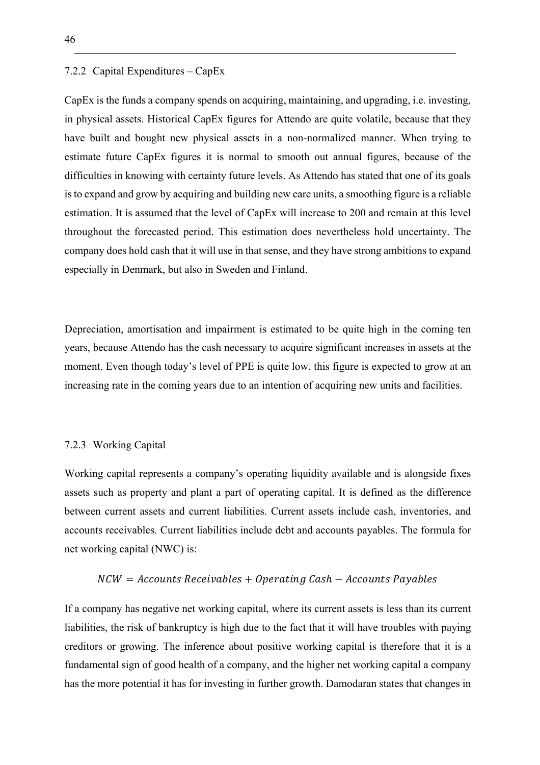### 7.2.2 Capital Expenditures – CapEx

CapEx is the funds a company spends on acquiring, maintaining, and upgrading, i.e. investing, in physical assets. Historical CapEx figures for Attendo are quite volatile, because that they have built and bought new physical assets in a non-normalized manner. When trying to estimate future CapEx figures it is normal to smooth out annual figures, because of the difficulties in knowing with certainty future levels. As Attendo has stated that one of its goals is to expand and grow by acquiring and building new care units, a smoothing figure is a reliable estimation. It is assumed that the level of CapEx will increase to 200 and remain at this level throughout the forecasted period. This estimation does nevertheless hold uncertainty. The company does hold cash that it will use in that sense, and they have strong ambitions to expand especially in Denmark, but also in Sweden and Finland.

Depreciation, amortisation and impairment is estimated to be quite high in the coming ten years, because Attendo has the cash necessary to acquire significant increases in assets at the moment. Even though today's level of PPE is quite low, this figure is expected to grow at an increasing rate in the coming years due to an intention of acquiring new units and facilities.

### 7.2.3 Working Capital

Working capital represents a company's operating liquidity available and is alongside fixes assets such as property and plant a part of operating capital. It is defined as the difference between current assets and current liabilities. Current assets include cash, inventories, and accounts receivables. Current liabilities include debt and accounts payables. The formula for net working capital (NWC) is:

$$NCW = Accounts\ Receivables + Operating\ Cash - Accounts\ Payables$$

If a company has negative net working capital, where its current assets is less than its current liabilities, the risk of bankruptcy is high due to the fact that it will have troubles with paying creditors or growing. The inference about positive working capital is therefore that it is a fundamental sign of good health of a company, and the higher net working capital a company has the more potential it has for investing in further growth. Damodaran states that changes in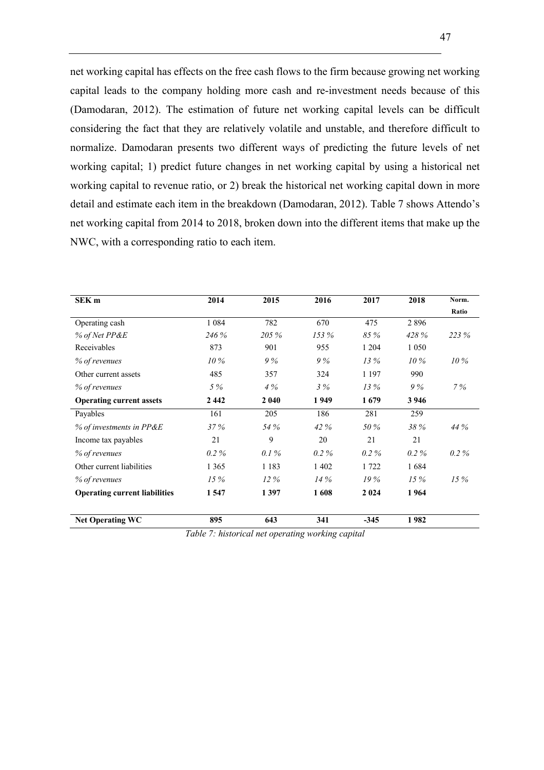net working capital has effects on the free cash flows to the firm because growing net working capital leads to the company holding more cash and re-investment needs because of this (Damodaran, 2012). The estimation of future net working capital levels can be difficult considering the fact that they are relatively volatile and unstable, and therefore difficult to normalize. Damodaran presents two different ways of predicting the future levels of net working capital; 1) predict future changes in net working capital by using a historical net working capital to revenue ratio, or 2) break the historical net working capital down in more detail and estimate each item in the breakdown (Damodaran, 2012). Table 7 shows Attendo's net working capital from 2014 to 2018, broken down into the different items that make up the NWC, with a corresponding ratio to each item.

| **SEK m** | **2014** | **2015** | **2016** | **2017** | **2018** | **Norm. Ratio** |
|---|---|---|---|---|---|---|
| Operating cash | 1 084 | 782 | 670 | 475 | 2 896 | |
| *% of Net PP&E* | *246 %* | *205 %* | *153 %* | *85 %* | *428 %* | *223 %* |
| Receivables | 873 | 901 | 955 | 1 204 | 1 050 | |
| *% of revenues* | *10 %* | *9 %* | *9 %* | *13 %* | *10 %* | *10 %* |
| Other current assets | 485 | 357 | 324 | 1 197 | 990 | |
| *% of revenues* | *5 %* | *4 %* | *3 %* | *13 %* | *9 %* | *7 %* |
| **Operating current assets** | **2 442** | **2 040** | **1 949** | **1 679** | **3 946** | |
| Payables | 161 | 205 | 186 | 281 | 259 | |
| *% of investments in PP&E* | *37 %* | *54 %* | *42 %* | *50 %* | *38 %* | *44 %* |
| Income tax payables | 21 | 9 | 20 | 21 | 21 | |
| *% of revenues* | *0.2 %* | *0.1 %* | *0.2 %* | *0.2 %* | *0.2 %* | *0.2 %* |
| Other current liabilities | 1 365 | 1 183 | 1 402 | 1 722 | 1 684 | |
| *% of revenues* | *15 %* | *12 %* | *14 %* | *19 %* | *15 %* | *15 %* |
| **Operating current liabilities** | **1 547** | **1 397** | **1 608** | **2 024** | **1 964** | |
| | | | | | | |
| **Net Operating WC** | **895** | **643** | **341** | **-345** | **1 982** | |

*Table 7: historical net operating working capital*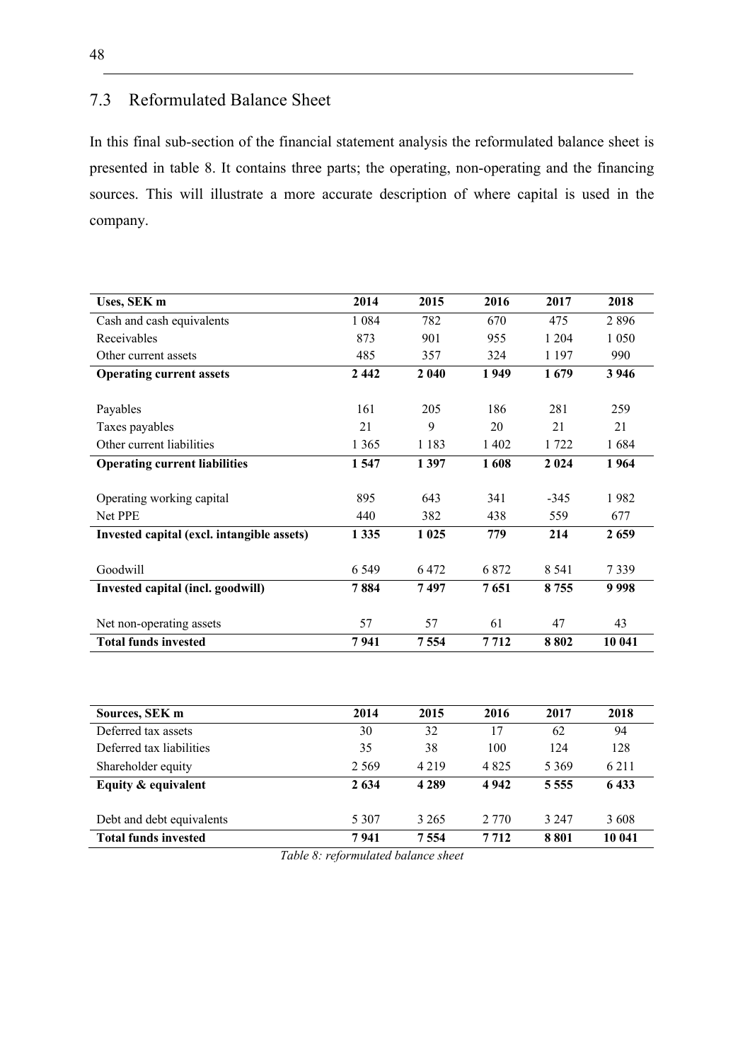## 7.3 Reformulated Balance Sheet

In this final sub-section of the financial statement analysis the reformulated balance sheet is presented in table 8. It contains three parts; the operating, non-operating and the financing sources. This will illustrate a more accurate description of where capital is used in the company.

| **Uses, SEK m** | **2014** | **2015** | **2016** | **2017** | **2018** |
|---|---|---|---|---|---|
| Cash and cash equivalents | 1 084 | 782 | 670 | 475 | 2 896 |
| Receivables | 873 | 901 | 955 | 1 204 | 1 050 |
| Other current assets | 485 | 357 | 324 | 1 197 | 990 |
| **Operating current assets** | **2 442** | **2 040** | **1 949** | **1 679** | **3 946** |
| | | | | | |
| Payables | 161 | 205 | 186 | 281 | 259 |
| Taxes payables | 21 | 9 | 20 | 21 | 21 |
| Other current liabilities | 1 365 | 1 183 | 1 402 | 1 722 | 1 684 |
| **Operating current liabilities** | **1 547** | **1 397** | **1 608** | **2 024** | **1 964** |
| | | | | | |
| Operating working capital | 895 | 643 | 341 | -345 | 1 982 |
| Net PPE | 440 | 382 | 438 | 559 | 677 |
| **Invested capital (excl. intangible assets)** | **1 335** | **1 025** | **779** | **214** | **2 659** |
| | | | | | |
| Goodwill | 6 549 | 6 472 | 6 872 | 8 541 | 7 339 |
| **Invested capital (incl. goodwill)** | **7 884** | **7 497** | **7 651** | **8 755** | **9 998** |
| | | | | | |
| Net non-operating assets | 57 | 57 | 61 | 47 | 43 |
| **Total funds invested** | **7 941** | **7 554** | **7 712** | **8 802** | **10 041** |

| **Sources, SEK m** | **2014** | **2015** | **2016** | **2017** | **2018** |
|---|---|---|---|---|---|
| Deferred tax assets | 30 | 32 | 17 | 62 | 94 |
| Deferred tax liabilities | 35 | 38 | 100 | 124 | 128 |
| Shareholder equity | 2 569 | 4 219 | 4 825 | 5 369 | 6 211 |
| **Equity & equivalent** | **2 634** | **4 289** | **4 942** | **5 555** | **6 433** |
| | | | | | |
| Debt and debt equivalents | 5 307 | 3 265 | 2 770 | 3 247 | 3 608 |
| **Total funds invested** | **7 941** | **7 554** | **7 712** | **8 801** | **10 041** |

*Table 8: reformulated balance sheet*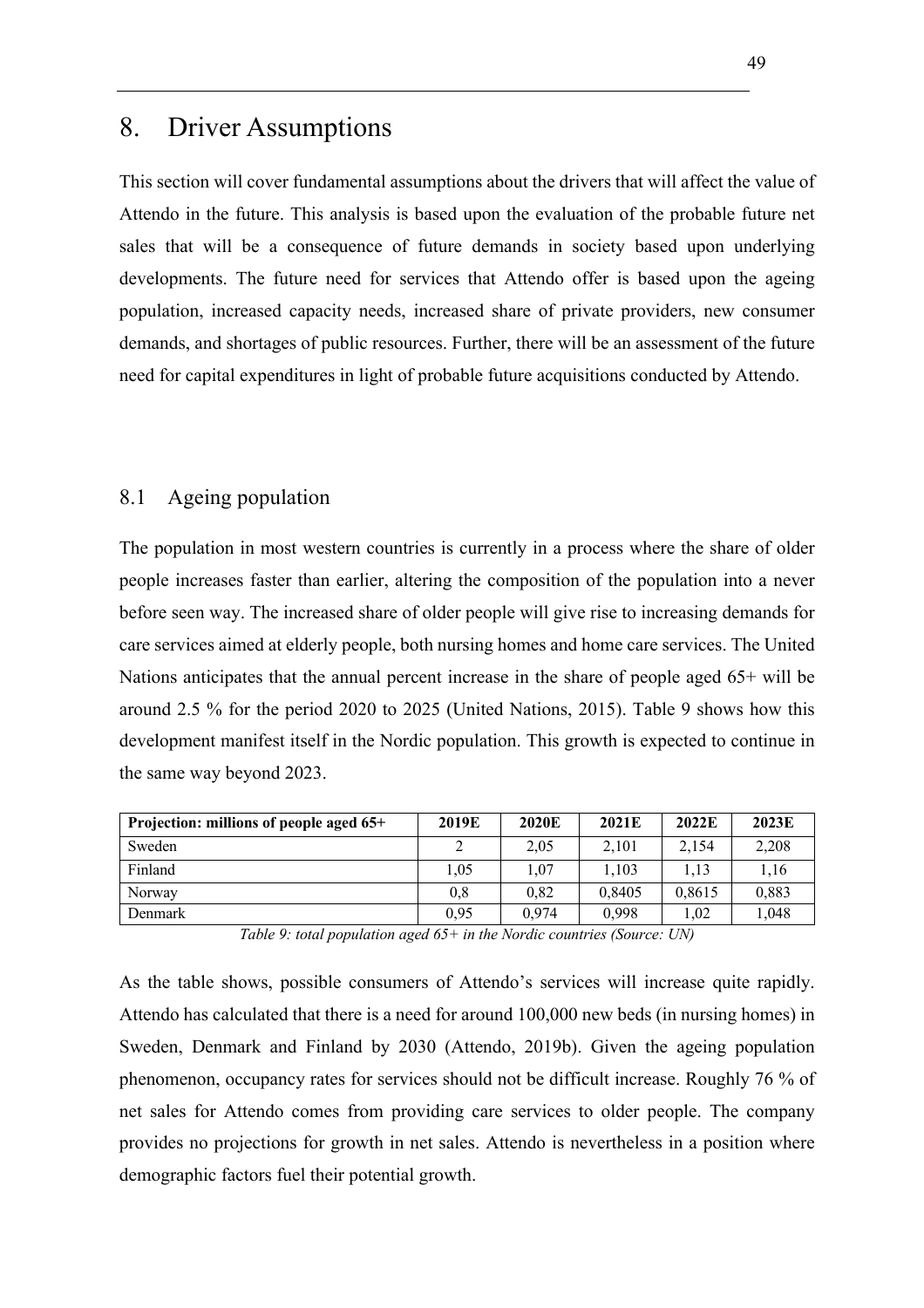# 8. Driver Assumptions

This section will cover fundamental assumptions about the drivers that will affect the value of Attendo in the future. This analysis is based upon the evaluation of the probable future net sales that will be a consequence of future demands in society based upon underlying developments. The future need for services that Attendo offer is based upon the ageing population, increased capacity needs, increased share of private providers, new consumer demands, and shortages of public resources. Further, there will be an assessment of the future need for capital expenditures in light of probable future acquisitions conducted by Attendo.

## 8.1 Ageing population

The population in most western countries is currently in a process where the share of older people increases faster than earlier, altering the composition of the population into a never before seen way. The increased share of older people will give rise to increasing demands for care services aimed at elderly people, both nursing homes and home care services. The United Nations anticipates that the annual percent increase in the share of people aged 65+ will be around 2.5 % for the period 2020 to 2025 (United Nations, 2015). Table 9 shows how this development manifest itself in the Nordic population. This growth is expected to continue in the same way beyond 2023.

| Projection: millions of people aged 65+ | 2019E | 2020E | 2021E | 2022E | 2023E |
|---|---|---|---|---|---|
| Sweden | 2 | 2,05 | 2,101 | 2,154 | 2,208 |
| Finland | 1,05 | 1,07 | 1,103 | 1,13 | 1,16 |
| Norway | 0,8 | 0,82 | 0,8405 | 0,8615 | 0,883 |
| Denmark | 0,95 | 0,974 | 0,998 | 1,02 | 1,048 |

*Table 9: total population aged 65+ in the Nordic countries (Source: UN)*

As the table shows, possible consumers of Attendo's services will increase quite rapidly. Attendo has calculated that there is a need for around 100,000 new beds (in nursing homes) in Sweden, Denmark and Finland by 2030 (Attendo, 2019b). Given the ageing population phenomenon, occupancy rates for services should not be difficult increase. Roughly 76 % of net sales for Attendo comes from providing care services to older people. The company provides no projections for growth in net sales. Attendo is nevertheless in a position where demographic factors fuel their potential growth.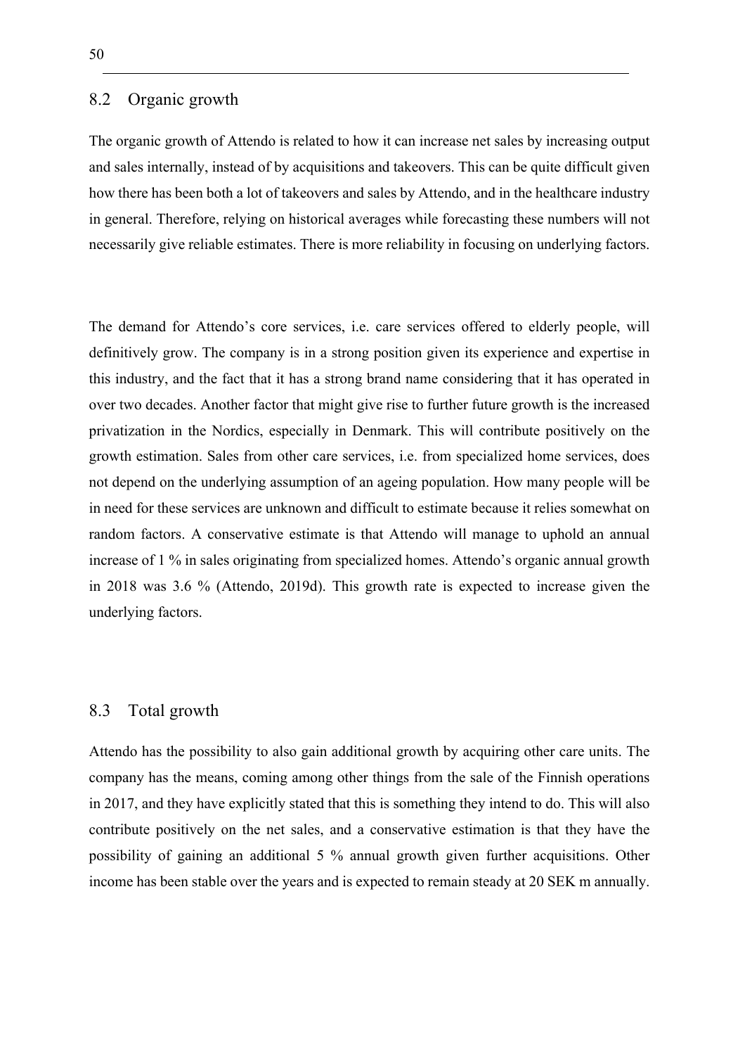## 8.2 Organic growth

The organic growth of Attendo is related to how it can increase net sales by increasing output and sales internally, instead of by acquisitions and takeovers. This can be quite difficult given how there has been both a lot of takeovers and sales by Attendo, and in the healthcare industry in general. Therefore, relying on historical averages while forecasting these numbers will not necessarily give reliable estimates. There is more reliability in focusing on underlying factors.

The demand for Attendo's core services, i.e. care services offered to elderly people, will definitively grow. The company is in a strong position given its experience and expertise in this industry, and the fact that it has a strong brand name considering that it has operated in over two decades. Another factor that might give rise to further future growth is the increased privatization in the Nordics, especially in Denmark. This will contribute positively on the growth estimation. Sales from other care services, i.e. from specialized home services, does not depend on the underlying assumption of an ageing population. How many people will be in need for these services are unknown and difficult to estimate because it relies somewhat on random factors. A conservative estimate is that Attendo will manage to uphold an annual increase of 1 % in sales originating from specialized homes. Attendo's organic annual growth in 2018 was 3.6 % (Attendo, 2019d). This growth rate is expected to increase given the underlying factors.

## 8.3 Total growth

Attendo has the possibility to also gain additional growth by acquiring other care units. The company has the means, coming among other things from the sale of the Finnish operations in 2017, and they have explicitly stated that this is something they intend to do. This will also contribute positively on the net sales, and a conservative estimation is that they have the possibility of gaining an additional 5 % annual growth given further acquisitions. Other income has been stable over the years and is expected to remain steady at 20 SEK m annually.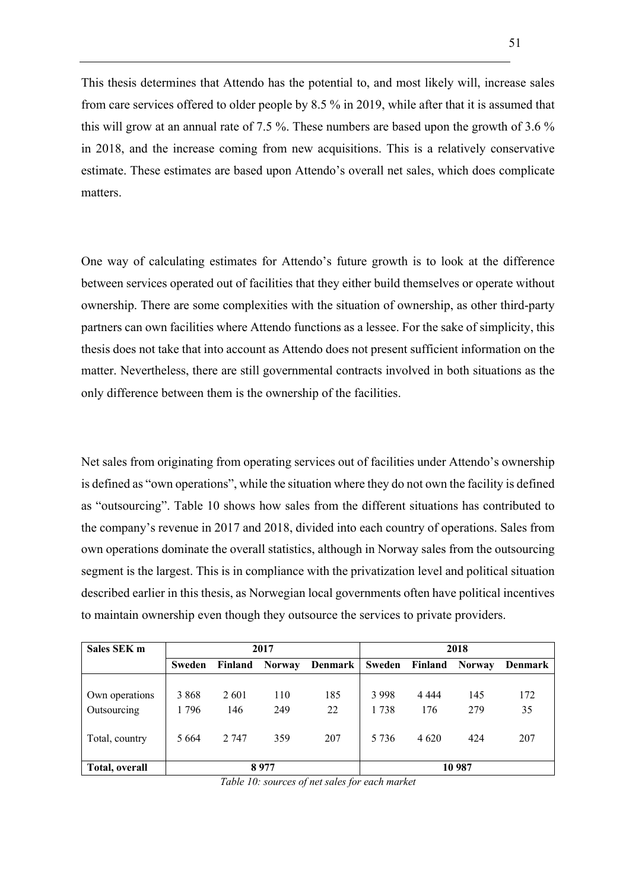This thesis determines that Attendo has the potential to, and most likely will, increase sales from care services offered to older people by 8.5 % in 2019, while after that it is assumed that this will grow at an annual rate of 7.5 %. These numbers are based upon the growth of 3.6 % in 2018, and the increase coming from new acquisitions. This is a relatively conservative estimate. These estimates are based upon Attendo's overall net sales, which does complicate matters.

One way of calculating estimates for Attendo's future growth is to look at the difference between services operated out of facilities that they either build themselves or operate without ownership. There are some complexities with the situation of ownership, as other third-party partners can own facilities where Attendo functions as a lessee. For the sake of simplicity, this thesis does not take that into account as Attendo does not present sufficient information on the matter. Nevertheless, there are still governmental contracts involved in both situations as the only difference between them is the ownership of the facilities.

Net sales from originating from operating services out of facilities under Attendo's ownership is defined as "own operations", while the situation where they do not own the facility is defined as "outsourcing". Table 10 shows how sales from the different situations has contributed to the company's revenue in 2017 and 2018, divided into each country of operations. Sales from own operations dominate the overall statistics, although in Norway sales from the outsourcing segment is the largest. This is in compliance with the privatization level and political situation described earlier in this thesis, as Norwegian local governments often have political incentives to maintain ownership even though they outsource the services to private providers.

| **Sales SEK m** | **2017** | | | | **2018** | | | |
|---|---|---|---|---|---|---|---|---|
| | **Sweden** | **Finland** | **Norway** | **Denmark** | **Sweden** | **Finland** | **Norway** | **Denmark** |
| Own operations | 3 868 | 2 601 | 110 | 185 | 3 998 | 4 444 | 145 | 172 |
| Outsourcing | 1 796 | 146 | 249 | 22 | 1 738 | 176 | 279 | 35 |
| Total, country | 5 664 | 2 747 | 359 | 207 | 5 736 | 4 620 | 424 | 207 |
| **Total, overall** | **8 977** | | | | **10 987** | | | |

*Table 10: sources of net sales for each market*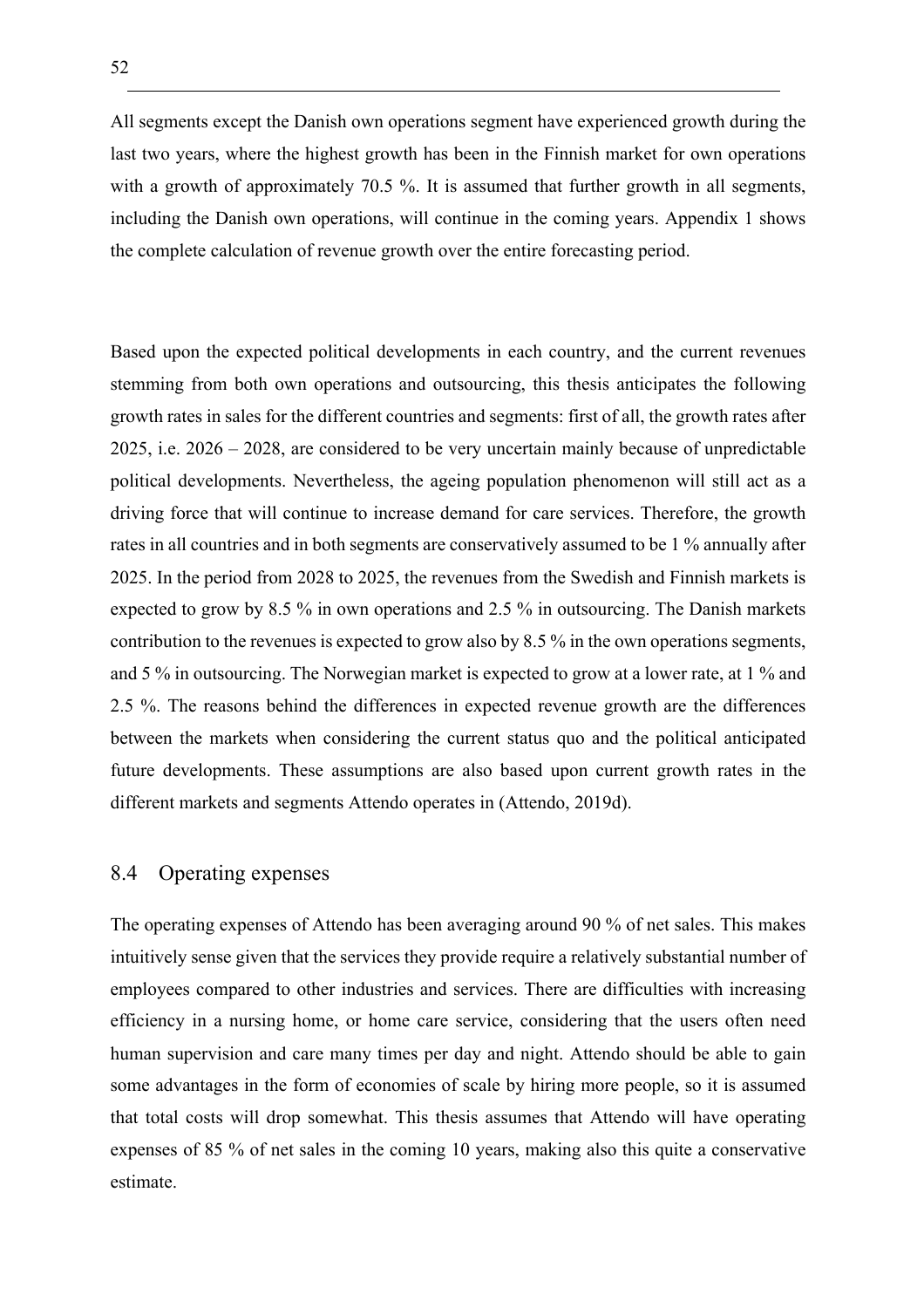All segments except the Danish own operations segment have experienced growth during the last two years, where the highest growth has been in the Finnish market for own operations with a growth of approximately 70.5 %. It is assumed that further growth in all segments, including the Danish own operations, will continue in the coming years. Appendix 1 shows the complete calculation of revenue growth over the entire forecasting period.

Based upon the expected political developments in each country, and the current revenues stemming from both own operations and outsourcing, this thesis anticipates the following growth rates in sales for the different countries and segments: first of all, the growth rates after 2025, i.e. 2026 – 2028, are considered to be very uncertain mainly because of unpredictable political developments. Nevertheless, the ageing population phenomenon will still act as a driving force that will continue to increase demand for care services. Therefore, the growth rates in all countries and in both segments are conservatively assumed to be 1 % annually after 2025. In the period from 2028 to 2025, the revenues from the Swedish and Finnish markets is expected to grow by 8.5 % in own operations and 2.5 % in outsourcing. The Danish markets contribution to the revenues is expected to grow also by 8.5 % in the own operations segments, and 5 % in outsourcing. The Norwegian market is expected to grow at a lower rate, at 1 % and 2.5 %. The reasons behind the differences in expected revenue growth are the differences between the markets when considering the current status quo and the political anticipated future developments. These assumptions are also based upon current growth rates in the different markets and segments Attendo operates in (Attendo, 2019d).

## 8.4 Operating expenses

The operating expenses of Attendo has been averaging around 90 % of net sales. This makes intuitively sense given that the services they provide require a relatively substantial number of employees compared to other industries and services. There are difficulties with increasing efficiency in a nursing home, or home care service, considering that the users often need human supervision and care many times per day and night. Attendo should be able to gain some advantages in the form of economies of scale by hiring more people, so it is assumed that total costs will drop somewhat. This thesis assumes that Attendo will have operating expenses of 85 % of net sales in the coming 10 years, making also this quite a conservative estimate.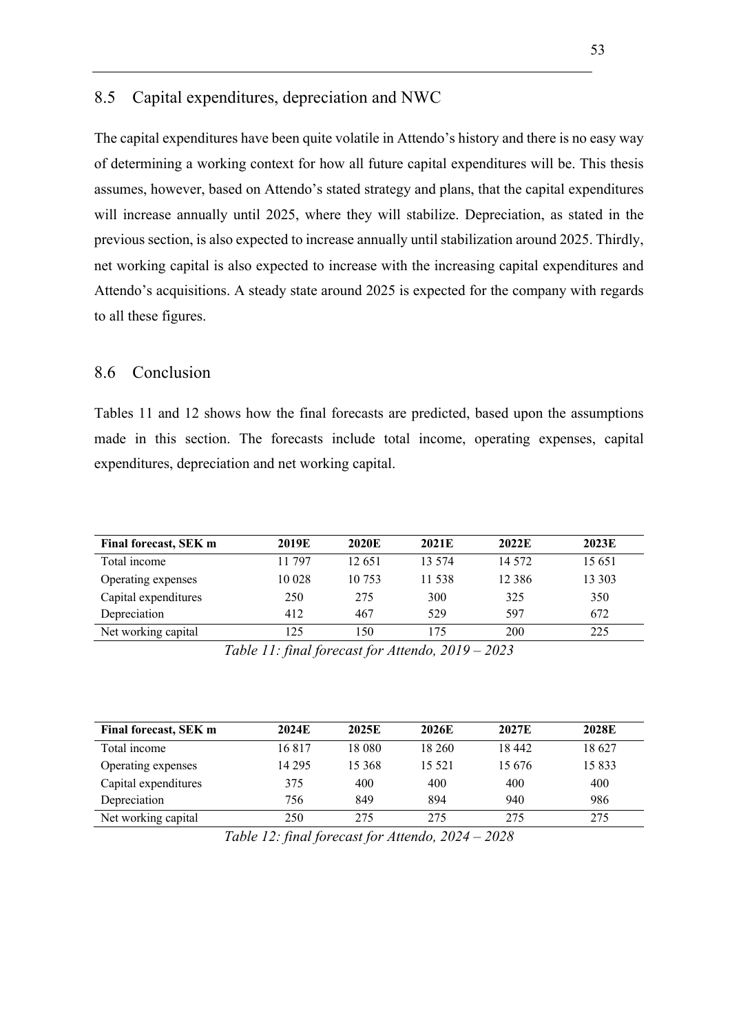## 8.5 Capital expenditures, depreciation and NWC

The capital expenditures have been quite volatile in Attendo's history and there is no easy way of determining a working context for how all future capital expenditures will be. This thesis assumes, however, based on Attendo's stated strategy and plans, that the capital expenditures will increase annually until 2025, where they will stabilize. Depreciation, as stated in the previous section, is also expected to increase annually until stabilization around 2025. Thirdly, net working capital is also expected to increase with the increasing capital expenditures and Attendo's acquisitions. A steady state around 2025 is expected for the company with regards to all these figures.

## 8.6 Conclusion

Tables 11 and 12 shows how the final forecasts are predicted, based upon the assumptions made in this section. The forecasts include total income, operating expenses, capital expenditures, depreciation and net working capital.

| Final forecast, SEK m | 2019E | 2020E | 2021E | 2022E | 2023E |
|---|---|---|---|---|---|
| Total income | 11 797 | 12 651 | 13 574 | 14 572 | 15 651 |
| Operating expenses | 10 028 | 10 753 | 11 538 | 12 386 | 13 303 |
| Capital expenditures | 250 | 275 | 300 | 325 | 350 |
| Depreciation | 412 | 467 | 529 | 597 | 672 |
| Net working capital | 125 | 150 | 175 | 200 | 225 |

*Table 11: final forecast for Attendo, 2019 – 2023*

| Final forecast, SEK m | 2024E | 2025E | 2026E | 2027E | 2028E |
|---|---|---|---|---|---|
| Total income | 16 817 | 18 080 | 18 260 | 18 442 | 18 627 |
| Operating expenses | 14 295 | 15 368 | 15 521 | 15 676 | 15 833 |
| Capital expenditures | 375 | 400 | 400 | 400 | 400 |
| Depreciation | 756 | 849 | 894 | 940 | 986 |
| Net working capital | 250 | 275 | 275 | 275 | 275 |

*Table 12: final forecast for Attendo, 2024 – 2028*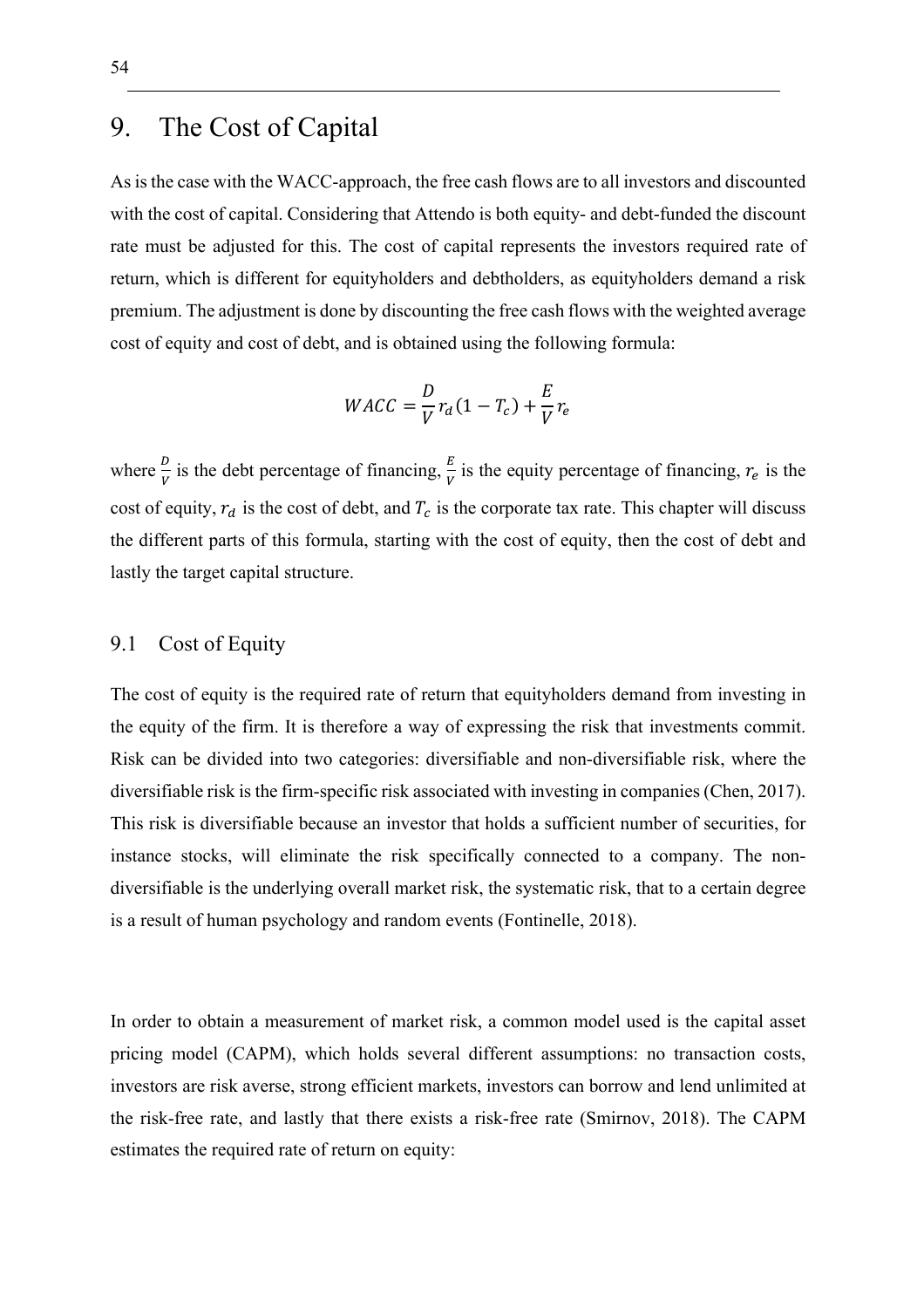# 9. The Cost of Capital

As is the case with the WACC-approach, the free cash flows are to all investors and discounted with the cost of capital. Considering that Attendo is both equity- and debt-funded the discount rate must be adjusted for this. The cost of capital represents the investors required rate of return, which is different for equityholders and debtholders, as equityholders demand a risk premium. The adjustment is done by discounting the free cash flows with the weighted average cost of equity and cost of debt, and is obtained using the following formula:

$$WACC = \frac{D}{V} r_d (1 - T_c) + \frac{E}{V} r_e$$

where $\frac{D}{V}$ is the debt percentage of financing, $\frac{E}{V}$ is the equity percentage of financing, $r_e$ is the cost of equity, $r_d$ is the cost of debt, and $T_c$ is the corporate tax rate. This chapter will discuss the different parts of this formula, starting with the cost of equity, then the cost of debt and lastly the target capital structure.

## 9.1 Cost of Equity

The cost of equity is the required rate of return that equityholders demand from investing in the equity of the firm. It is therefore a way of expressing the risk that investments commit. Risk can be divided into two categories: diversifiable and non-diversifiable risk, where the diversifiable risk is the firm-specific risk associated with investing in companies (Chen, 2017). This risk is diversifiable because an investor that holds a sufficient number of securities, for instance stocks, will eliminate the risk specifically connected to a company. The non-diversifiable is the underlying overall market risk, the systematic risk, that to a certain degree is a result of human psychology and random events (Fontinelle, 2018).

In order to obtain a measurement of market risk, a common model used is the capital asset pricing model (CAPM), which holds several different assumptions: no transaction costs, investors are risk averse, strong efficient markets, investors can borrow and lend unlimited at the risk-free rate, and lastly that there exists a risk-free rate (Smirnov, 2018). The CAPM estimates the required rate of return on equity: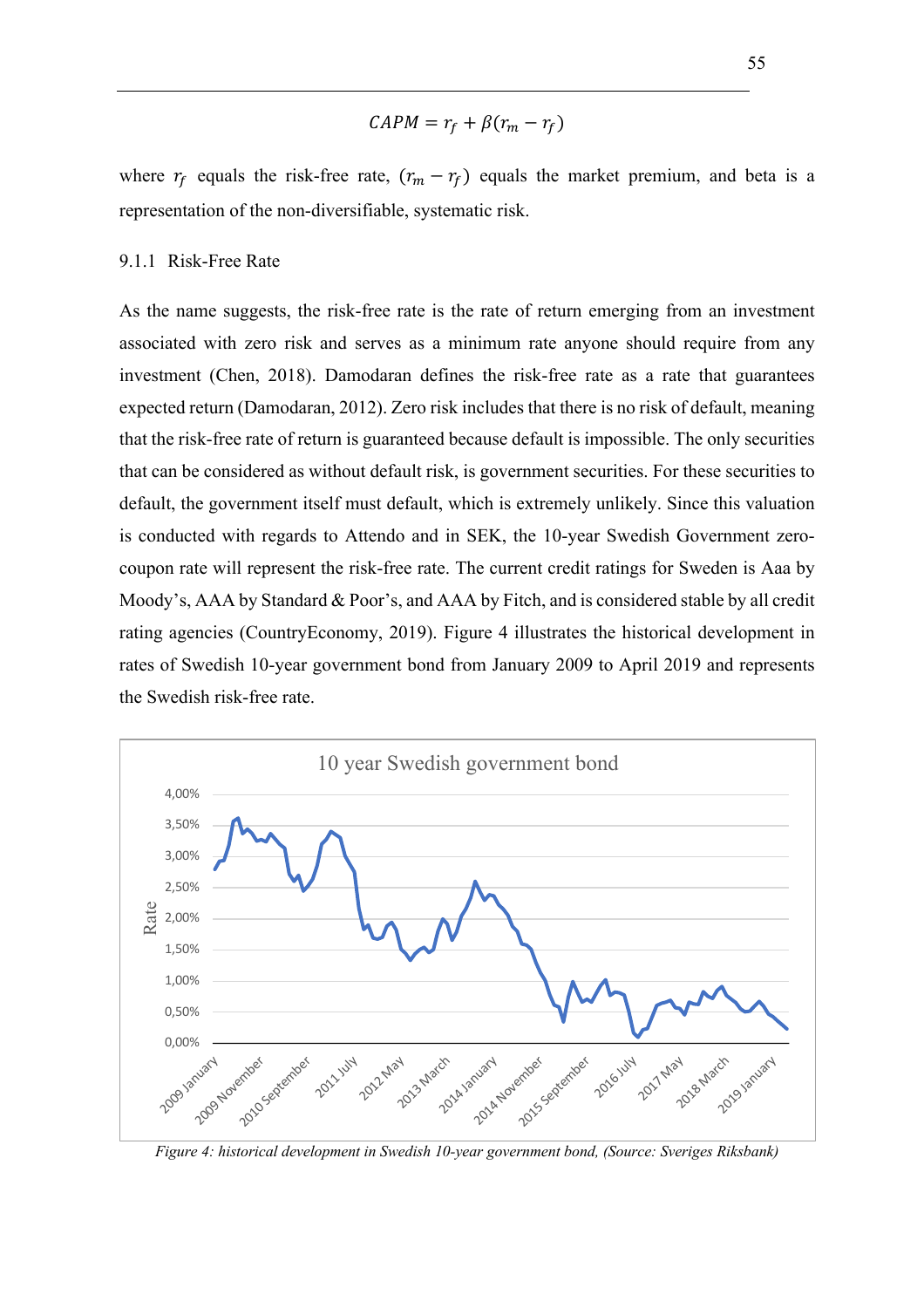$$CAPM = r_f + \beta(r_m - r_f)$$

where $r_f$ equals the risk-free rate, $(r_m - r_f)$ equals the market premium, and beta is a representation of the non-diversifiable, systematic risk.

### 9.1.1 Risk-Free Rate

As the name suggests, the risk-free rate is the rate of return emerging from an investment associated with zero risk and serves as a minimum rate anyone should require from any investment (Chen, 2018). Damodaran defines the risk-free rate as a rate that guarantees expected return (Damodaran, 2012). Zero risk includes that there is no risk of default, meaning that the risk-free rate of return is guaranteed because default is impossible. The only securities that can be considered as without default risk, is government securities. For these securities to default, the government itself must default, which is extremely unlikely. Since this valuation is conducted with regards to Attendo and in SEK, the 10-year Swedish Government zero-coupon rate will represent the risk-free rate. The current credit ratings for Sweden is Aaa by Moody's, AAA by Standard & Poor's, and AAA by Fitch, and is considered stable by all credit rating agencies (CountryEconomy, 2019). Figure 4 illustrates the historical development in rates of Swedish 10-year government bond from January 2009 to April 2019 and represents the Swedish risk-free rate.

*Figure 4: historical development in Swedish 10-year government bond, (Source: Sveriges Riksbank)*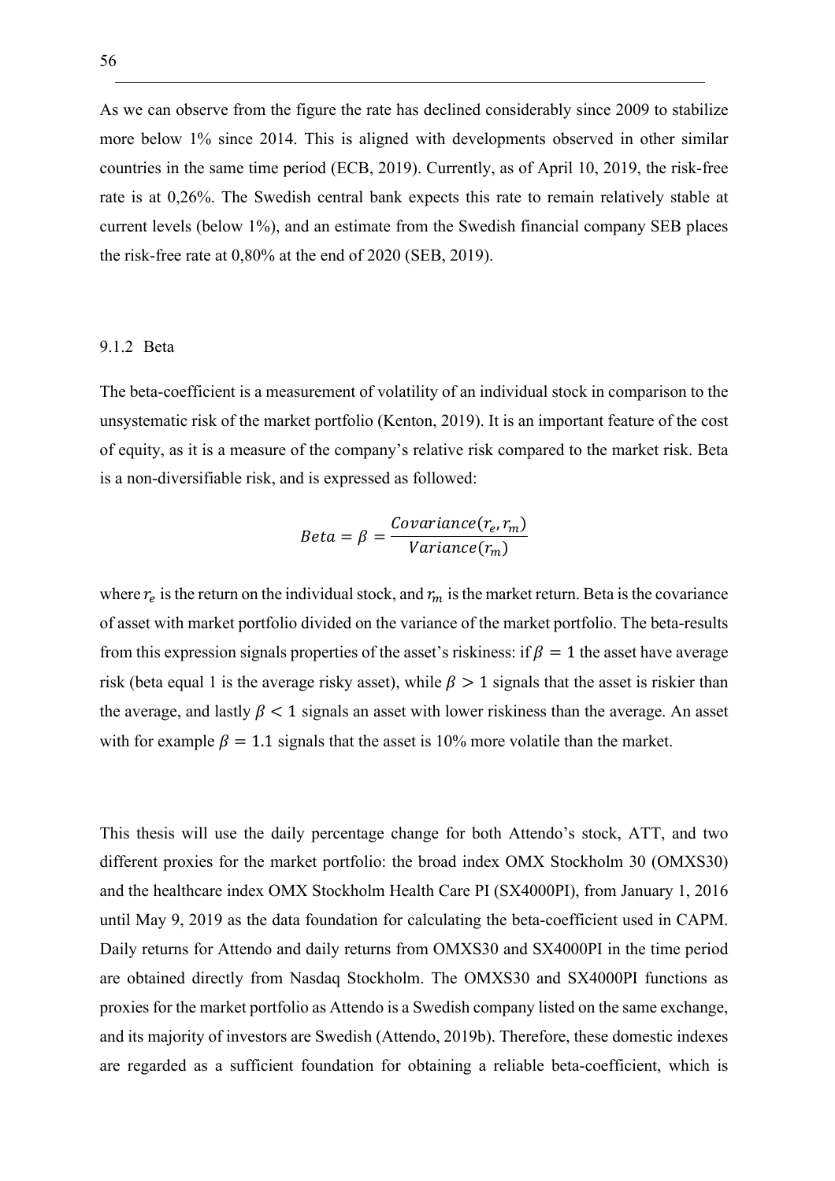As we can observe from the figure the rate has declined considerably since 2009 to stabilize more below 1% since 2014. This is aligned with developments observed in other similar countries in the same time period (ECB, 2019). Currently, as of April 10, 2019, the risk-free rate is at 0,26%. The Swedish central bank expects this rate to remain relatively stable at current levels (below 1%), and an estimate from the Swedish financial company SEB places the risk-free rate at 0,80% at the end of 2020 (SEB, 2019).

### 9.1.2 Beta

The beta-coefficient is a measurement of volatility of an individual stock in comparison to the unsystematic risk of the market portfolio (Kenton, 2019). It is an important feature of the cost of equity, as it is a measure of the company's relative risk compared to the market risk. Beta is a non-diversifiable risk, and is expressed as followed:

$$Beta = \beta = \frac{Covariance(r_e, r_m)}{Variance(r_m)}$$

where $r_e$ is the return on the individual stock, and $r_m$ is the market return. Beta is the covariance of asset with market portfolio divided on the variance of the market portfolio. The beta-results from this expression signals properties of the asset's riskiness: if $\beta = 1$ the asset have average risk (beta equal 1 is the average risky asset), while $\beta > 1$ signals that the asset is riskier than the average, and lastly $\beta < 1$ signals an asset with lower riskiness than the average. An asset with for example $\beta = 1.1$ signals that the asset is 10% more volatile than the market.

This thesis will use the daily percentage change for both Attendo's stock, ATT, and two different proxies for the market portfolio: the broad index OMX Stockholm 30 (OMXS30) and the healthcare index OMX Stockholm Health Care PI (SX4000PI), from January 1, 2016 until May 9, 2019 as the data foundation for calculating the beta-coefficient used in CAPM. Daily returns for Attendo and daily returns from OMXS30 and SX4000PI in the time period are obtained directly from Nasdaq Stockholm. The OMXS30 and SX4000PI functions as proxies for the market portfolio as Attendo is a Swedish company listed on the same exchange, and its majority of investors are Swedish (Attendo, 2019b). Therefore, these domestic indexes are regarded as a sufficient foundation for obtaining a reliable beta-coefficient, which is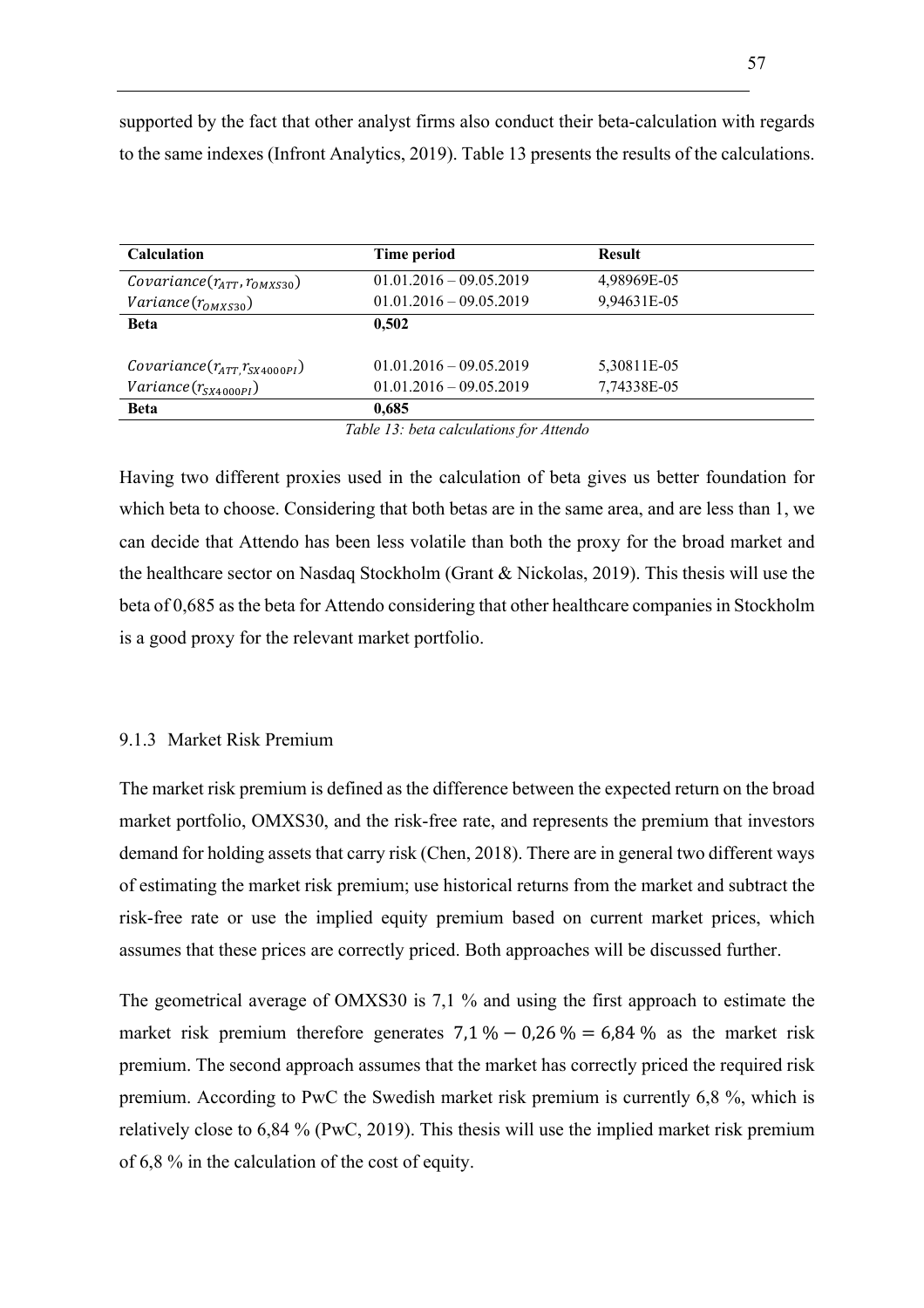supported by the fact that other analyst firms also conduct their beta-calculation with regards to the same indexes (Infront Analytics, 2019). Table 13 presents the results of the calculations.

| Calculation | Time period | Result |
|---|---|---|
| $Covariance(r_{ATT}, r_{OMXS30})$ | 01.01.2016 – 09.05.2019 | 4,98969E-05 |
| $Variance(r_{OMXS30})$ | 01.01.2016 – 09.05.2019 | 9,94631E-05 |
| **Beta** | **0,502** | |
| $Covariance(r_{ATT}, r_{SX4000PI})$ | 01.01.2016 – 09.05.2019 | 5,30811E-05 |
| $Variance(r_{SX4000PI})$ | 01.01.2016 – 09.05.2019 | 7,74338E-05 |
| **Beta** | **0,685** | |

*Table 13: beta calculations for Attendo*

Having two different proxies used in the calculation of beta gives us better foundation for which beta to choose. Considering that both betas are in the same area, and are less than 1, we can decide that Attendo has been less volatile than both the proxy for the broad market and the healthcare sector on Nasdaq Stockholm (Grant & Nickolas, 2019). This thesis will use the beta of 0,685 as the beta for Attendo considering that other healthcare companies in Stockholm is a good proxy for the relevant market portfolio.

### 9.1.3 Market Risk Premium

The market risk premium is defined as the difference between the expected return on the broad market portfolio, OMXS30, and the risk-free rate, and represents the premium that investors demand for holding assets that carry risk (Chen, 2018). There are in general two different ways of estimating the market risk premium; use historical returns from the market and subtract the risk-free rate or use the implied equity premium based on current market prices, which assumes that these prices are correctly priced. Both approaches will be discussed further.

The geometrical average of OMXS30 is 7,1 % and using the first approach to estimate the market risk premium therefore generates $7{,}1\,\% - 0{,}26\,\% = 6{,}84\,\%$ as the market risk premium. The second approach assumes that the market has correctly priced the required risk premium. According to PwC the Swedish market risk premium is currently 6,8 %, which is relatively close to 6,84 % (PwC, 2019). This thesis will use the implied market risk premium of 6,8 % in the calculation of the cost of equity.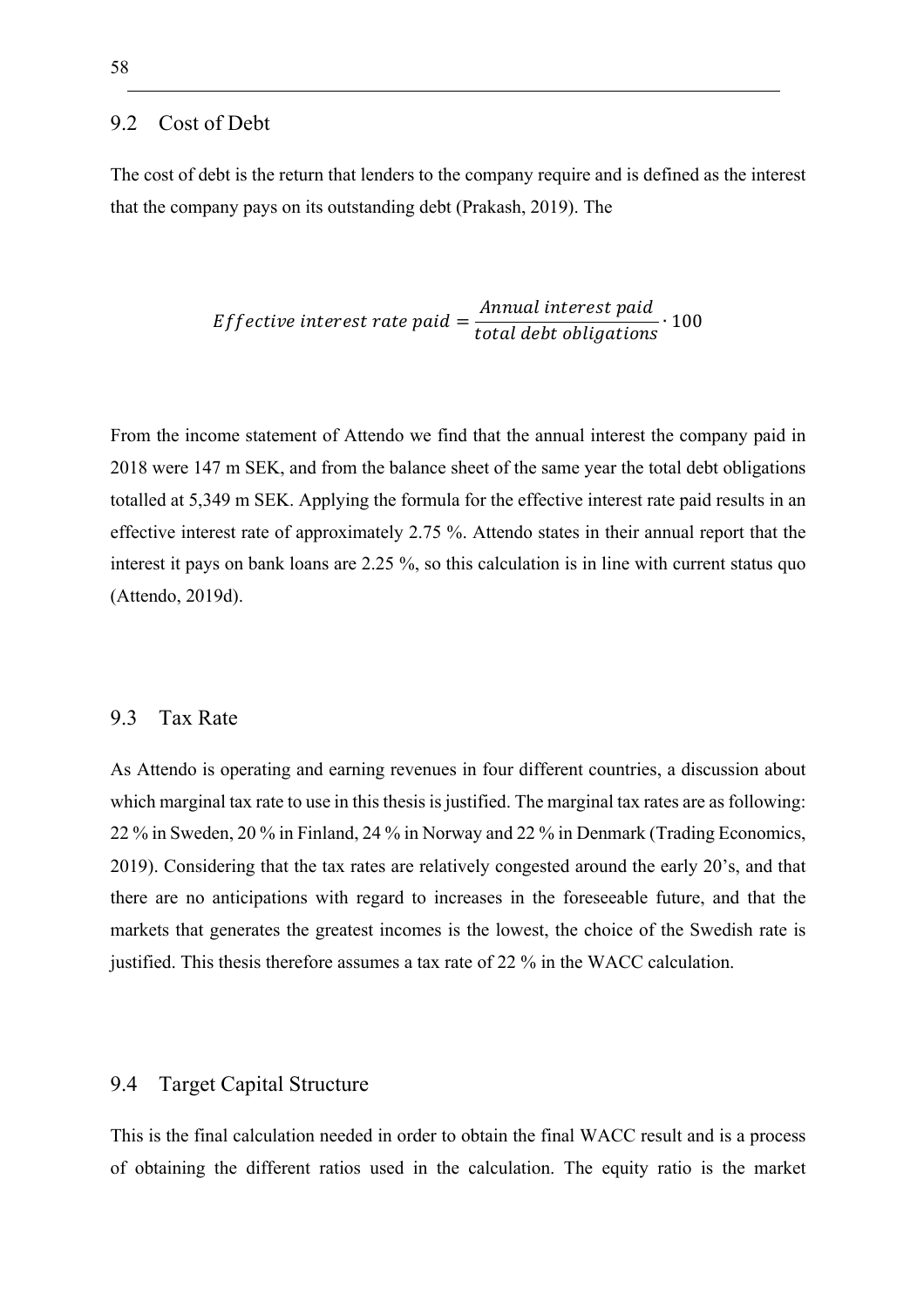## 9.2 Cost of Debt

The cost of debt is the return that lenders to the company require and is defined as the interest that the company pays on its outstanding debt (Prakash, 2019). The

$$Effective\ interest\ rate\ paid = \frac{Annual\ interest\ paid}{total\ debt\ obligations} \cdot 100$$

From the income statement of Attendo we find that the annual interest the company paid in 2018 were 147 m SEK, and from the balance sheet of the same year the total debt obligations totalled at 5,349 m SEK. Applying the formula for the effective interest rate paid results in an effective interest rate of approximately 2.75 %. Attendo states in their annual report that the interest it pays on bank loans are 2.25 %, so this calculation is in line with current status quo (Attendo, 2019d).

## 9.3 Tax Rate

As Attendo is operating and earning revenues in four different countries, a discussion about which marginal tax rate to use in this thesis is justified. The marginal tax rates are as following: 22 % in Sweden, 20 % in Finland, 24 % in Norway and 22 % in Denmark (Trading Economics, 2019). Considering that the tax rates are relatively congested around the early 20's, and that there are no anticipations with regard to increases in the foreseeable future, and that the markets that generates the greatest incomes is the lowest, the choice of the Swedish rate is justified. This thesis therefore assumes a tax rate of 22 % in the WACC calculation.

## 9.4 Target Capital Structure

This is the final calculation needed in order to obtain the final WACC result and is a process of obtaining the different ratios used in the calculation. The equity ratio is the market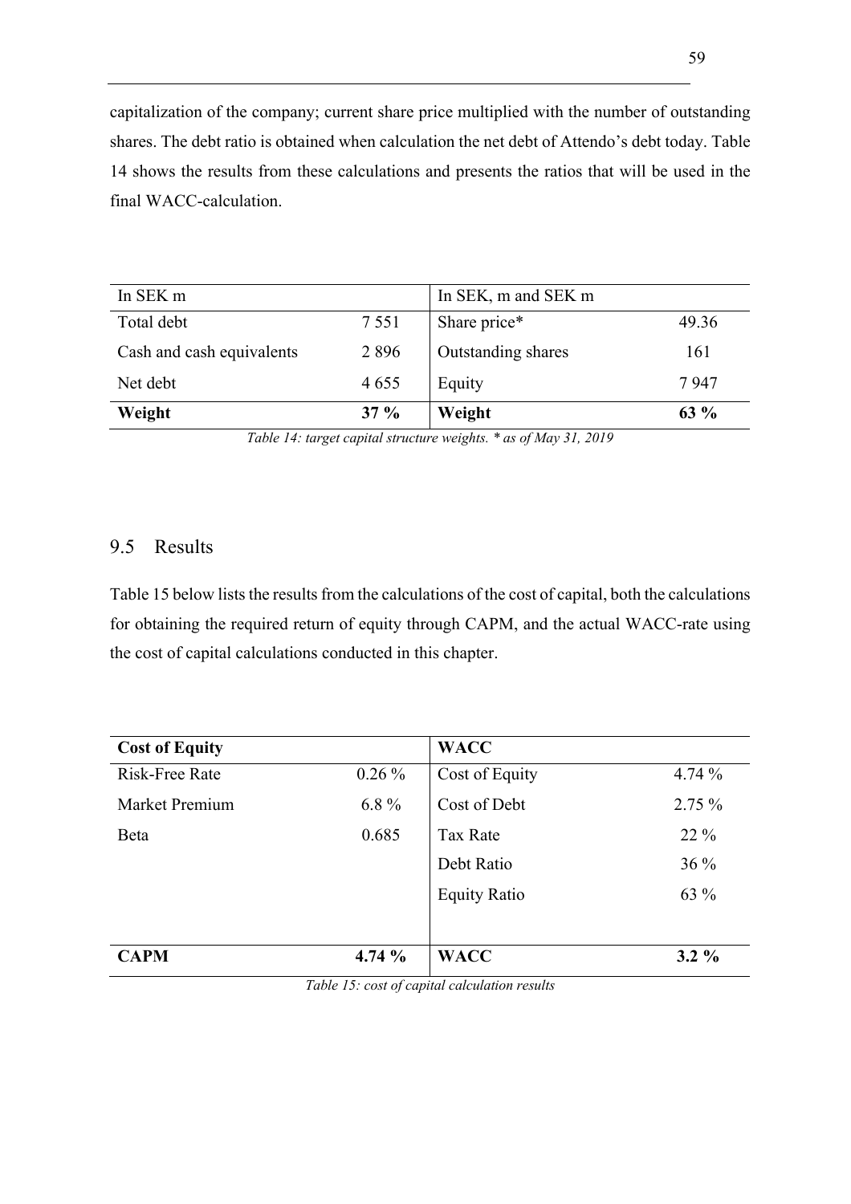capitalization of the company; current share price multiplied with the number of outstanding shares. The debt ratio is obtained when calculation the net debt of Attendo's debt today. Table 14 shows the results from these calculations and presents the ratios that will be used in the final WACC-calculation.

| In SEK m | | In SEK, m and SEK m | |
|---|---|---|---|
| Total debt | 7 551 | Share price* | 49.36 |
| Cash and cash equivalents | 2 896 | Outstanding shares | 161 |
| Net debt | 4 655 | Equity | 7 947 |
| **Weight** | **37 %** | **Weight** | **63 %** |

*Table 14: target capital structure weights. \* as of May 31, 2019*

## 9.5 Results

Table 15 below lists the results from the calculations of the cost of capital, both the calculations for obtaining the required return of equity through CAPM, and the actual WACC-rate using the cost of capital calculations conducted in this chapter.

| **Cost of Equity** | | **WACC** | |
|---|---|---|---|
| Risk-Free Rate | 0.26 % | Cost of Equity | 4.74 % |
| Market Premium | 6.8 % | Cost of Debt | 2.75 % |
| Beta | 0.685 | Tax Rate | 22 % |
| | | Debt Ratio | 36 % |
| | | Equity Ratio | 63 % |
| **CAPM** | **4.74 %** | **WACC** | **3.2 %** |

*Table 15: cost of capital calculation results*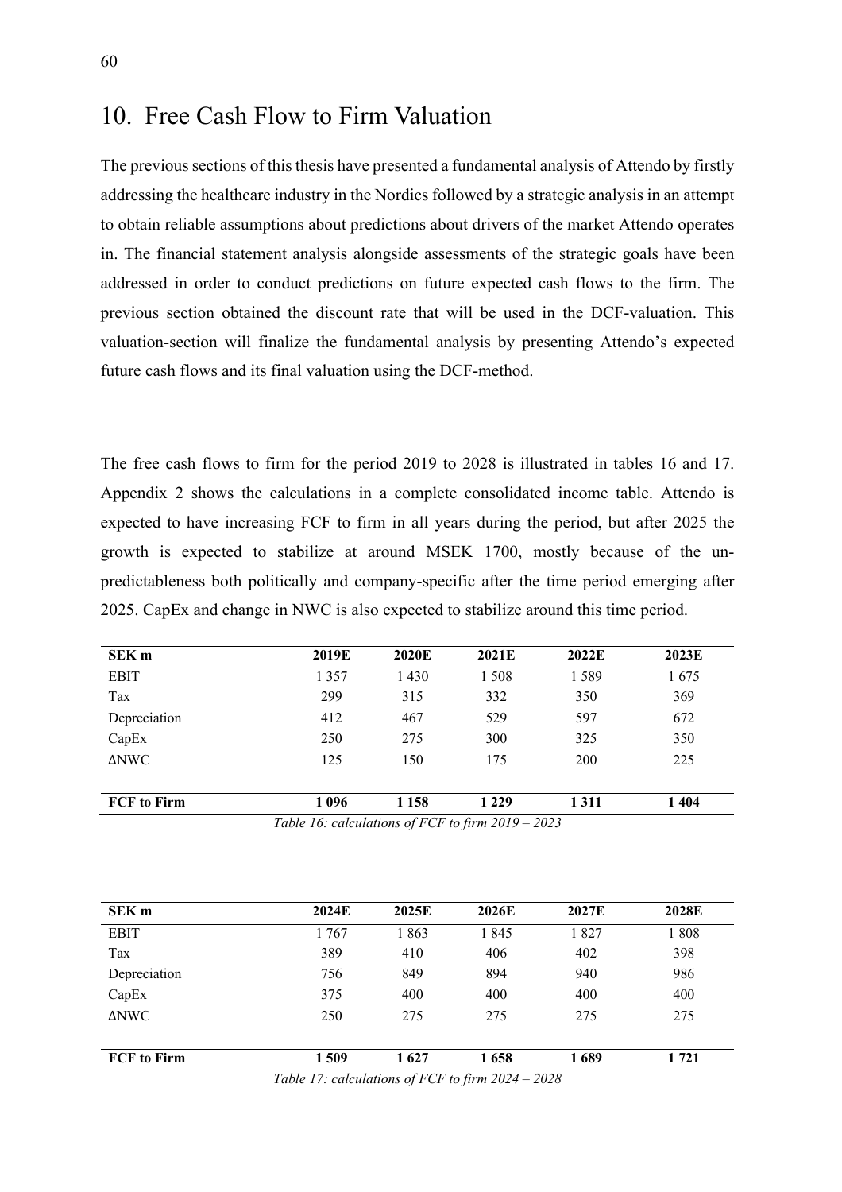# 10. Free Cash Flow to Firm Valuation

The previous sections of this thesis have presented a fundamental analysis of Attendo by firstly addressing the healthcare industry in the Nordics followed by a strategic analysis in an attempt to obtain reliable assumptions about predictions about drivers of the market Attendo operates in. The financial statement analysis alongside assessments of the strategic goals have been addressed in order to conduct predictions on future expected cash flows to the firm. The previous section obtained the discount rate that will be used in the DCF-valuation. This valuation-section will finalize the fundamental analysis by presenting Attendo's expected future cash flows and its final valuation using the DCF-method.

The free cash flows to firm for the period 2019 to 2028 is illustrated in tables 16 and 17. Appendix 2 shows the calculations in a complete consolidated income table. Attendo is expected to have increasing FCF to firm in all years during the period, but after 2025 the growth is expected to stabilize at around MSEK 1700, mostly because of the un-predictableness both politically and company-specific after the time period emerging after 2025. CapEx and change in NWC is also expected to stabilize around this time period.

| SEK m | 2019E | 2020E | 2021E | 2022E | 2023E |
|---|---|---|---|---|---|
| EBIT | 1 357 | 1 430 | 1 508 | 1 589 | 1 675 |
| Tax | 299 | 315 | 332 | 350 | 369 |
| Depreciation | 412 | 467 | 529 | 597 | 672 |
| CapEx | 250 | 275 | 300 | 325 | 350 |
| ΔNWC | 125 | 150 | 175 | 200 | 225 |
| | | | | | |
| **FCF to Firm** | **1 096** | **1 158** | **1 229** | **1 311** | **1 404** |

*Table 16: calculations of FCF to firm 2019 – 2023*

| SEK m | 2024E | 2025E | 2026E | 2027E | 2028E |
|---|---|---|---|---|---|
| EBIT | 1 767 | 1 863 | 1 845 | 1 827 | 1 808 |
| Tax | 389 | 410 | 406 | 402 | 398 |
| Depreciation | 756 | 849 | 894 | 940 | 986 |
| CapEx | 375 | 400 | 400 | 400 | 400 |
| ΔNWC | 250 | 275 | 275 | 275 | 275 |
| | | | | | |
| **FCF to Firm** | **1 509** | **1 627** | **1 658** | **1 689** | **1 721** |

*Table 17: calculations of FCF to firm 2024 – 2028*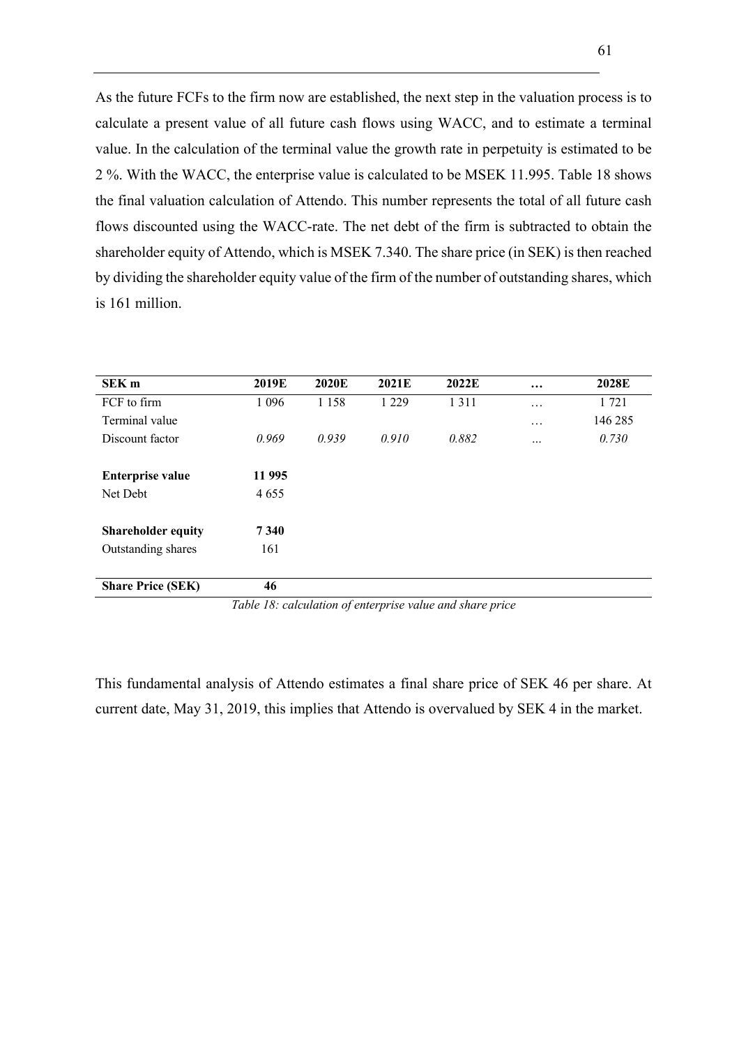As the future FCFs to the firm now are established, the next step in the valuation process is to calculate a present value of all future cash flows using WACC, and to estimate a terminal value. In the calculation of the terminal value the growth rate in perpetuity is estimated to be 2 %. With the WACC, the enterprise value is calculated to be MSEK 11.995. Table 18 shows the final valuation calculation of Attendo. This number represents the total of all future cash flows discounted using the WACC-rate. The net debt of the firm is subtracted to obtain the shareholder equity of Attendo, which is MSEK 7.340. The share price (in SEK) is then reached by dividing the shareholder equity value of the firm of the number of outstanding shares, which is 161 million.

| **SEK m** | **2019E** | **2020E** | **2021E** | **2022E** | **…** | **2028E** |
|---|---|---|---|---|---|---|
| FCF to firm | 1 096 | 1 158 | 1 229 | 1 311 | … | 1 721 |
| Terminal value | | | | | … | 146 285 |
| Discount factor | *0.969* | *0.939* | *0.910* | *0.882* | … | *0.730* |
| | | | | | | |
| **Enterprise value** | **11 995** | | | | | |
| Net Debt | 4 655 | | | | | |
| | | | | | | |
| **Shareholder equity** | **7 340** | | | | | |
| Outstanding shares | 161 | | | | | |
| | | | | | | |
| **Share Price (SEK)** | **46** | | | | | |

*Table 18: calculation of enterprise value and share price*

This fundamental analysis of Attendo estimates a final share price of SEK 46 per share. At current date, May 31, 2019, this implies that Attendo is overvalued by SEK 4 in the market.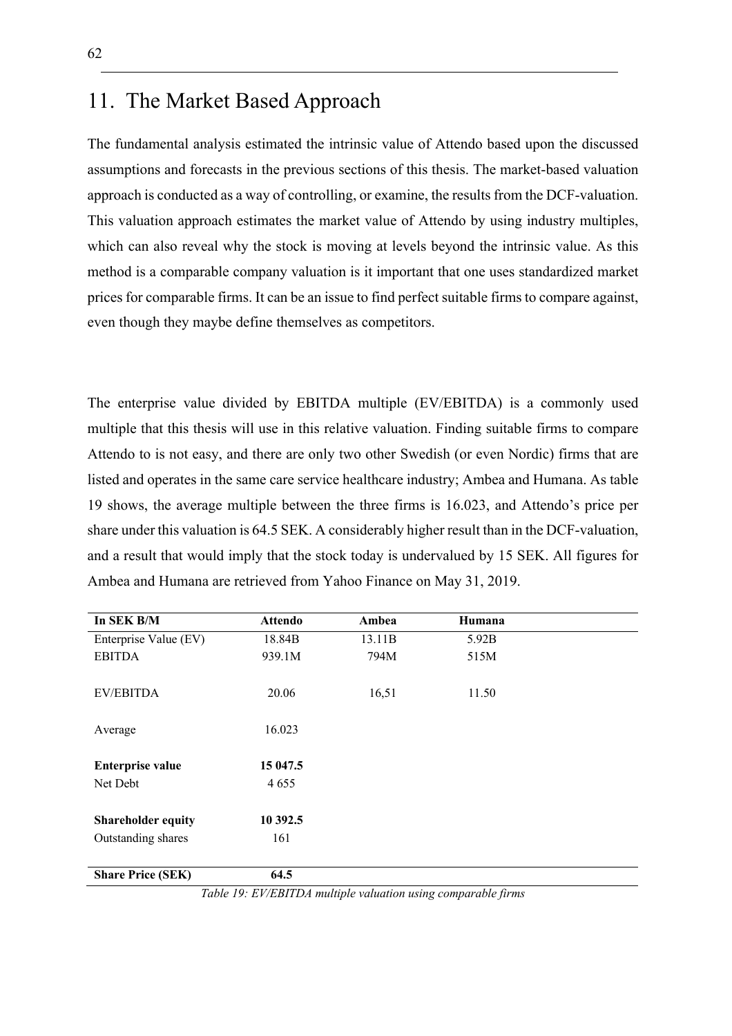# 11. The Market Based Approach

The fundamental analysis estimated the intrinsic value of Attendo based upon the discussed assumptions and forecasts in the previous sections of this thesis. The market-based valuation approach is conducted as a way of controlling, or examine, the results from the DCF-valuation. This valuation approach estimates the market value of Attendo by using industry multiples, which can also reveal why the stock is moving at levels beyond the intrinsic value. As this method is a comparable company valuation is it important that one uses standardized market prices for comparable firms. It can be an issue to find perfect suitable firms to compare against, even though they maybe define themselves as competitors.

The enterprise value divided by EBITDA multiple (EV/EBITDA) is a commonly used multiple that this thesis will use in this relative valuation. Finding suitable firms to compare Attendo to is not easy, and there are only two other Swedish (or even Nordic) firms that are listed and operates in the same care service healthcare industry; Ambea and Humana. As table 19 shows, the average multiple between the three firms is 16.023, and Attendo's price per share under this valuation is 64.5 SEK. A considerably higher result than in the DCF-valuation, and a result that would imply that the stock today is undervalued by 15 SEK. All figures for Ambea and Humana are retrieved from Yahoo Finance on May 31, 2019.

| In SEK B/M | Attendo | Ambea | Humana |
|---|---|---|---|
| Enterprise Value (EV) | 18.84B | 13.11B | 5.92B |
| EBITDA | 939.1M | 794M | 515M |
| EV/EBITDA | 20.06 | 16,51 | 11.50 |
| Average | 16.023 | | |
| **Enterprise value** | **15 047.5** | | |
| Net Debt | 4 655 | | |
| **Shareholder equity** | **10 392.5** | | |
| Outstanding shares | 161 | | |
| **Share Price (SEK)** | **64.5** | | |

*Table 19: EV/EBITDA multiple valuation using comparable firms*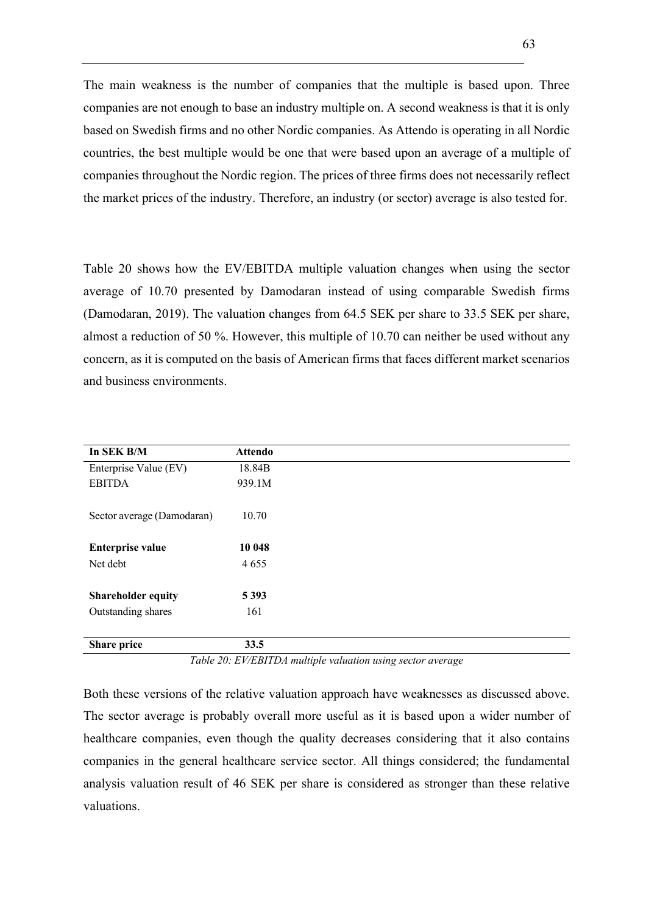The main weakness is the number of companies that the multiple is based upon. Three companies are not enough to base an industry multiple on. A second weakness is that it is only based on Swedish firms and no other Nordic companies. As Attendo is operating in all Nordic countries, the best multiple would be one that were based upon an average of a multiple of companies throughout the Nordic region. The prices of three firms does not necessarily reflect the market prices of the industry. Therefore, an industry (or sector) average is also tested for.

Table 20 shows how the EV/EBITDA multiple valuation changes when using the sector average of 10.70 presented by Damodaran instead of using comparable Swedish firms (Damodaran, 2019). The valuation changes from 64.5 SEK per share to 33.5 SEK per share, almost a reduction of 50 %. However, this multiple of 10.70 can neither be used without any concern, as it is computed on the basis of American firms that faces different market scenarios and business environments.

| **In SEK B/M** | **Attendo** |
|---|---|
| Enterprise Value (EV) | 18.84B |
| EBITDA | 939.1M |
| | |
| Sector average (Damodaran) | 10.70 |
| | |
| **Enterprise value** | **10 048** |
| Net debt | 4 655 |
| | |
| **Shareholder equity** | **5 393** |
| Outstanding shares | 161 |
| | |
| **Share price** | **33.5** |

*Table 20: EV/EBITDA multiple valuation using sector average*

Both these versions of the relative valuation approach have weaknesses as discussed above. The sector average is probably overall more useful as it is based upon a wider number of healthcare companies, even though the quality decreases considering that it also contains companies in the general healthcare service sector. All things considered; the fundamental analysis valuation result of 46 SEK per share is considered as stronger than these relative valuations.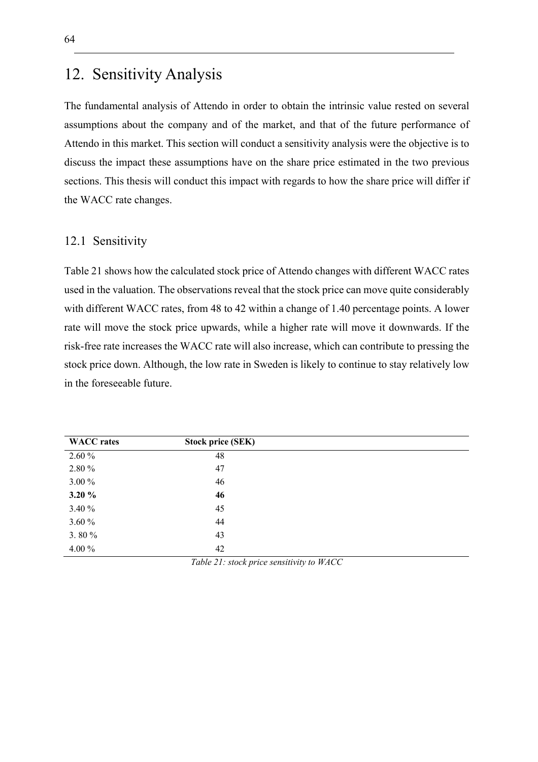# 12. Sensitivity Analysis

The fundamental analysis of Attendo in order to obtain the intrinsic value rested on several assumptions about the company and of the market, and that of the future performance of Attendo in this market. This section will conduct a sensitivity analysis were the objective is to discuss the impact these assumptions have on the share price estimated in the two previous sections. This thesis will conduct this impact with regards to how the share price will differ if the WACC rate changes.

## 12.1 Sensitivity

Table 21 shows how the calculated stock price of Attendo changes with different WACC rates used in the valuation. The observations reveal that the stock price can move quite considerably with different WACC rates, from 48 to 42 within a change of 1.40 percentage points. A lower rate will move the stock price upwards, while a higher rate will move it downwards. If the risk-free rate increases the WACC rate will also increase, which can contribute to pressing the stock price down. Although, the low rate in Sweden is likely to continue to stay relatively low in the foreseeable future.

| WACC rates | Stock price (SEK) |
| --- | --- |
| 2.60 % | 48 |
| 2.80 % | 47 |
| 3.00 % | 46 |
| **3.20 %** | **46** |
| 3.40 % | 45 |
| 3.60 % | 44 |
| 3. 80 % | 43 |
| 4.00 % | 42 |

*Table 21: stock price sensitivity to WACC*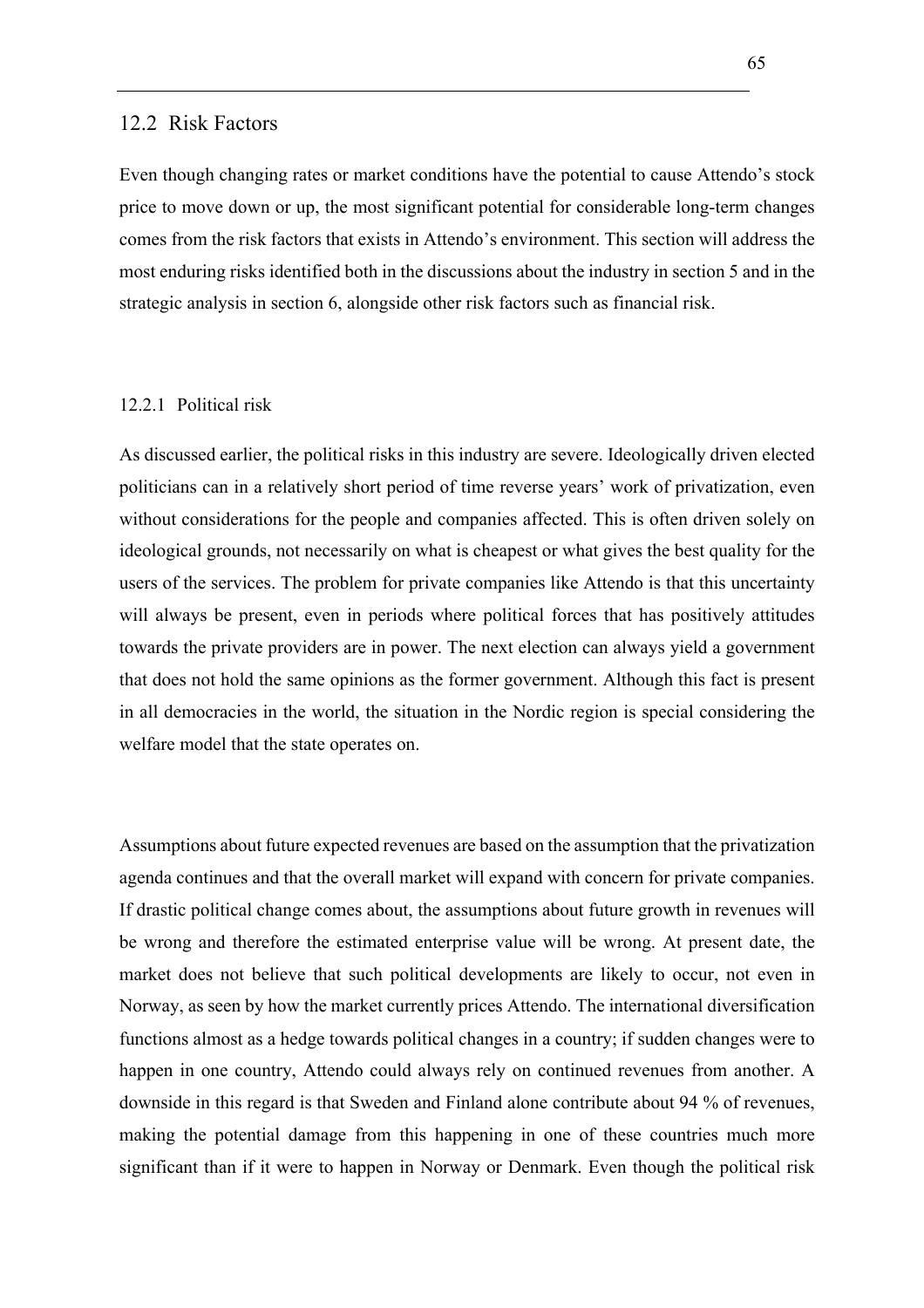## 12.2 Risk Factors

Even though changing rates or market conditions have the potential to cause Attendo's stock price to move down or up, the most significant potential for considerable long-term changes comes from the risk factors that exists in Attendo's environment. This section will address the most enduring risks identified both in the discussions about the industry in section 5 and in the strategic analysis in section 6, alongside other risk factors such as financial risk.

### 12.2.1 Political risk

As discussed earlier, the political risks in this industry are severe. Ideologically driven elected politicians can in a relatively short period of time reverse years' work of privatization, even without considerations for the people and companies affected. This is often driven solely on ideological grounds, not necessarily on what is cheapest or what gives the best quality for the users of the services. The problem for private companies like Attendo is that this uncertainty will always be present, even in periods where political forces that has positively attitudes towards the private providers are in power. The next election can always yield a government that does not hold the same opinions as the former government. Although this fact is present in all democracies in the world, the situation in the Nordic region is special considering the welfare model that the state operates on.

Assumptions about future expected revenues are based on the assumption that the privatization agenda continues and that the overall market will expand with concern for private companies. If drastic political change comes about, the assumptions about future growth in revenues will be wrong and therefore the estimated enterprise value will be wrong. At present date, the market does not believe that such political developments are likely to occur, not even in Norway, as seen by how the market currently prices Attendo. The international diversification functions almost as a hedge towards political changes in a country; if sudden changes were to happen in one country, Attendo could always rely on continued revenues from another. A downside in this regard is that Sweden and Finland alone contribute about 94 % of revenues, making the potential damage from this happening in one of these countries much more significant than if it were to happen in Norway or Denmark. Even though the political risk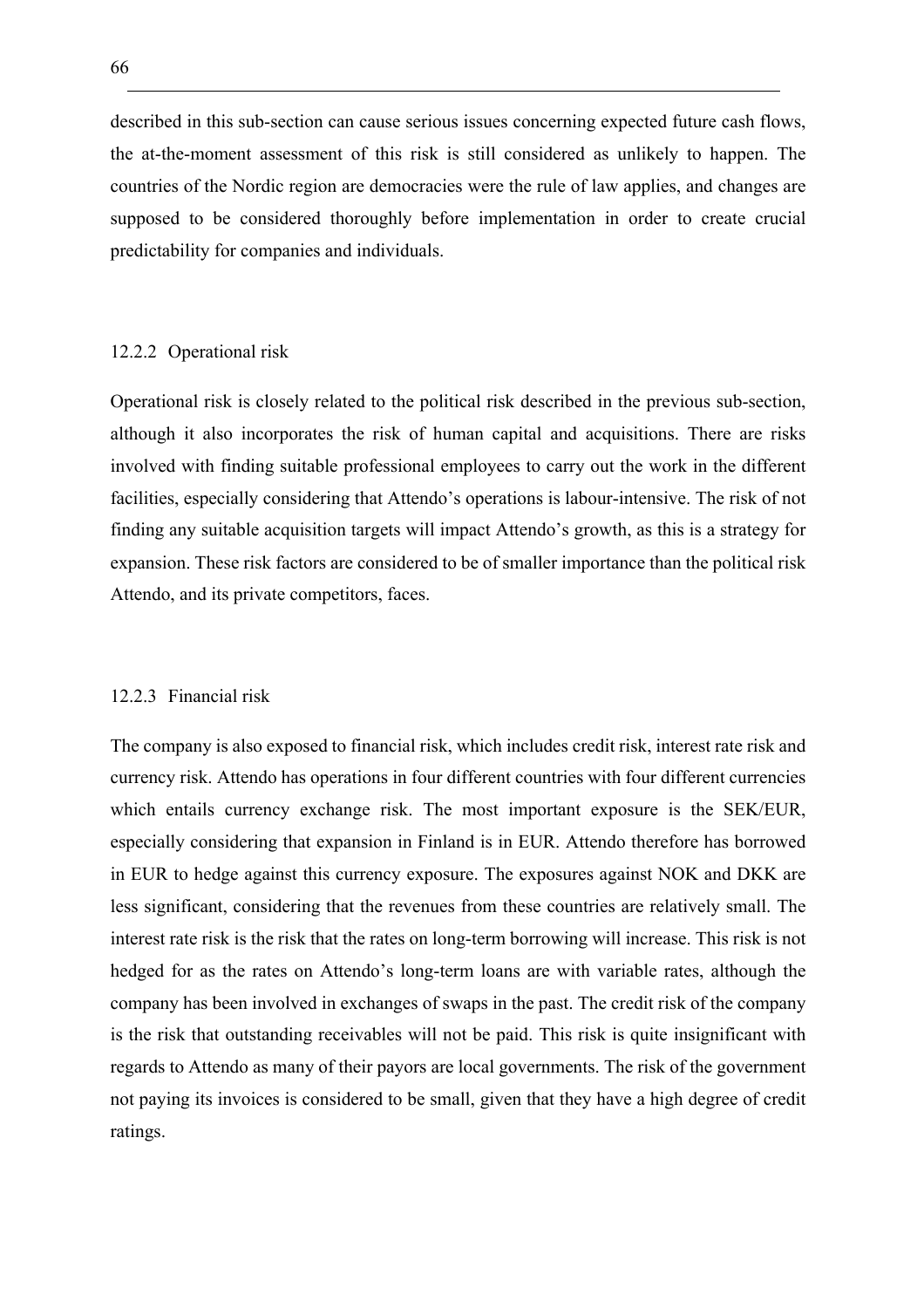described in this sub-section can cause serious issues concerning expected future cash flows, the at-the-moment assessment of this risk is still considered as unlikely to happen. The countries of the Nordic region are democracies were the rule of law applies, and changes are supposed to be considered thoroughly before implementation in order to create crucial predictability for companies and individuals.

### 12.2.2 Operational risk

Operational risk is closely related to the political risk described in the previous sub-section, although it also incorporates the risk of human capital and acquisitions. There are risks involved with finding suitable professional employees to carry out the work in the different facilities, especially considering that Attendo's operations is labour-intensive. The risk of not finding any suitable acquisition targets will impact Attendo's growth, as this is a strategy for expansion. These risk factors are considered to be of smaller importance than the political risk Attendo, and its private competitors, faces.

### 12.2.3 Financial risk

The company is also exposed to financial risk, which includes credit risk, interest rate risk and currency risk. Attendo has operations in four different countries with four different currencies which entails currency exchange risk. The most important exposure is the SEK/EUR, especially considering that expansion in Finland is in EUR. Attendo therefore has borrowed in EUR to hedge against this currency exposure. The exposures against NOK and DKK are less significant, considering that the revenues from these countries are relatively small. The interest rate risk is the risk that the rates on long-term borrowing will increase. This risk is not hedged for as the rates on Attendo's long-term loans are with variable rates, although the company has been involved in exchanges of swaps in the past. The credit risk of the company is the risk that outstanding receivables will not be paid. This risk is quite insignificant with regards to Attendo as many of their payors are local governments. The risk of the government not paying its invoices is considered to be small, given that they have a high degree of credit ratings.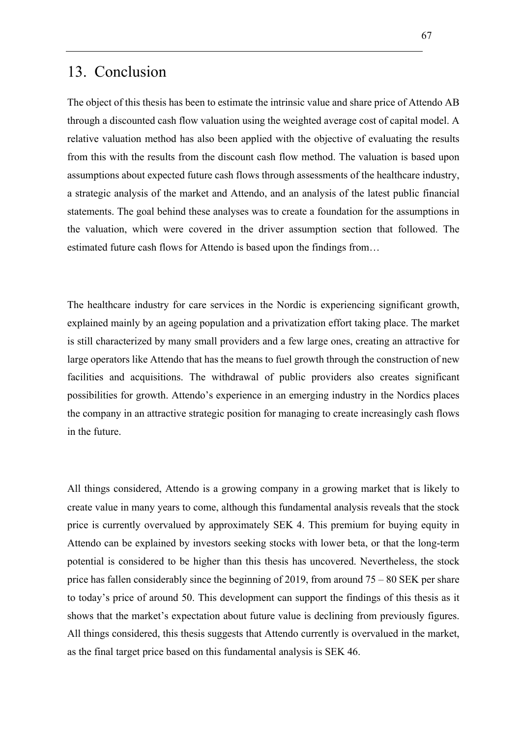# 13. Conclusion

The object of this thesis has been to estimate the intrinsic value and share price of Attendo AB through a discounted cash flow valuation using the weighted average cost of capital model. A relative valuation method has also been applied with the objective of evaluating the results from this with the results from the discount cash flow method. The valuation is based upon assumptions about expected future cash flows through assessments of the healthcare industry, a strategic analysis of the market and Attendo, and an analysis of the latest public financial statements. The goal behind these analyses was to create a foundation for the assumptions in the valuation, which were covered in the driver assumption section that followed. The estimated future cash flows for Attendo is based upon the findings from…

The healthcare industry for care services in the Nordic is experiencing significant growth, explained mainly by an ageing population and a privatization effort taking place. The market is still characterized by many small providers and a few large ones, creating an attractive for large operators like Attendo that has the means to fuel growth through the construction of new facilities and acquisitions. The withdrawal of public providers also creates significant possibilities for growth. Attendo's experience in an emerging industry in the Nordics places the company in an attractive strategic position for managing to create increasingly cash flows in the future.

All things considered, Attendo is a growing company in a growing market that is likely to create value in many years to come, although this fundamental analysis reveals that the stock price is currently overvalued by approximately SEK 4. This premium for buying equity in Attendo can be explained by investors seeking stocks with lower beta, or that the long-term potential is considered to be higher than this thesis has uncovered. Nevertheless, the stock price has fallen considerably since the beginning of 2019, from around 75 – 80 SEK per share to today's price of around 50. This development can support the findings of this thesis as it shows that the market's expectation about future value is declining from previously figures. All things considered, this thesis suggests that Attendo currently is overvalued in the market, as the final target price based on this fundamental analysis is SEK 46.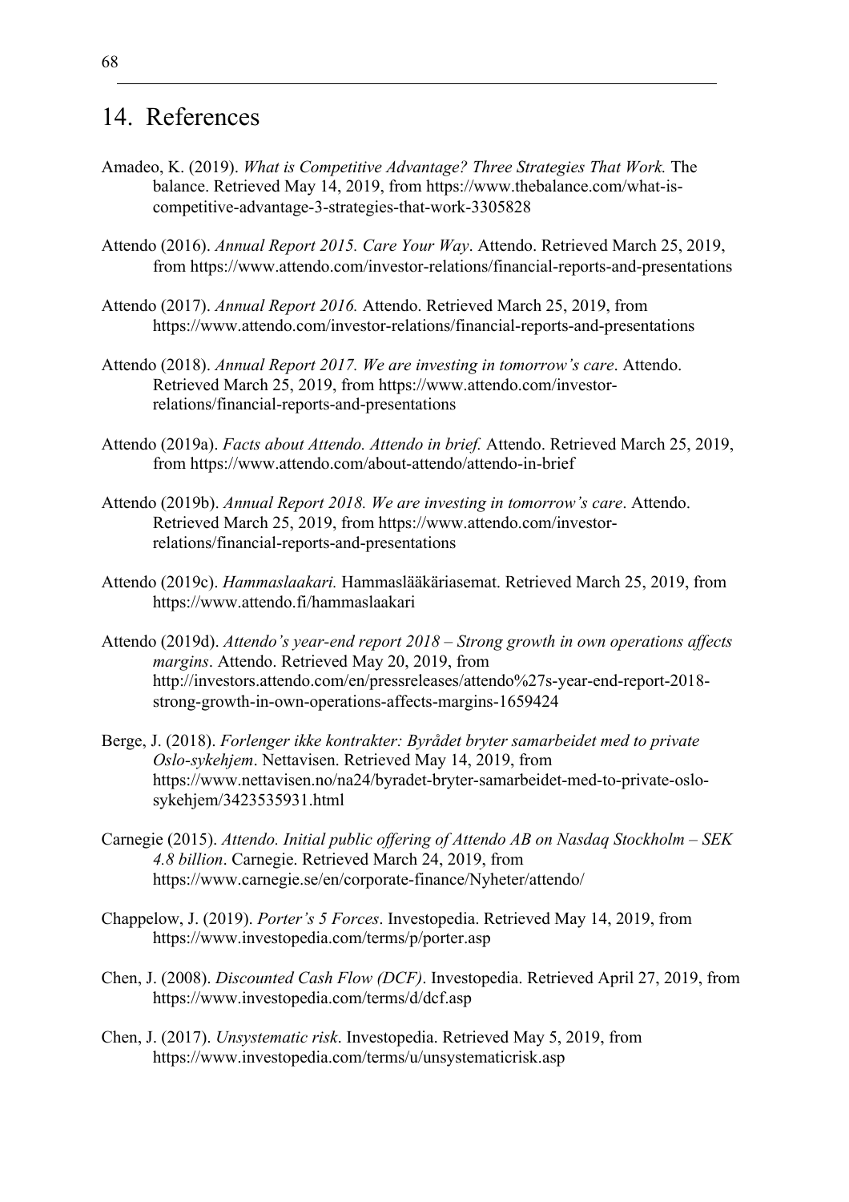# 14. References

Amadeo, K. (2019). *What is Competitive Advantage? Three Strategies That Work.* The balance. Retrieved May 14, 2019, from https://www.thebalance.com/what-is-competitive-advantage-3-strategies-that-work-3305828

Attendo (2016). *Annual Report 2015. Care Your Way*. Attendo. Retrieved March 25, 2019, from https://www.attendo.com/investor-relations/financial-reports-and-presentations

Attendo (2017). *Annual Report 2016.* Attendo. Retrieved March 25, 2019, from https://www.attendo.com/investor-relations/financial-reports-and-presentations

Attendo (2018). *Annual Report 2017. We are investing in tomorrow's care*. Attendo. Retrieved March 25, 2019, from https://www.attendo.com/investor-relations/financial-reports-and-presentations

Attendo (2019a). *Facts about Attendo. Attendo in brief.* Attendo. Retrieved March 25, 2019, from https://www.attendo.com/about-attendo/attendo-in-brief

Attendo (2019b). *Annual Report 2018. We are investing in tomorrow's care*. Attendo. Retrieved March 25, 2019, from https://www.attendo.com/investor-relations/financial-reports-and-presentations

Attendo (2019c). *Hammaslaakari.* Hammaslääkäriasemat. Retrieved March 25, 2019, from https://www.attendo.fi/hammaslaakari

Attendo (2019d). *Attendo's year-end report 2018 – Strong growth in own operations affects margins*. Attendo. Retrieved May 20, 2019, from http://investors.attendo.com/en/pressreleases/attendo%27s-year-end-report-2018-strong-growth-in-own-operations-affects-margins-1659424

Berge, J. (2018). *Forlenger ikke kontrakter: Byrådet bryter samarbeidet med to private Oslo-sykehjem*. Nettavisen. Retrieved May 14, 2019, from https://www.nettavisen.no/na24/byradet-bryter-samarbeidet-med-to-private-oslo-sykehjem/3423535931.html

Carnegie (2015). *Attendo. Initial public offering of Attendo AB on Nasdaq Stockholm – SEK 4.8 billion*. Carnegie. Retrieved March 24, 2019, from https://www.carnegie.se/en/corporate-finance/Nyheter/attendo/

Chappelow, J. (2019). *Porter's 5 Forces*. Investopedia. Retrieved May 14, 2019, from https://www.investopedia.com/terms/p/porter.asp

Chen, J. (2008). *Discounted Cash Flow (DCF)*. Investopedia. Retrieved April 27, 2019, from https://www.investopedia.com/terms/d/dcf.asp

Chen, J. (2017). *Unsystematic risk*. Investopedia. Retrieved May 5, 2019, from https://www.investopedia.com/terms/u/unsystematicrisk.asp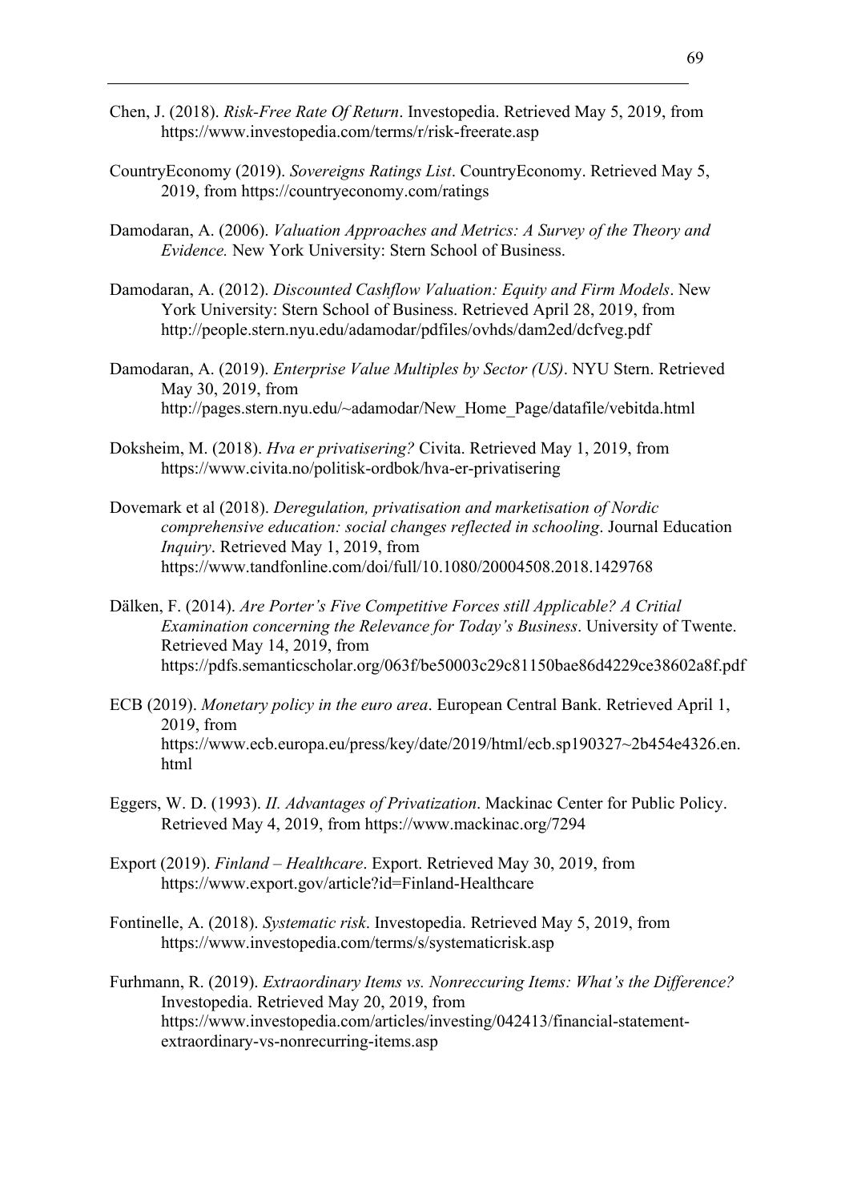Chen, J. (2018). *Risk-Free Rate Of Return*. Investopedia. Retrieved May 5, 2019, from https://www.investopedia.com/terms/r/risk-freerate.asp

CountryEconomy (2019). *Sovereigns Ratings List*. CountryEconomy. Retrieved May 5, 2019, from https://countryeconomy.com/ratings

Damodaran, A. (2006). *Valuation Approaches and Metrics: A Survey of the Theory and Evidence.* New York University: Stern School of Business.

Damodaran, A. (2012). *Discounted Cashflow Valuation: Equity and Firm Models*. New York University: Stern School of Business. Retrieved April 28, 2019, from http://people.stern.nyu.edu/adamodar/pdfiles/ovhds/dam2ed/dcfveg.pdf

Damodaran, A. (2019). *Enterprise Value Multiples by Sector (US)*. NYU Stern. Retrieved May 30, 2019, from http://pages.stern.nyu.edu/~adamodar/New_Home_Page/datafile/vebitda.html

Doksheim, M. (2018). *Hva er privatisering?* Civita. Retrieved May 1, 2019, from https://www.civita.no/politisk-ordbok/hva-er-privatisering

Dovemark et al (2018). *Deregulation, privatisation and marketisation of Nordic comprehensive education: social changes reflected in schooling*. Journal Education *Inquiry*. Retrieved May 1, 2019, from https://www.tandfonline.com/doi/full/10.1080/20004508.2018.1429768

Dälken, F. (2014). *Are Porter's Five Competitive Forces still Applicable? A Critial Examination concerning the Relevance for Today's Business*. University of Twente. Retrieved May 14, 2019, from https://pdfs.semanticscholar.org/063f/be50003c29c81150bae86d4229ce38602a8f.pdf

ECB (2019). *Monetary policy in the euro area*. European Central Bank. Retrieved April 1, 2019, from https://www.ecb.europa.eu/press/key/date/2019/html/ecb.sp190327~2b454e4326.en.html

Eggers, W. D. (1993). *II. Advantages of Privatization*. Mackinac Center for Public Policy. Retrieved May 4, 2019, from https://www.mackinac.org/7294

Export (2019). *Finland – Healthcare*. Export. Retrieved May 30, 2019, from https://www.export.gov/article?id=Finland-Healthcare

Fontinelle, A. (2018). *Systematic risk*. Investopedia. Retrieved May 5, 2019, from https://www.investopedia.com/terms/s/systematicrisk.asp

Furhmann, R. (2019). *Extraordinary Items vs. Nonreccuring Items: What's the Difference?* Investopedia. Retrieved May 20, 2019, from https://www.investopedia.com/articles/investing/042413/financial-statement-extraordinary-vs-nonrecurring-items.asp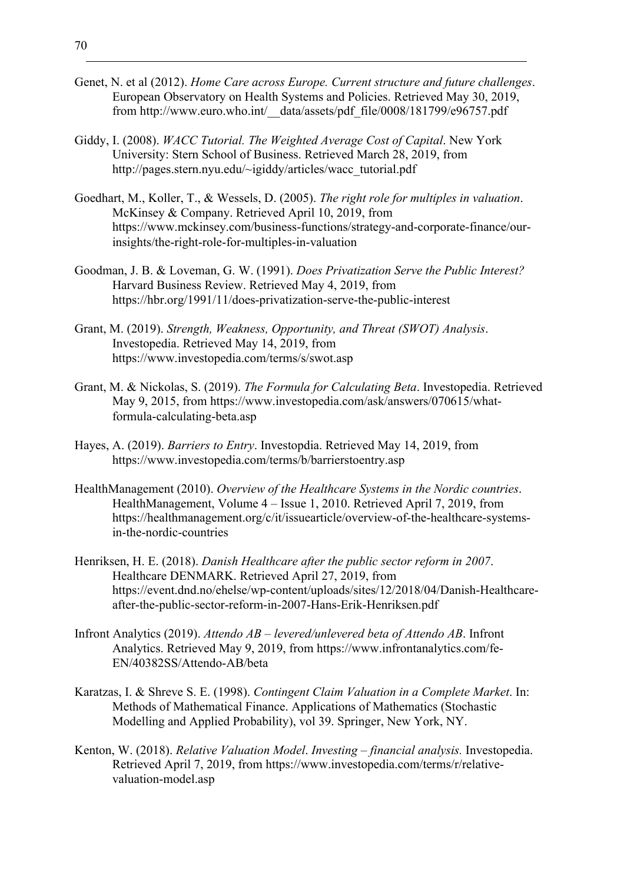Genet, N. et al (2012). *Home Care across Europe. Current structure and future challenges*. European Observatory on Health Systems and Policies. Retrieved May 30, 2019, from http://www.euro.who.int/__data/assets/pdf_file/0008/181799/e96757.pdf

Giddy, I. (2008). *WACC Tutorial. The Weighted Average Cost of Capital*. New York University: Stern School of Business. Retrieved March 28, 2019, from http://pages.stern.nyu.edu/~igiddy/articles/wacc_tutorial.pdf

Goedhart, M., Koller, T., & Wessels, D. (2005). *The right role for multiples in valuation*. McKinsey & Company. Retrieved April 10, 2019, from https://www.mckinsey.com/business-functions/strategy-and-corporate-finance/our-insights/the-right-role-for-multiples-in-valuation

Goodman, J. B. & Loveman, G. W. (1991). *Does Privatization Serve the Public Interest?* Harvard Business Review. Retrieved May 4, 2019, from https://hbr.org/1991/11/does-privatization-serve-the-public-interest

Grant, M. (2019). *Strength, Weakness, Opportunity, and Threat (SWOT) Analysis*. Investopedia. Retrieved May 14, 2019, from https://www.investopedia.com/terms/s/swot.asp

Grant, M. & Nickolas, S. (2019). *The Formula for Calculating Beta*. Investopedia. Retrieved May 9, 2015, from https://www.investopedia.com/ask/answers/070615/what-formula-calculating-beta.asp

Hayes, A. (2019). *Barriers to Entry*. Investopdia. Retrieved May 14, 2019, from https://www.investopedia.com/terms/b/barrierstoentry.asp

HealthManagement (2010). *Overview of the Healthcare Systems in the Nordic countries*. HealthManagement, Volume 4 – Issue 1, 2010. Retrieved April 7, 2019, from https://healthmanagement.org/c/it/issuearticle/overview-of-the-healthcare-systems-in-the-nordic-countries

Henriksen, H. E. (2018). *Danish Healthcare after the public sector reform in 2007*. Healthcare DENMARK. Retrieved April 27, 2019, from https://event.dnd.no/ehelse/wp-content/uploads/sites/12/2018/04/Danish-Healthcare-after-the-public-sector-reform-in-2007-Hans-Erik-Henriksen.pdf

Infront Analytics (2019). *Attendo AB – levered/unlevered beta of Attendo AB*. Infront Analytics. Retrieved May 9, 2019, from https://www.infrontanalytics.com/fe-EN/40382SS/Attendo-AB/beta

Karatzas, I. & Shreve S. E. (1998). *Contingent Claim Valuation in a Complete Market*. In: Methods of Mathematical Finance. Applications of Mathematics (Stochastic Modelling and Applied Probability), vol 39. Springer, New York, NY.

Kenton, W. (2018). *Relative Valuation Model*. *Investing – financial analysis.* Investopedia. Retrieved April 7, 2019, from https://www.investopedia.com/terms/r/relative-valuation-model.asp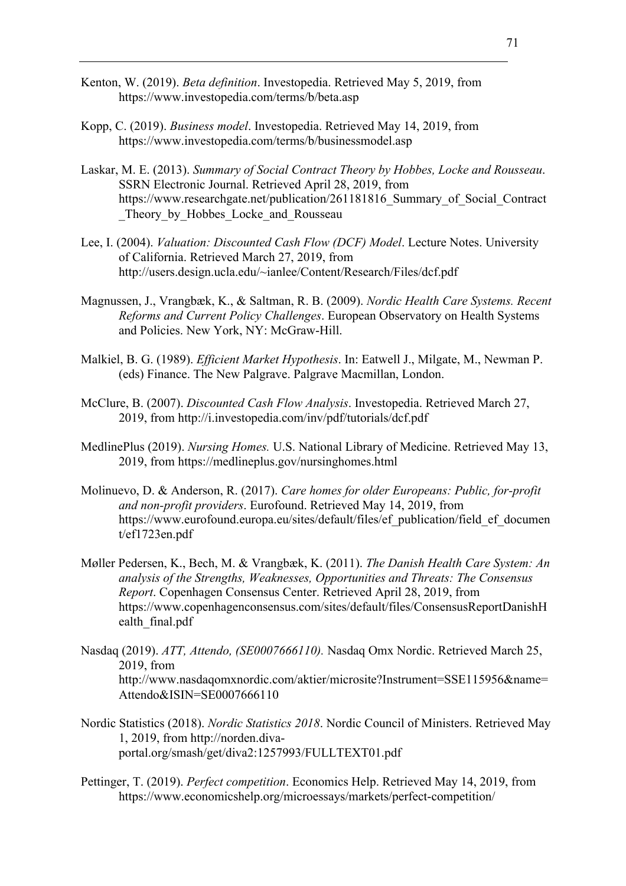Kenton, W. (2019). *Beta definition*. Investopedia. Retrieved May 5, 2019, from https://www.investopedia.com/terms/b/beta.asp

Kopp, C. (2019). *Business model*. Investopedia. Retrieved May 14, 2019, from https://www.investopedia.com/terms/b/businessmodel.asp

Laskar, M. E. (2013). *Summary of Social Contract Theory by Hobbes, Locke and Rousseau*. SSRN Electronic Journal. Retrieved April 28, 2019, from https://www.researchgate.net/publication/261181816_Summary_of_Social_Contract_Theory_by_Hobbes_Locke_and_Rousseau

Lee, I. (2004). *Valuation: Discounted Cash Flow (DCF) Model*. Lecture Notes. University of California. Retrieved March 27, 2019, from http://users.design.ucla.edu/~ianlee/Content/Research/Files/dcf.pdf

Magnussen, J., Vrangbæk, K., & Saltman, R. B. (2009). *Nordic Health Care Systems. Recent Reforms and Current Policy Challenges*. European Observatory on Health Systems and Policies. New York, NY: McGraw-Hill.

Malkiel, B. G. (1989). *Efficient Market Hypothesis*. In: Eatwell J., Milgate, M., Newman P. (eds) Finance. The New Palgrave. Palgrave Macmillan, London.

McClure, B. (2007). *Discounted Cash Flow Analysis*. Investopedia. Retrieved March 27, 2019, from http://i.investopedia.com/inv/pdf/tutorials/dcf.pdf

MedlinePlus (2019). *Nursing Homes.* U.S. National Library of Medicine. Retrieved May 13, 2019, from https://medlineplus.gov/nursinghomes.html

Molinuevo, D. & Anderson, R. (2017). *Care homes for older Europeans: Public, for-profit and non-profit providers*. Eurofound. Retrieved May 14, 2019, from https://www.eurofound.europa.eu/sites/default/files/ef_publication/field_ef_document/ef1723en.pdf

Møller Pedersen, K., Bech, M. & Vrangbæk, K. (2011). *The Danish Health Care System: An analysis of the Strengths, Weaknesses, Opportunities and Threats: The Consensus Report*. Copenhagen Consensus Center. Retrieved April 28, 2019, from https://www.copenhagenconsensus.com/sites/default/files/ConsensusReportDanishHealth_final.pdf

Nasdaq (2019). *ATT, Attendo, (SE0007666110).* Nasdaq Omx Nordic. Retrieved March 25, 2019, from http://www.nasdaqomxnordic.com/aktier/microsite?Instrument=SSE115956&name=Attendo&ISIN=SE0007666110

Nordic Statistics (2018). *Nordic Statistics 2018*. Nordic Council of Ministers. Retrieved May 1, 2019, from http://norden.diva-portal.org/smash/get/diva2:1257993/FULLTEXT01.pdf

Pettinger, T. (2019). *Perfect competition*. Economics Help. Retrieved May 14, 2019, from https://www.economicshelp.org/microessays/markets/perfect-competition/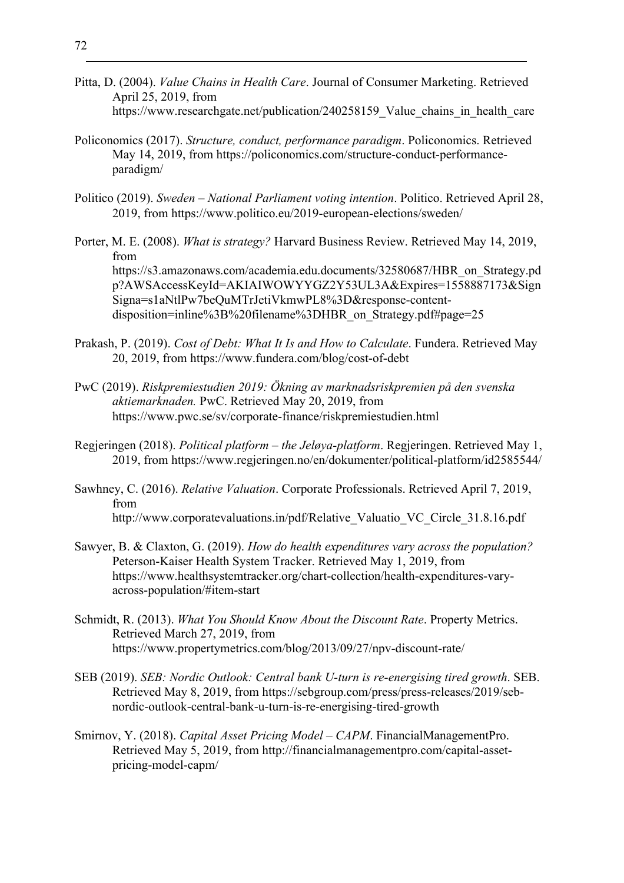Pitta, D. (2004). *Value Chains in Health Care*. Journal of Consumer Marketing. Retrieved April 25, 2019, from https://www.researchgate.net/publication/240258159_Value_chains_in_health_care

Policonomics (2017). *Structure, conduct, performance paradigm*. Policonomics. Retrieved May 14, 2019, from https://policonomics.com/structure-conduct-performance-paradigm/

Politico (2019). *Sweden – National Parliament voting intention*. Politico. Retrieved April 28, 2019, from https://www.politico.eu/2019-european-elections/sweden/

Porter, M. E. (2008). *What is strategy?* Harvard Business Review. Retrieved May 14, 2019, from https://s3.amazonaws.com/academia.edu.documents/32580687/HBR_on_Strategy.pdp?AWSAccessKeyId=AKIAIWOWYYGZ2Y53UL3A&Expires=1558887173&SignSigna=s1aNtlPw7beQuMTrJetiVkmwPL8%3D&response-content-disposition=inline%3B%20filename%3DHBR_on_Strategy.pdf#page=25

Prakash, P. (2019). *Cost of Debt: What It Is and How to Calculate*. Fundera. Retrieved May 20, 2019, from https://www.fundera.com/blog/cost-of-debt

PwC (2019). *Riskpremiestudien 2019: Ökning av marknadsriskpremien på den svenska aktiemarknaden.* PwC. Retrieved May 20, 2019, from https://www.pwc.se/sv/corporate-finance/riskpremiestudien.html

Regjeringen (2018). *Political platform – the Jeløya-platform*. Regjeringen. Retrieved May 1, 2019, from https://www.regjeringen.no/en/dokumenter/political-platform/id2585544/

Sawhney, C. (2016). *Relative Valuation*. Corporate Professionals. Retrieved April 7, 2019, from http://www.corporatevaluations.in/pdf/Relative_Valuatio_VC_Circle_31.8.16.pdf

Sawyer, B. & Claxton, G. (2019). *How do health expenditures vary across the population?* Peterson-Kaiser Health System Tracker. Retrieved May 1, 2019, from https://www.healthsystemtracker.org/chart-collection/health-expenditures-vary-across-population/#item-start

Schmidt, R. (2013). *What You Should Know About the Discount Rate*. Property Metrics. Retrieved March 27, 2019, from https://www.propertymetrics.com/blog/2013/09/27/npv-discount-rate/

SEB (2019). *SEB: Nordic Outlook: Central bank U-turn is re-energising tired growth*. SEB. Retrieved May 8, 2019, from https://sebgroup.com/press/press-releases/2019/seb-nordic-outlook-central-bank-u-turn-is-re-energising-tired-growth

Smirnov, Y. (2018). *Capital Asset Pricing Model – CAPM*. FinancialManagementPro. Retrieved May 5, 2019, from http://financialmanagementpro.com/capital-asset-pricing-model-capm/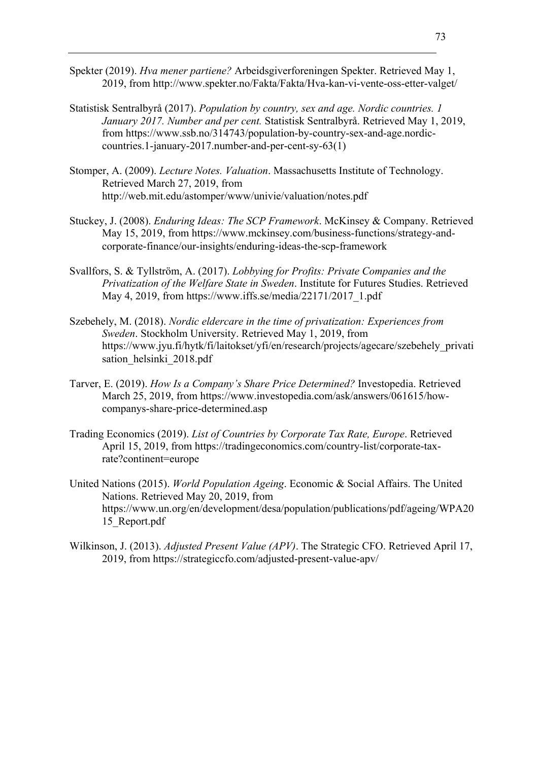Spekter (2019). *Hva mener partiene?* Arbeidsgiverforeningen Spekter. Retrieved May 1, 2019, from http://www.spekter.no/Fakta/Fakta/Hva-kan-vi-vente-oss-etter-valget/

Statistisk Sentralbyrå (2017). *Population by country, sex and age. Nordic countries. 1 January 2017. Number and per cent.* Statistisk Sentralbyrå. Retrieved May 1, 2019, from https://www.ssb.no/314743/population-by-country-sex-and-age.nordic-countries.1-january-2017.number-and-per-cent-sy-63(1)

Stomper, A. (2009). *Lecture Notes. Valuation*. Massachusetts Institute of Technology. Retrieved March 27, 2019, from http://web.mit.edu/astomper/www/univie/valuation/notes.pdf

Stuckey, J. (2008). *Enduring Ideas: The SCP Framework*. McKinsey & Company. Retrieved May 15, 2019, from https://www.mckinsey.com/business-functions/strategy-and-corporate-finance/our-insights/enduring-ideas-the-scp-framework

Svallfors, S. & Tyllström, A. (2017). *Lobbying for Profits: Private Companies and the Privatization of the Welfare State in Sweden*. Institute for Futures Studies. Retrieved May 4, 2019, from https://www.iffs.se/media/22171/2017_1.pdf

Szebehely, M. (2018). *Nordic eldercare in the time of privatization: Experiences from Sweden*. Stockholm University. Retrieved May 1, 2019, from https://www.jyu.fi/hytk/fi/laitokset/yfi/en/research/projects/agecare/szebehely_privatisation_helsinki_2018.pdf

Tarver, E. (2019). *How Is a Company's Share Price Determined?* Investopedia. Retrieved March 25, 2019, from https://www.investopedia.com/ask/answers/061615/how-companys-share-price-determined.asp

Trading Economics (2019). *List of Countries by Corporate Tax Rate, Europe*. Retrieved April 15, 2019, from https://tradingeconomics.com/country-list/corporate-tax-rate?continent=europe

United Nations (2015). *World Population Ageing*. Economic & Social Affairs. The United Nations. Retrieved May 20, 2019, from https://www.un.org/en/development/desa/population/publications/pdf/ageing/WPA2015_Report.pdf

Wilkinson, J. (2013). *Adjusted Present Value (APV)*. The Strategic CFO. Retrieved April 17, 2019, from https://strategiccfo.com/adjusted-present-value-apv/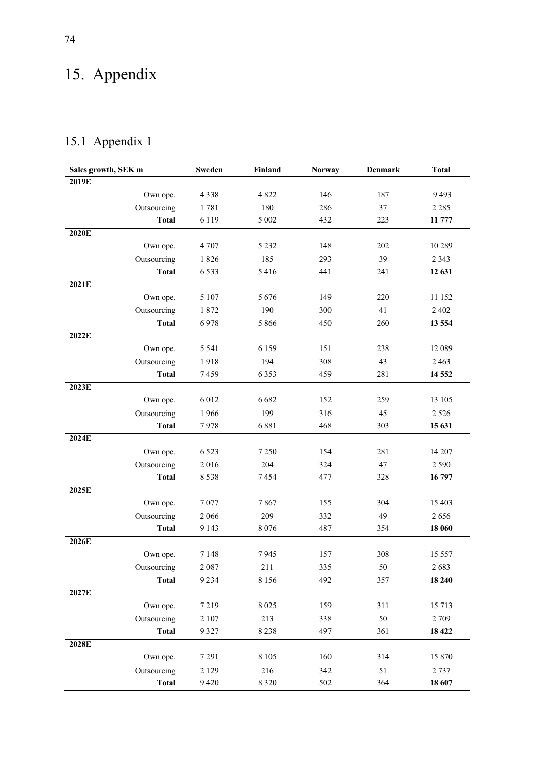# 15. Appendix

## 15.1 Appendix 1

| Sales growth, SEK m | | Sweden | Finland | Norway | Denmark | Total |
|---|---|---|---|---|---|---|
| **2019E** | | | | | | |
| | Own ope. | 4 338 | 4 822 | 146 | 187 | 9 493 |
| | Outsourcing | 1 781 | 180 | 286 | 37 | 2 285 |
| | **Total** | 6 119 | 5 002 | 432 | 223 | **11 777** |
| **2020E** | | | | | | |
| | Own ope. | 4 707 | 5 232 | 148 | 202 | 10 289 |
| | Outsourcing | 1 826 | 185 | 293 | 39 | 2 343 |
| | **Total** | 6 533 | 5 416 | 441 | 241 | **12 631** |
| **2021E** | | | | | | |
| | Own ope. | 5 107 | 5 676 | 149 | 220 | 11 152 |
| | Outsourcing | 1 872 | 190 | 300 | 41 | 2 402 |
| | **Total** | 6 978 | 5 866 | 450 | 260 | **13 554** |
| **2022E** | | | | | | |
| | Own ope. | 5 541 | 6 159 | 151 | 238 | 12 089 |
| | Outsourcing | 1 918 | 194 | 308 | 43 | 2 463 |
| | **Total** | 7 459 | 6 353 | 459 | 281 | **14 552** |
| **2023E** | | | | | | |
| | Own ope. | 6 012 | 6 682 | 152 | 259 | 13 105 |
| | Outsourcing | 1 966 | 199 | 316 | 45 | 2 526 |
| | **Total** | 7 978 | 6 881 | 468 | 303 | **15 631** |
| **2024E** | | | | | | |
| | Own ope. | 6 523 | 7 250 | 154 | 281 | 14 207 |
| | Outsourcing | 2 016 | 204 | 324 | 47 | 2 590 |
| | **Total** | 8 538 | 7 454 | 477 | 328 | **16 797** |
| **2025E** | | | | | | |
| | Own ope. | 7 077 | 7 867 | 155 | 304 | 15 403 |
| | Outsourcing | 2 066 | 209 | 332 | 49 | 2 656 |
| | **Total** | 9 143 | 8 076 | 487 | 354 | **18 060** |
| **2026E** | | | | | | |
| | Own ope. | 7 148 | 7 945 | 157 | 308 | 15 557 |
| | Outsourcing | 2 087 | 211 | 335 | 50 | 2 683 |
| | **Total** | 9 234 | 8 156 | 492 | 357 | **18 240** |
| **2027E** | | | | | | |
| | Own ope. | 7 219 | 8 025 | 159 | 311 | 15 713 |
| | Outsourcing | 2 107 | 213 | 338 | 50 | 2 709 |
| | **Total** | 9 327 | 8 238 | 497 | 361 | **18 422** |
| **2028E** | | | | | | |
| | Own ope. | 7 291 | 8 105 | 160 | 314 | 15 870 |
| | Outsourcing | 2 129 | 216 | 342 | 51 | 2 737 |
| | **Total** | 9 420 | 8 320 | 502 | 364 | **18 607** |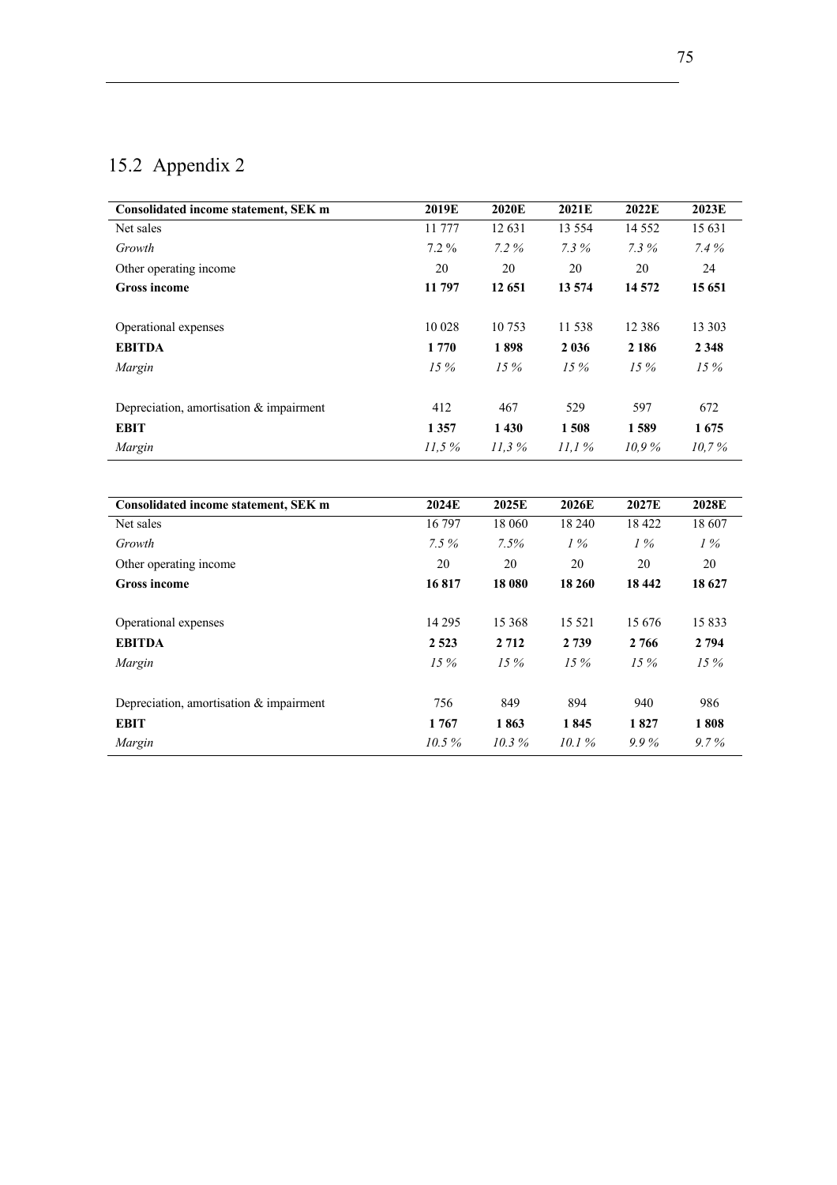## 15.2 Appendix 2

| **Consolidated income statement, SEK m** | **2019E** | **2020E** | **2021E** | **2022E** | **2023E** |
|---|---|---|---|---|---|
| Net sales | 11 777 | 12 631 | 13 554 | 14 552 | 15 631 |
| *Growth* | *7.2 %* | *7.2 %* | *7.3 %* | *7.3 %* | *7.4 %* |
| Other operating income | 20 | 20 | 20 | 20 | 24 |
| **Gross income** | **11 797** | **12 651** | **13 574** | **14 572** | **15 651** |
| | | | | | |
| Operational expenses | 10 028 | 10 753 | 11 538 | 12 386 | 13 303 |
| **EBITDA** | **1 770** | **1 898** | **2 036** | **2 186** | **2 348** |
| *Margin* | *15 %* | *15 %* | *15 %* | *15 %* | *15 %* |
| | | | | | |
| Depreciation, amortisation & impairment | 412 | 467 | 529 | 597 | 672 |
| **EBIT** | **1 357** | **1 430** | **1 508** | **1 589** | **1 675** |
| *Margin* | *11,5 %* | *11,3 %* | *11,1 %* | *10,9 %* | *10,7 %* |

| **Consolidated income statement, SEK m** | **2024E** | **2025E** | **2026E** | **2027E** | **2028E** |
|---|---|---|---|---|---|
| Net sales | 16 797 | 18 060 | 18 240 | 18 422 | 18 607 |
| *Growth* | *7.5 %* | *7.5%* | *1 %* | *1 %* | *1 %* |
| Other operating income | 20 | 20 | 20 | 20 | 20 |
| **Gross income** | **16 817** | **18 080** | **18 260** | **18 442** | **18 627** |
| | | | | | |
| Operational expenses | 14 295 | 15 368 | 15 521 | 15 676 | 15 833 |
| **EBITDA** | **2 523** | **2 712** | **2 739** | **2 766** | **2 794** |
| *Margin* | *15 %* | *15 %* | *15 %* | *15 %* | *15 %* |
| | | | | | |
| Depreciation, amortisation & impairment | 756 | 849 | 894 | 940 | 986 |
| **EBIT** | **1 767** | **1 863** | **1 845** | **1 827** | **1 808** |
| *Margin* | *10.5 %* | *10.3 %* | *10.1 %* | *9.9 %* | *9.7 %* |